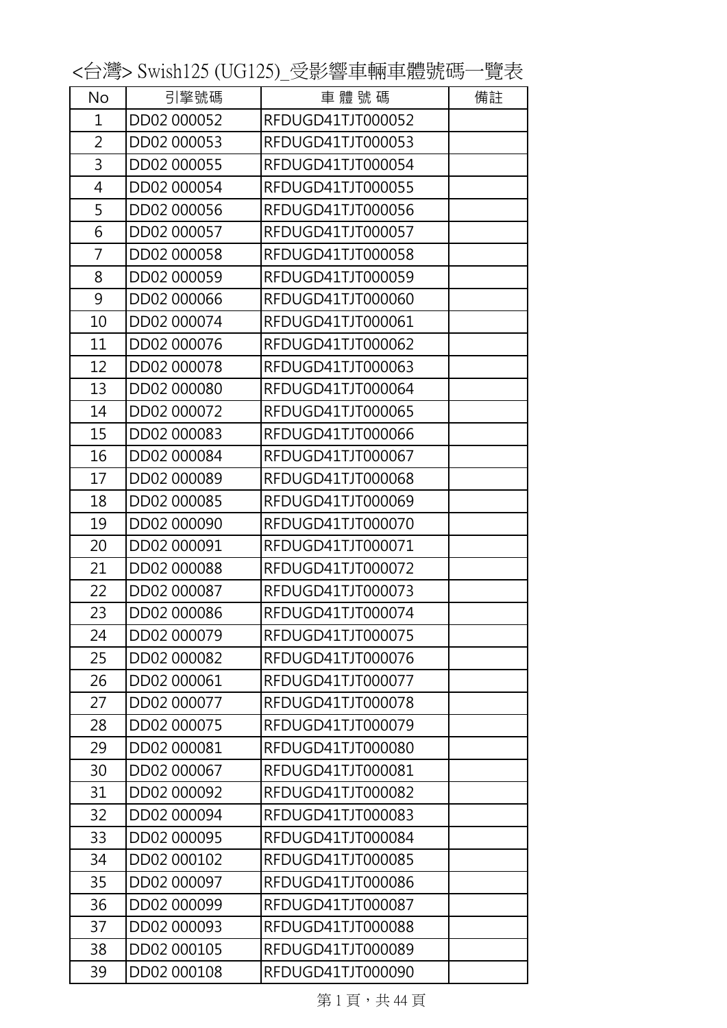# <台灣> Swish125 (UG125)_受影響車輛車體號碼一覽表

| No | 引擎號碼 | 車 體 號 碼 | 備註 |
|---|---|---|---|
| 1 | DD02 000052 | RFDUGD41TJT000052 | |
| 2 | DD02 000053 | RFDUGD41TJT000053 | |
| 3 | DD02 000055 | RFDUGD41TJT000054 | |
| 4 | DD02 000054 | RFDUGD41TJT000055 | |
| 5 | DD02 000056 | RFDUGD41TJT000056 | |
| 6 | DD02 000057 | RFDUGD41TJT000057 | |
| 7 | DD02 000058 | RFDUGD41TJT000058 | |
| 8 | DD02 000059 | RFDUGD41TJT000059 | |
| 9 | DD02 000066 | RFDUGD41TJT000060 | |
| 10 | DD02 000074 | RFDUGD41TJT000061 | |
| 11 | DD02 000076 | RFDUGD41TJT000062 | |
| 12 | DD02 000078 | RFDUGD41TJT000063 | |
| 13 | DD02 000080 | RFDUGD41TJT000064 | |
| 14 | DD02 000072 | RFDUGD41TJT000065 | |
| 15 | DD02 000083 | RFDUGD41TJT000066 | |
| 16 | DD02 000084 | RFDUGD41TJT000067 | |
| 17 | DD02 000089 | RFDUGD41TJT000068 | |
| 18 | DD02 000085 | RFDUGD41TJT000069 | |
| 19 | DD02 000090 | RFDUGD41TJT000070 | |
| 20 | DD02 000091 | RFDUGD41TJT000071 | |
| 21 | DD02 000088 | RFDUGD41TJT000072 | |
| 22 | DD02 000087 | RFDUGD41TJT000073 | |
| 23 | DD02 000086 | RFDUGD41TJT000074 | |
| 24 | DD02 000079 | RFDUGD41TJT000075 | |
| 25 | DD02 000082 | RFDUGD41TJT000076 | |
| 26 | DD02 000061 | RFDUGD41TJT000077 | |
| 27 | DD02 000077 | RFDUGD41TJT000078 | |
| 28 | DD02 000075 | RFDUGD41TJT000079 | |
| 29 | DD02 000081 | RFDUGD41TJT000080 | |
| 30 | DD02 000067 | RFDUGD41TJT000081 | |
| 31 | DD02 000092 | RFDUGD41TJT000082 | |
| 32 | DD02 000094 | RFDUGD41TJT000083 | |
| 33 | DD02 000095 | RFDUGD41TJT000084 | |
| 34 | DD02 000102 | RFDUGD41TJT000085 | |
| 35 | DD02 000097 | RFDUGD41TJT000086 | |
| 36 | DD02 000099 | RFDUGD41TJT000087 | |
| 37 | DD02 000093 | RFDUGD41TJT000088 | |
| 38 | DD02 000105 | RFDUGD41TJT000089 | |
| 39 | DD02 000108 | RFDUGD41TJT000090 | |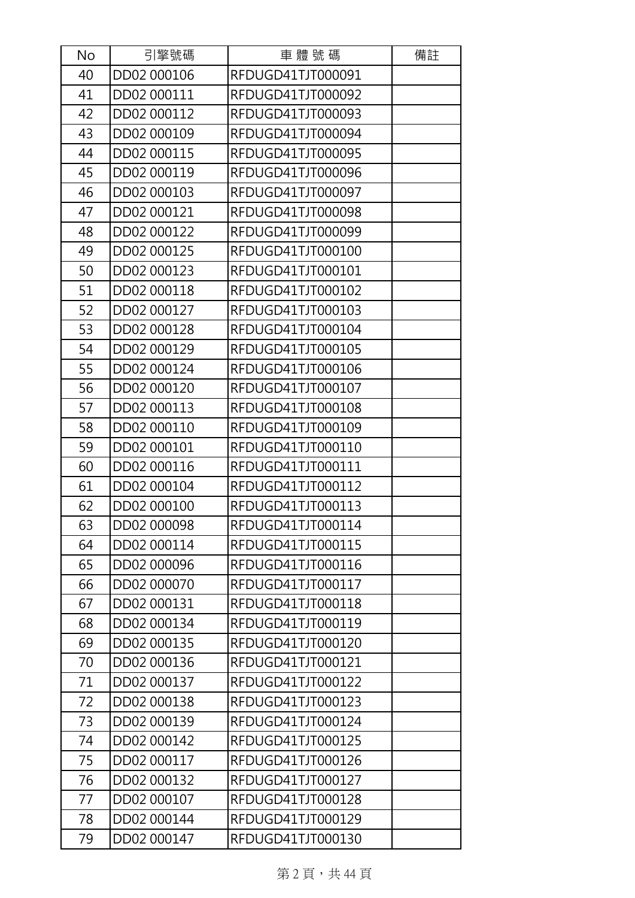| No | 引擎號碼 | 車 體 號 碼 | 備註 |
|---|---|---|---|
| 40 | DD02 000106 | RFDUGD41TJT000091 | |
| 41 | DD02 000111 | RFDUGD41TJT000092 | |
| 42 | DD02 000112 | RFDUGD41TJT000093 | |
| 43 | DD02 000109 | RFDUGD41TJT000094 | |
| 44 | DD02 000115 | RFDUGD41TJT000095 | |
| 45 | DD02 000119 | RFDUGD41TJT000096 | |
| 46 | DD02 000103 | RFDUGD41TJT000097 | |
| 47 | DD02 000121 | RFDUGD41TJT000098 | |
| 48 | DD02 000122 | RFDUGD41TJT000099 | |
| 49 | DD02 000125 | RFDUGD41TJT000100 | |
| 50 | DD02 000123 | RFDUGD41TJT000101 | |
| 51 | DD02 000118 | RFDUGD41TJT000102 | |
| 52 | DD02 000127 | RFDUGD41TJT000103 | |
| 53 | DD02 000128 | RFDUGD41TJT000104 | |
| 54 | DD02 000129 | RFDUGD41TJT000105 | |
| 55 | DD02 000124 | RFDUGD41TJT000106 | |
| 56 | DD02 000120 | RFDUGD41TJT000107 | |
| 57 | DD02 000113 | RFDUGD41TJT000108 | |
| 58 | DD02 000110 | RFDUGD41TJT000109 | |
| 59 | DD02 000101 | RFDUGD41TJT000110 | |
| 60 | DD02 000116 | RFDUGD41TJT000111 | |
| 61 | DD02 000104 | RFDUGD41TJT000112 | |
| 62 | DD02 000100 | RFDUGD41TJT000113 | |
| 63 | DD02 000098 | RFDUGD41TJT000114 | |
| 64 | DD02 000114 | RFDUGD41TJT000115 | |
| 65 | DD02 000096 | RFDUGD41TJT000116 | |
| 66 | DD02 000070 | RFDUGD41TJT000117 | |
| 67 | DD02 000131 | RFDUGD41TJT000118 | |
| 68 | DD02 000134 | RFDUGD41TJT000119 | |
| 69 | DD02 000135 | RFDUGD41TJT000120 | |
| 70 | DD02 000136 | RFDUGD41TJT000121 | |
| 71 | DD02 000137 | RFDUGD41TJT000122 | |
| 72 | DD02 000138 | RFDUGD41TJT000123 | |
| 73 | DD02 000139 | RFDUGD41TJT000124 | |
| 74 | DD02 000142 | RFDUGD41TJT000125 | |
| 75 | DD02 000117 | RFDUGD41TJT000126 | |
| 76 | DD02 000132 | RFDUGD41TJT000127 | |
| 77 | DD02 000107 | RFDUGD41TJT000128 | |
| 78 | DD02 000144 | RFDUGD41TJT000129 | |
| 79 | DD02 000147 | RFDUGD41TJT000130 | |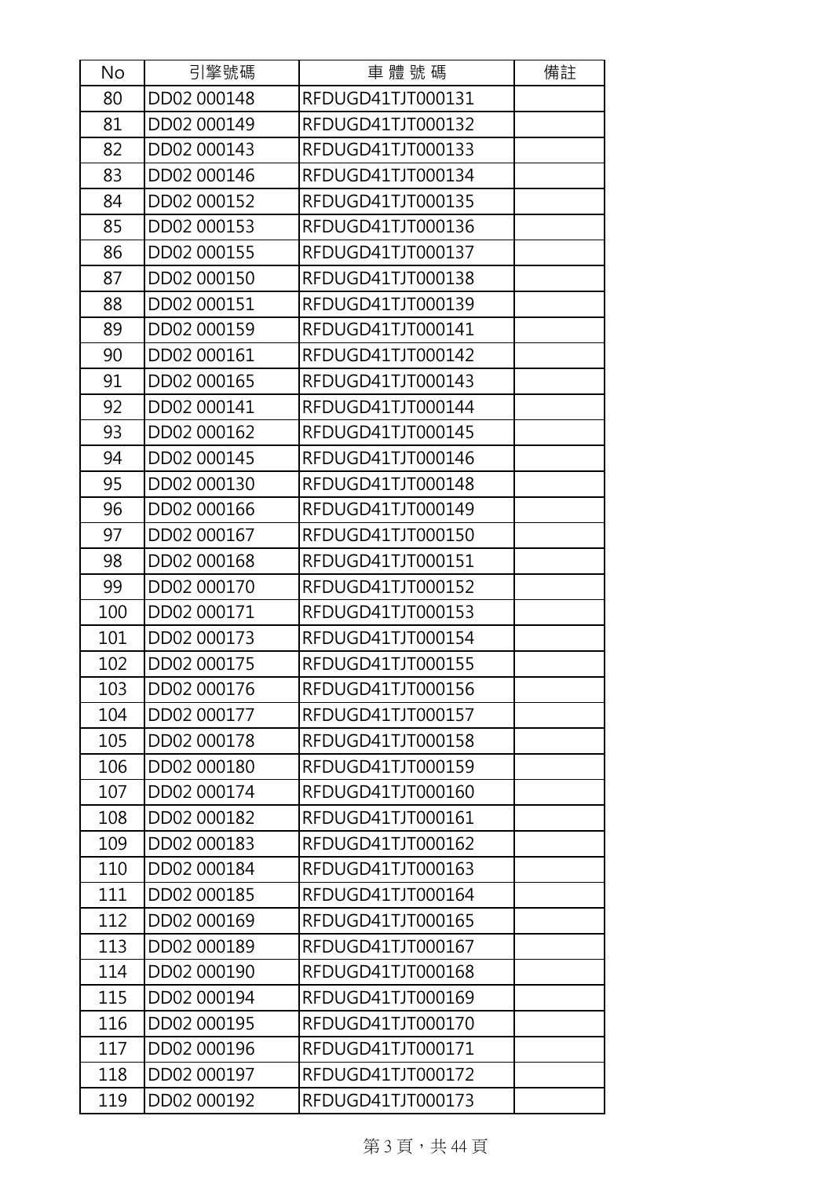| No | 引擎號碼 | 車 體 號 碼 | 備註 |
| --- | --- | --- | --- |
| 80 | DD02 000148 | RFDUGD41TJT000131 | |
| 81 | DD02 000149 | RFDUGD41TJT000132 | |
| 82 | DD02 000143 | RFDUGD41TJT000133 | |
| 83 | DD02 000146 | RFDUGD41TJT000134 | |
| 84 | DD02 000152 | RFDUGD41TJT000135 | |
| 85 | DD02 000153 | RFDUGD41TJT000136 | |
| 86 | DD02 000155 | RFDUGD41TJT000137 | |
| 87 | DD02 000150 | RFDUGD41TJT000138 | |
| 88 | DD02 000151 | RFDUGD41TJT000139 | |
| 89 | DD02 000159 | RFDUGD41TJT000141 | |
| 90 | DD02 000161 | RFDUGD41TJT000142 | |
| 91 | DD02 000165 | RFDUGD41TJT000143 | |
| 92 | DD02 000141 | RFDUGD41TJT000144 | |
| 93 | DD02 000162 | RFDUGD41TJT000145 | |
| 94 | DD02 000145 | RFDUGD41TJT000146 | |
| 95 | DD02 000130 | RFDUGD41TJT000148 | |
| 96 | DD02 000166 | RFDUGD41TJT000149 | |
| 97 | DD02 000167 | RFDUGD41TJT000150 | |
| 98 | DD02 000168 | RFDUGD41TJT000151 | |
| 99 | DD02 000170 | RFDUGD41TJT000152 | |
| 100 | DD02 000171 | RFDUGD41TJT000153 | |
| 101 | DD02 000173 | RFDUGD41TJT000154 | |
| 102 | DD02 000175 | RFDUGD41TJT000155 | |
| 103 | DD02 000176 | RFDUGD41TJT000156 | |
| 104 | DD02 000177 | RFDUGD41TJT000157 | |
| 105 | DD02 000178 | RFDUGD41TJT000158 | |
| 106 | DD02 000180 | RFDUGD41TJT000159 | |
| 107 | DD02 000174 | RFDUGD41TJT000160 | |
| 108 | DD02 000182 | RFDUGD41TJT000161 | |
| 109 | DD02 000183 | RFDUGD41TJT000162 | |
| 110 | DD02 000184 | RFDUGD41TJT000163 | |
| 111 | DD02 000185 | RFDUGD41TJT000164 | |
| 112 | DD02 000169 | RFDUGD41TJT000165 | |
| 113 | DD02 000189 | RFDUGD41TJT000167 | |
| 114 | DD02 000190 | RFDUGD41TJT000168 | |
| 115 | DD02 000194 | RFDUGD41TJT000169 | |
| 116 | DD02 000195 | RFDUGD41TJT000170 | |
| 117 | DD02 000196 | RFDUGD41TJT000171 | |
| 118 | DD02 000197 | RFDUGD41TJT000172 | |
| 119 | DD02 000192 | RFDUGD41TJT000173 | |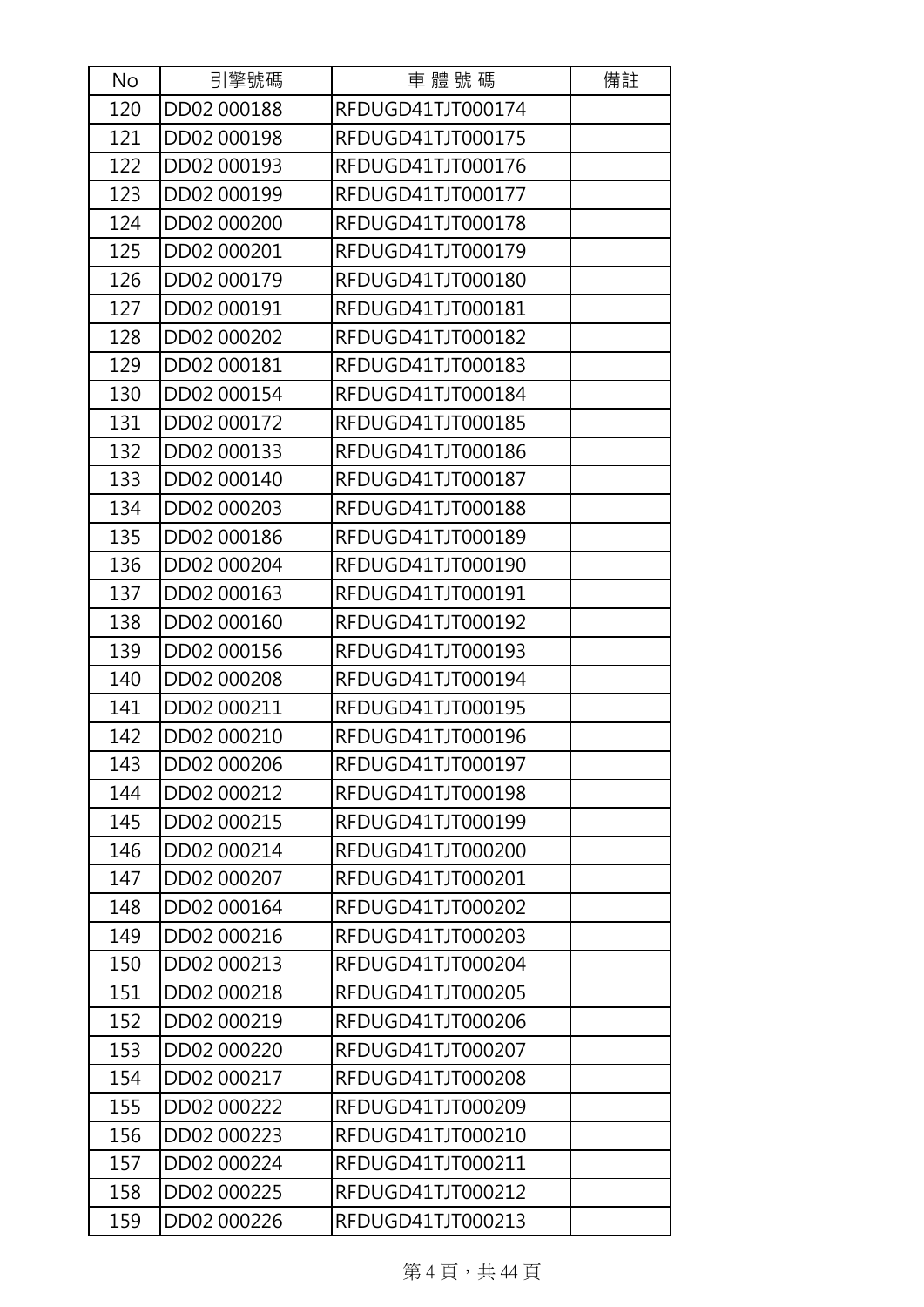| No | 引擎號碼 | 車 體 號 碼 | 備註 |
| --- | --- | --- | --- |
| 120 | DD02 000188 | RFDUGD41TJT000174 | |
| 121 | DD02 000198 | RFDUGD41TJT000175 | |
| 122 | DD02 000193 | RFDUGD41TJT000176 | |
| 123 | DD02 000199 | RFDUGD41TJT000177 | |
| 124 | DD02 000200 | RFDUGD41TJT000178 | |
| 125 | DD02 000201 | RFDUGD41TJT000179 | |
| 126 | DD02 000179 | RFDUGD41TJT000180 | |
| 127 | DD02 000191 | RFDUGD41TJT000181 | |
| 128 | DD02 000202 | RFDUGD41TJT000182 | |
| 129 | DD02 000181 | RFDUGD41TJT000183 | |
| 130 | DD02 000154 | RFDUGD41TJT000184 | |
| 131 | DD02 000172 | RFDUGD41TJT000185 | |
| 132 | DD02 000133 | RFDUGD41TJT000186 | |
| 133 | DD02 000140 | RFDUGD41TJT000187 | |
| 134 | DD02 000203 | RFDUGD41TJT000188 | |
| 135 | DD02 000186 | RFDUGD41TJT000189 | |
| 136 | DD02 000204 | RFDUGD41TJT000190 | |
| 137 | DD02 000163 | RFDUGD41TJT000191 | |
| 138 | DD02 000160 | RFDUGD41TJT000192 | |
| 139 | DD02 000156 | RFDUGD41TJT000193 | |
| 140 | DD02 000208 | RFDUGD41TJT000194 | |
| 141 | DD02 000211 | RFDUGD41TJT000195 | |
| 142 | DD02 000210 | RFDUGD41TJT000196 | |
| 143 | DD02 000206 | RFDUGD41TJT000197 | |
| 144 | DD02 000212 | RFDUGD41TJT000198 | |
| 145 | DD02 000215 | RFDUGD41TJT000199 | |
| 146 | DD02 000214 | RFDUGD41TJT000200 | |
| 147 | DD02 000207 | RFDUGD41TJT000201 | |
| 148 | DD02 000164 | RFDUGD41TJT000202 | |
| 149 | DD02 000216 | RFDUGD41TJT000203 | |
| 150 | DD02 000213 | RFDUGD41TJT000204 | |
| 151 | DD02 000218 | RFDUGD41TJT000205 | |
| 152 | DD02 000219 | RFDUGD41TJT000206 | |
| 153 | DD02 000220 | RFDUGD41TJT000207 | |
| 154 | DD02 000217 | RFDUGD41TJT000208 | |
| 155 | DD02 000222 | RFDUGD41TJT000209 | |
| 156 | DD02 000223 | RFDUGD41TJT000210 | |
| 157 | DD02 000224 | RFDUGD41TJT000211 | |
| 158 | DD02 000225 | RFDUGD41TJT000212 | |
| 159 | DD02 000226 | RFDUGD41TJT000213 | |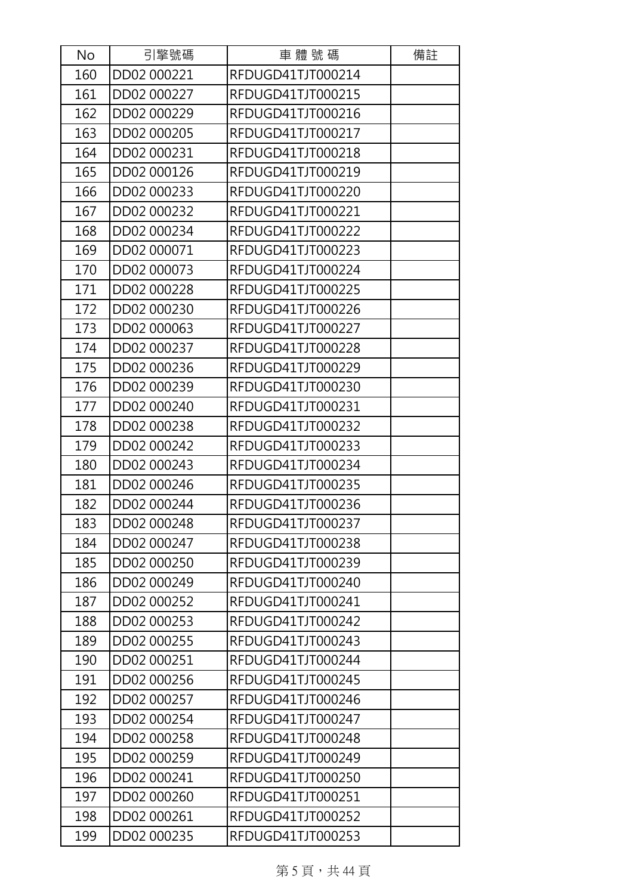| No | 引擎號碼 | 車 體 號 碼 | 備註 |
| --- | --- | --- | --- |
| 160 | DD02 000221 | RFDUGD41TJT000214 | |
| 161 | DD02 000227 | RFDUGD41TJT000215 | |
| 162 | DD02 000229 | RFDUGD41TJT000216 | |
| 163 | DD02 000205 | RFDUGD41TJT000217 | |
| 164 | DD02 000231 | RFDUGD41TJT000218 | |
| 165 | DD02 000126 | RFDUGD41TJT000219 | |
| 166 | DD02 000233 | RFDUGD41TJT000220 | |
| 167 | DD02 000232 | RFDUGD41TJT000221 | |
| 168 | DD02 000234 | RFDUGD41TJT000222 | |
| 169 | DD02 000071 | RFDUGD41TJT000223 | |
| 170 | DD02 000073 | RFDUGD41TJT000224 | |
| 171 | DD02 000228 | RFDUGD41TJT000225 | |
| 172 | DD02 000230 | RFDUGD41TJT000226 | |
| 173 | DD02 000063 | RFDUGD41TJT000227 | |
| 174 | DD02 000237 | RFDUGD41TJT000228 | |
| 175 | DD02 000236 | RFDUGD41TJT000229 | |
| 176 | DD02 000239 | RFDUGD41TJT000230 | |
| 177 | DD02 000240 | RFDUGD41TJT000231 | |
| 178 | DD02 000238 | RFDUGD41TJT000232 | |
| 179 | DD02 000242 | RFDUGD41TJT000233 | |
| 180 | DD02 000243 | RFDUGD41TJT000234 | |
| 181 | DD02 000246 | RFDUGD41TJT000235 | |
| 182 | DD02 000244 | RFDUGD41TJT000236 | |
| 183 | DD02 000248 | RFDUGD41TJT000237 | |
| 184 | DD02 000247 | RFDUGD41TJT000238 | |
| 185 | DD02 000250 | RFDUGD41TJT000239 | |
| 186 | DD02 000249 | RFDUGD41TJT000240 | |
| 187 | DD02 000252 | RFDUGD41TJT000241 | |
| 188 | DD02 000253 | RFDUGD41TJT000242 | |
| 189 | DD02 000255 | RFDUGD41TJT000243 | |
| 190 | DD02 000251 | RFDUGD41TJT000244 | |
| 191 | DD02 000256 | RFDUGD41TJT000245 | |
| 192 | DD02 000257 | RFDUGD41TJT000246 | |
| 193 | DD02 000254 | RFDUGD41TJT000247 | |
| 194 | DD02 000258 | RFDUGD41TJT000248 | |
| 195 | DD02 000259 | RFDUGD41TJT000249 | |
| 196 | DD02 000241 | RFDUGD41TJT000250 | |
| 197 | DD02 000260 | RFDUGD41TJT000251 | |
| 198 | DD02 000261 | RFDUGD41TJT000252 | |
| 199 | DD02 000235 | RFDUGD41TJT000253 | |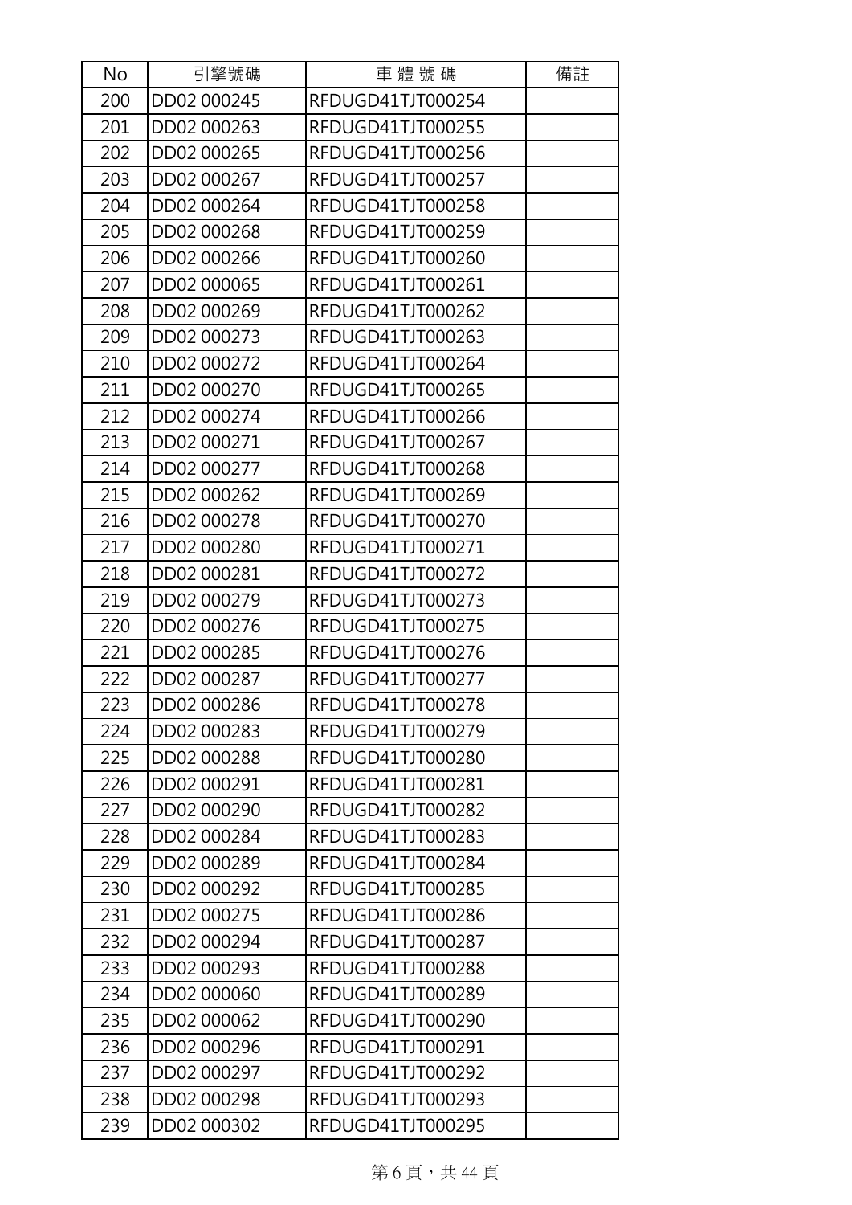| No | 引擎號碼 | 車 體 號 碼 | 備註 |
| --- | --- | --- | --- |
| 200 | DD02 000245 | RFDUGD41TJT000254 | |
| 201 | DD02 000263 | RFDUGD41TJT000255 | |
| 202 | DD02 000265 | RFDUGD41TJT000256 | |
| 203 | DD02 000267 | RFDUGD41TJT000257 | |
| 204 | DD02 000264 | RFDUGD41TJT000258 | |
| 205 | DD02 000268 | RFDUGD41TJT000259 | |
| 206 | DD02 000266 | RFDUGD41TJT000260 | |
| 207 | DD02 000065 | RFDUGD41TJT000261 | |
| 208 | DD02 000269 | RFDUGD41TJT000262 | |
| 209 | DD02 000273 | RFDUGD41TJT000263 | |
| 210 | DD02 000272 | RFDUGD41TJT000264 | |
| 211 | DD02 000270 | RFDUGD41TJT000265 | |
| 212 | DD02 000274 | RFDUGD41TJT000266 | |
| 213 | DD02 000271 | RFDUGD41TJT000267 | |
| 214 | DD02 000277 | RFDUGD41TJT000268 | |
| 215 | DD02 000262 | RFDUGD41TJT000269 | |
| 216 | DD02 000278 | RFDUGD41TJT000270 | |
| 217 | DD02 000280 | RFDUGD41TJT000271 | |
| 218 | DD02 000281 | RFDUGD41TJT000272 | |
| 219 | DD02 000279 | RFDUGD41TJT000273 | |
| 220 | DD02 000276 | RFDUGD41TJT000275 | |
| 221 | DD02 000285 | RFDUGD41TJT000276 | |
| 222 | DD02 000287 | RFDUGD41TJT000277 | |
| 223 | DD02 000286 | RFDUGD41TJT000278 | |
| 224 | DD02 000283 | RFDUGD41TJT000279 | |
| 225 | DD02 000288 | RFDUGD41TJT000280 | |
| 226 | DD02 000291 | RFDUGD41TJT000281 | |
| 227 | DD02 000290 | RFDUGD41TJT000282 | |
| 228 | DD02 000284 | RFDUGD41TJT000283 | |
| 229 | DD02 000289 | RFDUGD41TJT000284 | |
| 230 | DD02 000292 | RFDUGD41TJT000285 | |
| 231 | DD02 000275 | RFDUGD41TJT000286 | |
| 232 | DD02 000294 | RFDUGD41TJT000287 | |
| 233 | DD02 000293 | RFDUGD41TJT000288 | |
| 234 | DD02 000060 | RFDUGD41TJT000289 | |
| 235 | DD02 000062 | RFDUGD41TJT000290 | |
| 236 | DD02 000296 | RFDUGD41TJT000291 | |
| 237 | DD02 000297 | RFDUGD41TJT000292 | |
| 238 | DD02 000298 | RFDUGD41TJT000293 | |
| 239 | DD02 000302 | RFDUGD41TJT000295 | |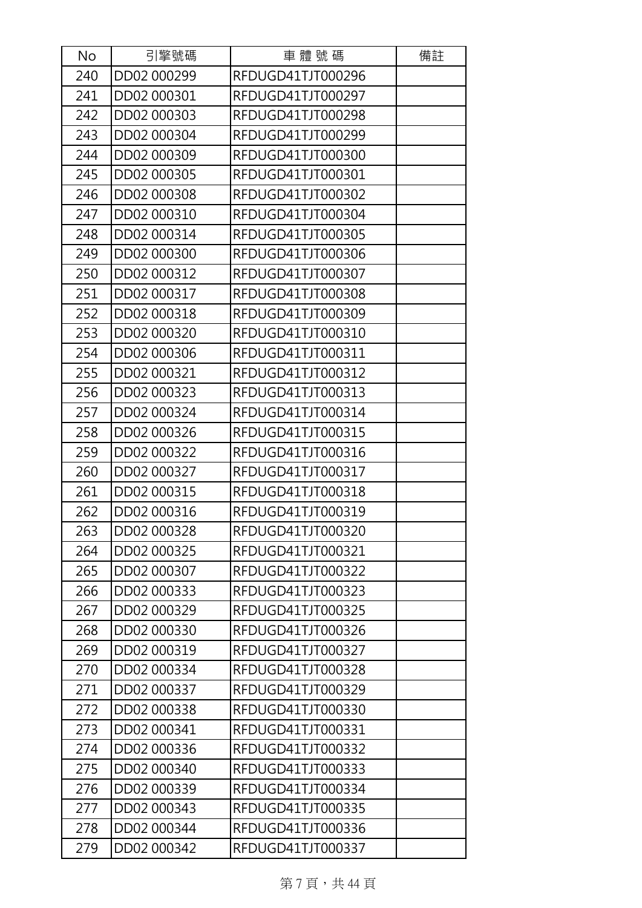| No | 引擎號碼 | 車 體 號 碼 | 備註 |
|---|---|---|---|
| 240 | DD02 000299 | RFDUGD41TJT000296 | |
| 241 | DD02 000301 | RFDUGD41TJT000297 | |
| 242 | DD02 000303 | RFDUGD41TJT000298 | |
| 243 | DD02 000304 | RFDUGD41TJT000299 | |
| 244 | DD02 000309 | RFDUGD41TJT000300 | |
| 245 | DD02 000305 | RFDUGD41TJT000301 | |
| 246 | DD02 000308 | RFDUGD41TJT000302 | |
| 247 | DD02 000310 | RFDUGD41TJT000304 | |
| 248 | DD02 000314 | RFDUGD41TJT000305 | |
| 249 | DD02 000300 | RFDUGD41TJT000306 | |
| 250 | DD02 000312 | RFDUGD41TJT000307 | |
| 251 | DD02 000317 | RFDUGD41TJT000308 | |
| 252 | DD02 000318 | RFDUGD41TJT000309 | |
| 253 | DD02 000320 | RFDUGD41TJT000310 | |
| 254 | DD02 000306 | RFDUGD41TJT000311 | |
| 255 | DD02 000321 | RFDUGD41TJT000312 | |
| 256 | DD02 000323 | RFDUGD41TJT000313 | |
| 257 | DD02 000324 | RFDUGD41TJT000314 | |
| 258 | DD02 000326 | RFDUGD41TJT000315 | |
| 259 | DD02 000322 | RFDUGD41TJT000316 | |
| 260 | DD02 000327 | RFDUGD41TJT000317 | |
| 261 | DD02 000315 | RFDUGD41TJT000318 | |
| 262 | DD02 000316 | RFDUGD41TJT000319 | |
| 263 | DD02 000328 | RFDUGD41TJT000320 | |
| 264 | DD02 000325 | RFDUGD41TJT000321 | |
| 265 | DD02 000307 | RFDUGD41TJT000322 | |
| 266 | DD02 000333 | RFDUGD41TJT000323 | |
| 267 | DD02 000329 | RFDUGD41TJT000325 | |
| 268 | DD02 000330 | RFDUGD41TJT000326 | |
| 269 | DD02 000319 | RFDUGD41TJT000327 | |
| 270 | DD02 000334 | RFDUGD41TJT000328 | |
| 271 | DD02 000337 | RFDUGD41TJT000329 | |
| 272 | DD02 000338 | RFDUGD41TJT000330 | |
| 273 | DD02 000341 | RFDUGD41TJT000331 | |
| 274 | DD02 000336 | RFDUGD41TJT000332 | |
| 275 | DD02 000340 | RFDUGD41TJT000333 | |
| 276 | DD02 000339 | RFDUGD41TJT000334 | |
| 277 | DD02 000343 | RFDUGD41TJT000335 | |
| 278 | DD02 000344 | RFDUGD41TJT000336 | |
| 279 | DD02 000342 | RFDUGD41TJT000337 | |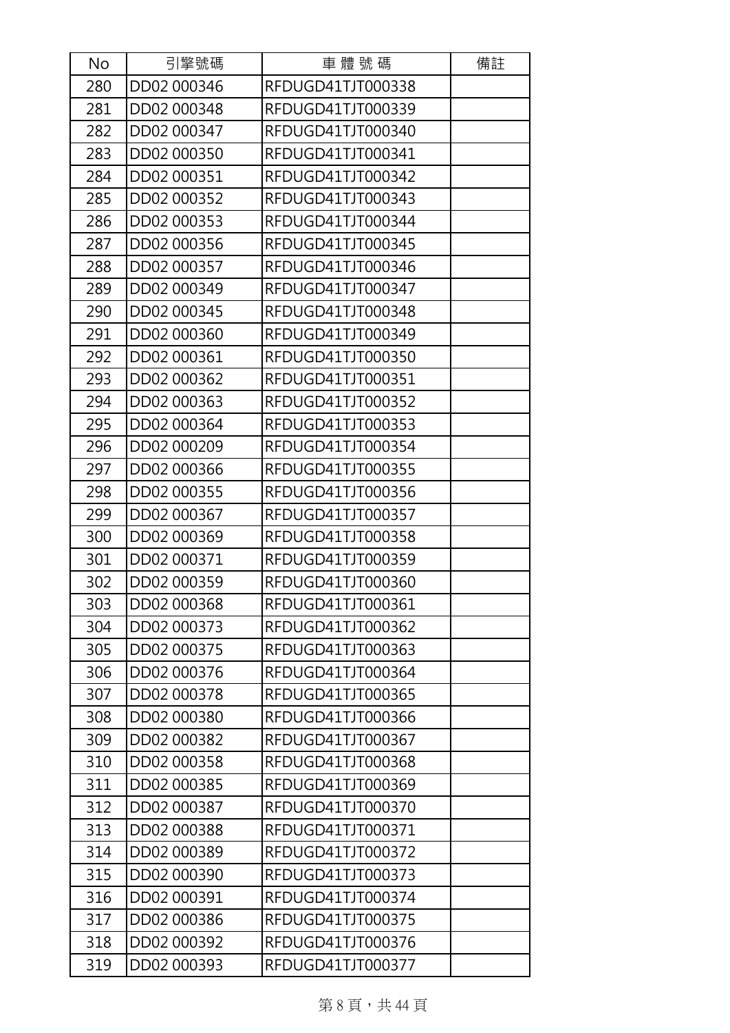| No | 引擎號碼 | 車 體 號 碼 | 備註 |
|---|---|---|---|
| 280 | DD02 000346 | RFDUGD41TJT000338 | |
| 281 | DD02 000348 | RFDUGD41TJT000339 | |
| 282 | DD02 000347 | RFDUGD41TJT000340 | |
| 283 | DD02 000350 | RFDUGD41TJT000341 | |
| 284 | DD02 000351 | RFDUGD41TJT000342 | |
| 285 | DD02 000352 | RFDUGD41TJT000343 | |
| 286 | DD02 000353 | RFDUGD41TJT000344 | |
| 287 | DD02 000356 | RFDUGD41TJT000345 | |
| 288 | DD02 000357 | RFDUGD41TJT000346 | |
| 289 | DD02 000349 | RFDUGD41TJT000347 | |
| 290 | DD02 000345 | RFDUGD41TJT000348 | |
| 291 | DD02 000360 | RFDUGD41TJT000349 | |
| 292 | DD02 000361 | RFDUGD41TJT000350 | |
| 293 | DD02 000362 | RFDUGD41TJT000351 | |
| 294 | DD02 000363 | RFDUGD41TJT000352 | |
| 295 | DD02 000364 | RFDUGD41TJT000353 | |
| 296 | DD02 000209 | RFDUGD41TJT000354 | |
| 297 | DD02 000366 | RFDUGD41TJT000355 | |
| 298 | DD02 000355 | RFDUGD41TJT000356 | |
| 299 | DD02 000367 | RFDUGD41TJT000357 | |
| 300 | DD02 000369 | RFDUGD41TJT000358 | |
| 301 | DD02 000371 | RFDUGD41TJT000359 | |
| 302 | DD02 000359 | RFDUGD41TJT000360 | |
| 303 | DD02 000368 | RFDUGD41TJT000361 | |
| 304 | DD02 000373 | RFDUGD41TJT000362 | |
| 305 | DD02 000375 | RFDUGD41TJT000363 | |
| 306 | DD02 000376 | RFDUGD41TJT000364 | |
| 307 | DD02 000378 | RFDUGD41TJT000365 | |
| 308 | DD02 000380 | RFDUGD41TJT000366 | |
| 309 | DD02 000382 | RFDUGD41TJT000367 | |
| 310 | DD02 000358 | RFDUGD41TJT000368 | |
| 311 | DD02 000385 | RFDUGD41TJT000369 | |
| 312 | DD02 000387 | RFDUGD41TJT000370 | |
| 313 | DD02 000388 | RFDUGD41TJT000371 | |
| 314 | DD02 000389 | RFDUGD41TJT000372 | |
| 315 | DD02 000390 | RFDUGD41TJT000373 | |
| 316 | DD02 000391 | RFDUGD41TJT000374 | |
| 317 | DD02 000386 | RFDUGD41TJT000375 | |
| 318 | DD02 000392 | RFDUGD41TJT000376 | |
| 319 | DD02 000393 | RFDUGD41TJT000377 | |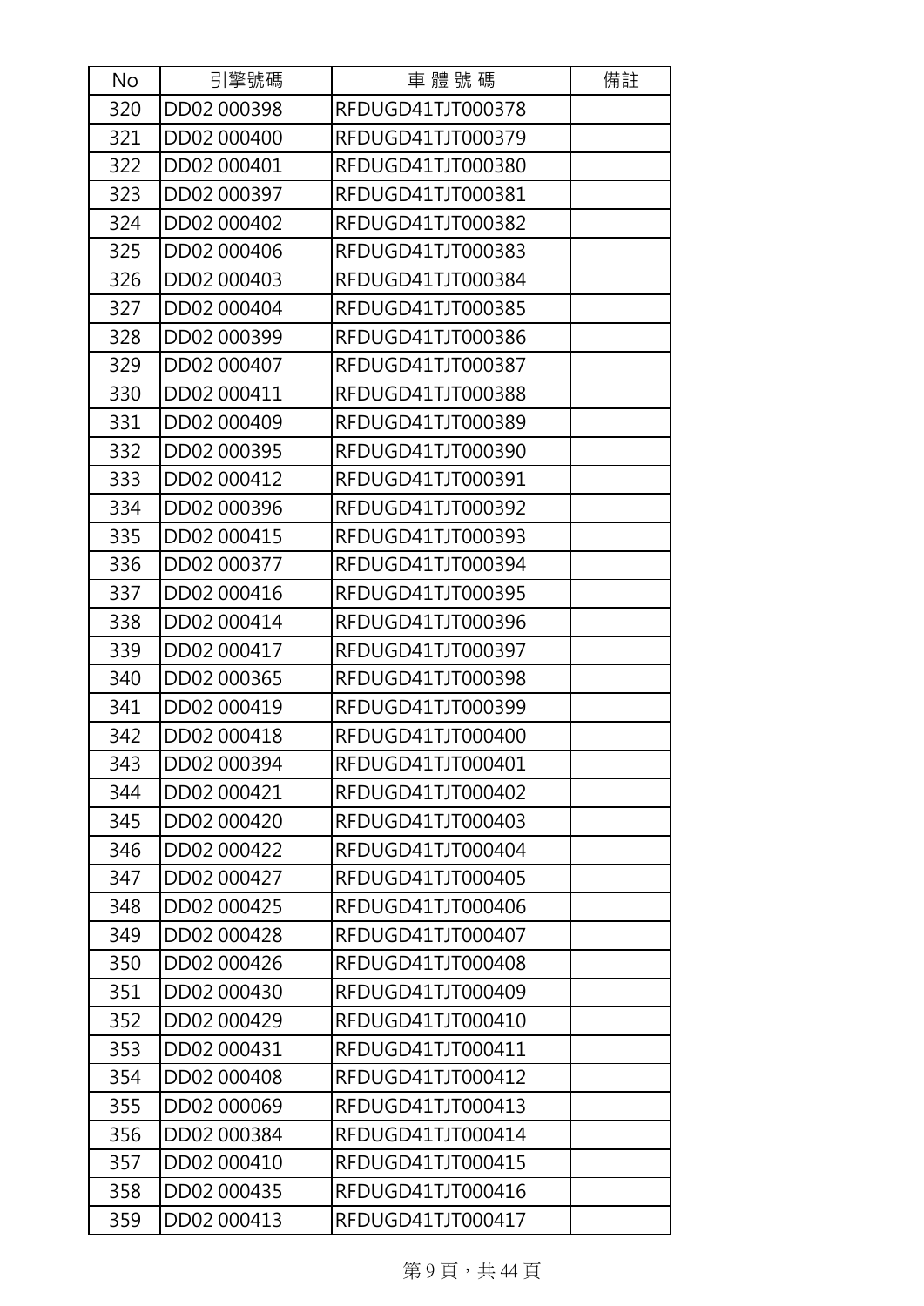| No | 引擎號碼 | 車 體 號 碼 | 備註 |
|---|---|---|---|
| 320 | DD02 000398 | RFDUGD41TJT000378 | |
| 321 | DD02 000400 | RFDUGD41TJT000379 | |
| 322 | DD02 000401 | RFDUGD41TJT000380 | |
| 323 | DD02 000397 | RFDUGD41TJT000381 | |
| 324 | DD02 000402 | RFDUGD41TJT000382 | |
| 325 | DD02 000406 | RFDUGD41TJT000383 | |
| 326 | DD02 000403 | RFDUGD41TJT000384 | |
| 327 | DD02 000404 | RFDUGD41TJT000385 | |
| 328 | DD02 000399 | RFDUGD41TJT000386 | |
| 329 | DD02 000407 | RFDUGD41TJT000387 | |
| 330 | DD02 000411 | RFDUGD41TJT000388 | |
| 331 | DD02 000409 | RFDUGD41TJT000389 | |
| 332 | DD02 000395 | RFDUGD41TJT000390 | |
| 333 | DD02 000412 | RFDUGD41TJT000391 | |
| 334 | DD02 000396 | RFDUGD41TJT000392 | |
| 335 | DD02 000415 | RFDUGD41TJT000393 | |
| 336 | DD02 000377 | RFDUGD41TJT000394 | |
| 337 | DD02 000416 | RFDUGD41TJT000395 | |
| 338 | DD02 000414 | RFDUGD41TJT000396 | |
| 339 | DD02 000417 | RFDUGD41TJT000397 | |
| 340 | DD02 000365 | RFDUGD41TJT000398 | |
| 341 | DD02 000419 | RFDUGD41TJT000399 | |
| 342 | DD02 000418 | RFDUGD41TJT000400 | |
| 343 | DD02 000394 | RFDUGD41TJT000401 | |
| 344 | DD02 000421 | RFDUGD41TJT000402 | |
| 345 | DD02 000420 | RFDUGD41TJT000403 | |
| 346 | DD02 000422 | RFDUGD41TJT000404 | |
| 347 | DD02 000427 | RFDUGD41TJT000405 | |
| 348 | DD02 000425 | RFDUGD41TJT000406 | |
| 349 | DD02 000428 | RFDUGD41TJT000407 | |
| 350 | DD02 000426 | RFDUGD41TJT000408 | |
| 351 | DD02 000430 | RFDUGD41TJT000409 | |
| 352 | DD02 000429 | RFDUGD41TJT000410 | |
| 353 | DD02 000431 | RFDUGD41TJT000411 | |
| 354 | DD02 000408 | RFDUGD41TJT000412 | |
| 355 | DD02 000069 | RFDUGD41TJT000413 | |
| 356 | DD02 000384 | RFDUGD41TJT000414 | |
| 357 | DD02 000410 | RFDUGD41TJT000415 | |
| 358 | DD02 000435 | RFDUGD41TJT000416 | |
| 359 | DD02 000413 | RFDUGD41TJT000417 | |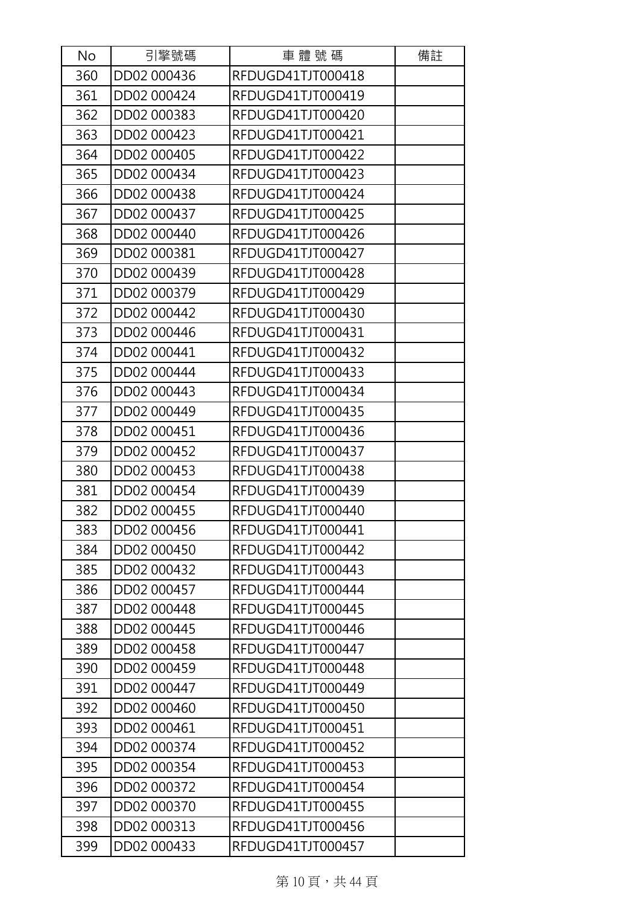| No | 引擎號碼 | 車 體 號 碼 | 備註 |
| --- | --- | --- | --- |
| 360 | DD02 000436 | RFDUGD41TJT000418 | |
| 361 | DD02 000424 | RFDUGD41TJT000419 | |
| 362 | DD02 000383 | RFDUGD41TJT000420 | |
| 363 | DD02 000423 | RFDUGD41TJT000421 | |
| 364 | DD02 000405 | RFDUGD41TJT000422 | |
| 365 | DD02 000434 | RFDUGD41TJT000423 | |
| 366 | DD02 000438 | RFDUGD41TJT000424 | |
| 367 | DD02 000437 | RFDUGD41TJT000425 | |
| 368 | DD02 000440 | RFDUGD41TJT000426 | |
| 369 | DD02 000381 | RFDUGD41TJT000427 | |
| 370 | DD02 000439 | RFDUGD41TJT000428 | |
| 371 | DD02 000379 | RFDUGD41TJT000429 | |
| 372 | DD02 000442 | RFDUGD41TJT000430 | |
| 373 | DD02 000446 | RFDUGD41TJT000431 | |
| 374 | DD02 000441 | RFDUGD41TJT000432 | |
| 375 | DD02 000444 | RFDUGD41TJT000433 | |
| 376 | DD02 000443 | RFDUGD41TJT000434 | |
| 377 | DD02 000449 | RFDUGD41TJT000435 | |
| 378 | DD02 000451 | RFDUGD41TJT000436 | |
| 379 | DD02 000452 | RFDUGD41TJT000437 | |
| 380 | DD02 000453 | RFDUGD41TJT000438 | |
| 381 | DD02 000454 | RFDUGD41TJT000439 | |
| 382 | DD02 000455 | RFDUGD41TJT000440 | |
| 383 | DD02 000456 | RFDUGD41TJT000441 | |
| 384 | DD02 000450 | RFDUGD41TJT000442 | |
| 385 | DD02 000432 | RFDUGD41TJT000443 | |
| 386 | DD02 000457 | RFDUGD41TJT000444 | |
| 387 | DD02 000448 | RFDUGD41TJT000445 | |
| 388 | DD02 000445 | RFDUGD41TJT000446 | |
| 389 | DD02 000458 | RFDUGD41TJT000447 | |
| 390 | DD02 000459 | RFDUGD41TJT000448 | |
| 391 | DD02 000447 | RFDUGD41TJT000449 | |
| 392 | DD02 000460 | RFDUGD41TJT000450 | |
| 393 | DD02 000461 | RFDUGD41TJT000451 | |
| 394 | DD02 000374 | RFDUGD41TJT000452 | |
| 395 | DD02 000354 | RFDUGD41TJT000453 | |
| 396 | DD02 000372 | RFDUGD41TJT000454 | |
| 397 | DD02 000370 | RFDUGD41TJT000455 | |
| 398 | DD02 000313 | RFDUGD41TJT000456 | |
| 399 | DD02 000433 | RFDUGD41TJT000457 | |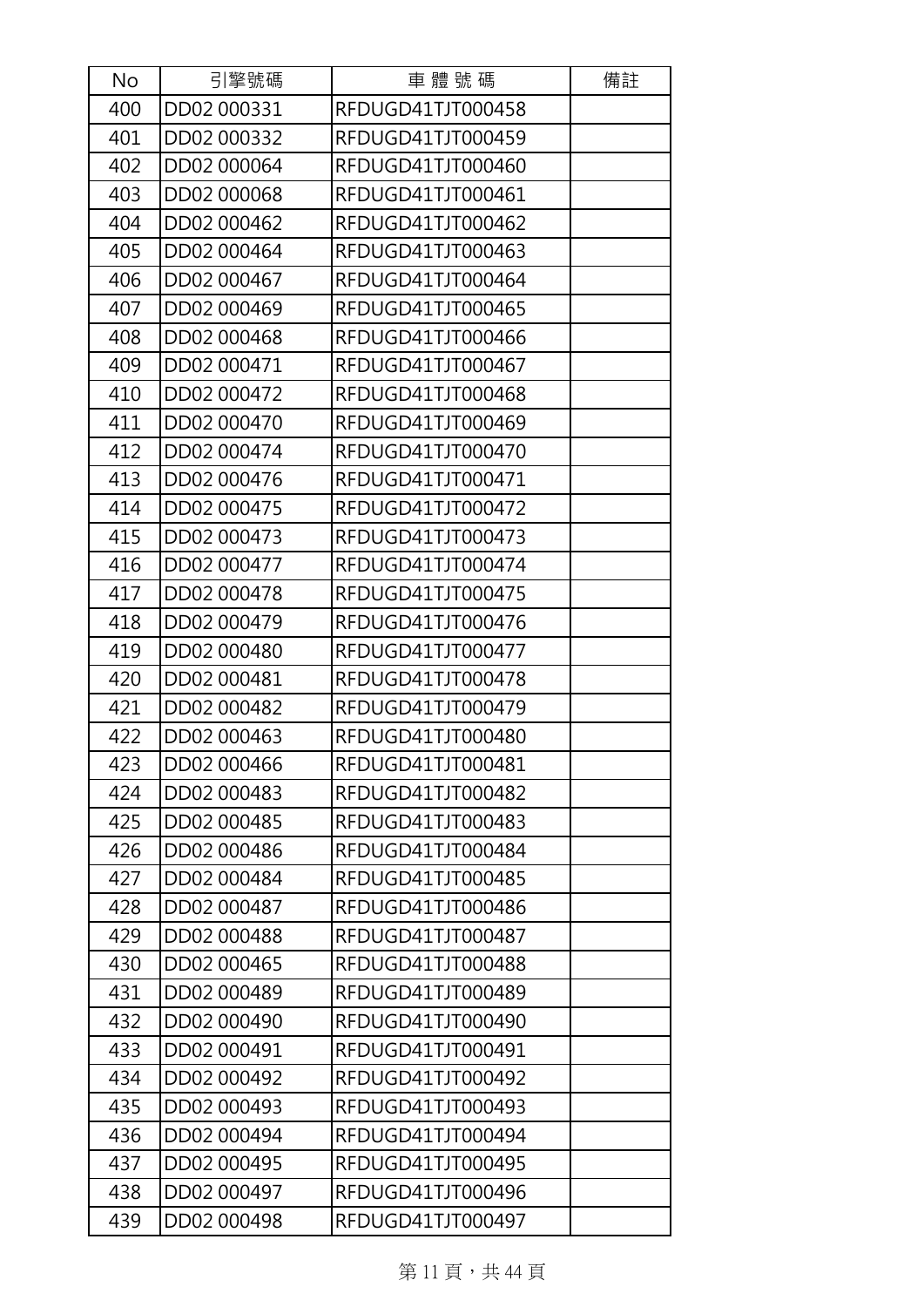| No | 引擎號碼 | 車 體 號 碼 | 備註 |
| --- | --- | --- | --- |
| 400 | DD02 000331 | RFDUGD41TJT000458 | |
| 401 | DD02 000332 | RFDUGD41TJT000459 | |
| 402 | DD02 000064 | RFDUGD41TJT000460 | |
| 403 | DD02 000068 | RFDUGD41TJT000461 | |
| 404 | DD02 000462 | RFDUGD41TJT000462 | |
| 405 | DD02 000464 | RFDUGD41TJT000463 | |
| 406 | DD02 000467 | RFDUGD41TJT000464 | |
| 407 | DD02 000469 | RFDUGD41TJT000465 | |
| 408 | DD02 000468 | RFDUGD41TJT000466 | |
| 409 | DD02 000471 | RFDUGD41TJT000467 | |
| 410 | DD02 000472 | RFDUGD41TJT000468 | |
| 411 | DD02 000470 | RFDUGD41TJT000469 | |
| 412 | DD02 000474 | RFDUGD41TJT000470 | |
| 413 | DD02 000476 | RFDUGD41TJT000471 | |
| 414 | DD02 000475 | RFDUGD41TJT000472 | |
| 415 | DD02 000473 | RFDUGD41TJT000473 | |
| 416 | DD02 000477 | RFDUGD41TJT000474 | |
| 417 | DD02 000478 | RFDUGD41TJT000475 | |
| 418 | DD02 000479 | RFDUGD41TJT000476 | |
| 419 | DD02 000480 | RFDUGD41TJT000477 | |
| 420 | DD02 000481 | RFDUGD41TJT000478 | |
| 421 | DD02 000482 | RFDUGD41TJT000479 | |
| 422 | DD02 000463 | RFDUGD41TJT000480 | |
| 423 | DD02 000466 | RFDUGD41TJT000481 | |
| 424 | DD02 000483 | RFDUGD41TJT000482 | |
| 425 | DD02 000485 | RFDUGD41TJT000483 | |
| 426 | DD02 000486 | RFDUGD41TJT000484 | |
| 427 | DD02 000484 | RFDUGD41TJT000485 | |
| 428 | DD02 000487 | RFDUGD41TJT000486 | |
| 429 | DD02 000488 | RFDUGD41TJT000487 | |
| 430 | DD02 000465 | RFDUGD41TJT000488 | |
| 431 | DD02 000489 | RFDUGD41TJT000489 | |
| 432 | DD02 000490 | RFDUGD41TJT000490 | |
| 433 | DD02 000491 | RFDUGD41TJT000491 | |
| 434 | DD02 000492 | RFDUGD41TJT000492 | |
| 435 | DD02 000493 | RFDUGD41TJT000493 | |
| 436 | DD02 000494 | RFDUGD41TJT000494 | |
| 437 | DD02 000495 | RFDUGD41TJT000495 | |
| 438 | DD02 000497 | RFDUGD41TJT000496 | |
| 439 | DD02 000498 | RFDUGD41TJT000497 | |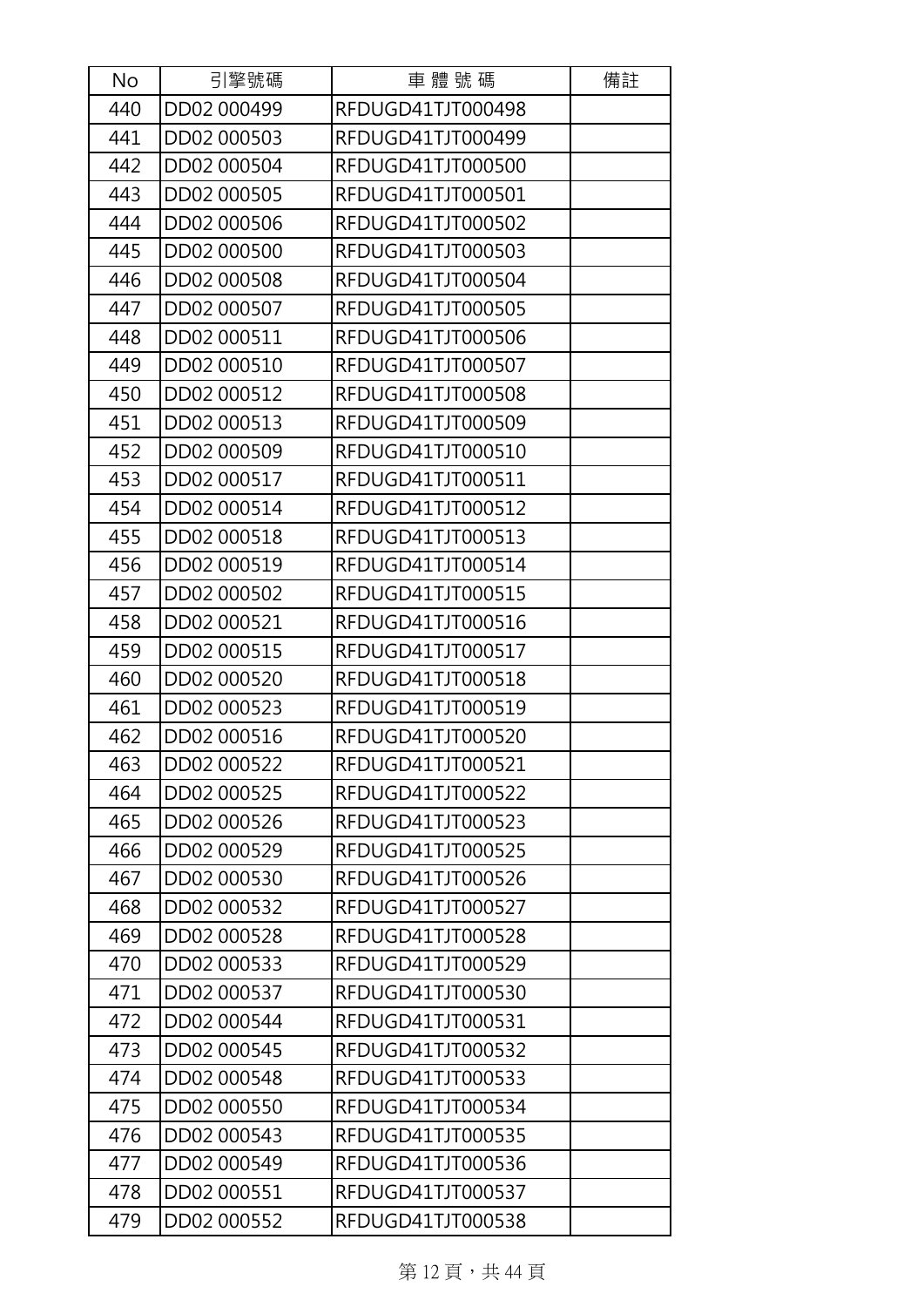| No | 引擎號碼 | 車 體 號 碼 | 備註 |
| --- | --- | --- | --- |
| 440 | DD02 000499 | RFDUGD41TJT000498 | |
| 441 | DD02 000503 | RFDUGD41TJT000499 | |
| 442 | DD02 000504 | RFDUGD41TJT000500 | |
| 443 | DD02 000505 | RFDUGD41TJT000501 | |
| 444 | DD02 000506 | RFDUGD41TJT000502 | |
| 445 | DD02 000500 | RFDUGD41TJT000503 | |
| 446 | DD02 000508 | RFDUGD41TJT000504 | |
| 447 | DD02 000507 | RFDUGD41TJT000505 | |
| 448 | DD02 000511 | RFDUGD41TJT000506 | |
| 449 | DD02 000510 | RFDUGD41TJT000507 | |
| 450 | DD02 000512 | RFDUGD41TJT000508 | |
| 451 | DD02 000513 | RFDUGD41TJT000509 | |
| 452 | DD02 000509 | RFDUGD41TJT000510 | |
| 453 | DD02 000517 | RFDUGD41TJT000511 | |
| 454 | DD02 000514 | RFDUGD41TJT000512 | |
| 455 | DD02 000518 | RFDUGD41TJT000513 | |
| 456 | DD02 000519 | RFDUGD41TJT000514 | |
| 457 | DD02 000502 | RFDUGD41TJT000515 | |
| 458 | DD02 000521 | RFDUGD41TJT000516 | |
| 459 | DD02 000515 | RFDUGD41TJT000517 | |
| 460 | DD02 000520 | RFDUGD41TJT000518 | |
| 461 | DD02 000523 | RFDUGD41TJT000519 | |
| 462 | DD02 000516 | RFDUGD41TJT000520 | |
| 463 | DD02 000522 | RFDUGD41TJT000521 | |
| 464 | DD02 000525 | RFDUGD41TJT000522 | |
| 465 | DD02 000526 | RFDUGD41TJT000523 | |
| 466 | DD02 000529 | RFDUGD41TJT000525 | |
| 467 | DD02 000530 | RFDUGD41TJT000526 | |
| 468 | DD02 000532 | RFDUGD41TJT000527 | |
| 469 | DD02 000528 | RFDUGD41TJT000528 | |
| 470 | DD02 000533 | RFDUGD41TJT000529 | |
| 471 | DD02 000537 | RFDUGD41TJT000530 | |
| 472 | DD02 000544 | RFDUGD41TJT000531 | |
| 473 | DD02 000545 | RFDUGD41TJT000532 | |
| 474 | DD02 000548 | RFDUGD41TJT000533 | |
| 475 | DD02 000550 | RFDUGD41TJT000534 | |
| 476 | DD02 000543 | RFDUGD41TJT000535 | |
| 477 | DD02 000549 | RFDUGD41TJT000536 | |
| 478 | DD02 000551 | RFDUGD41TJT000537 | |
| 479 | DD02 000552 | RFDUGD41TJT000538 | |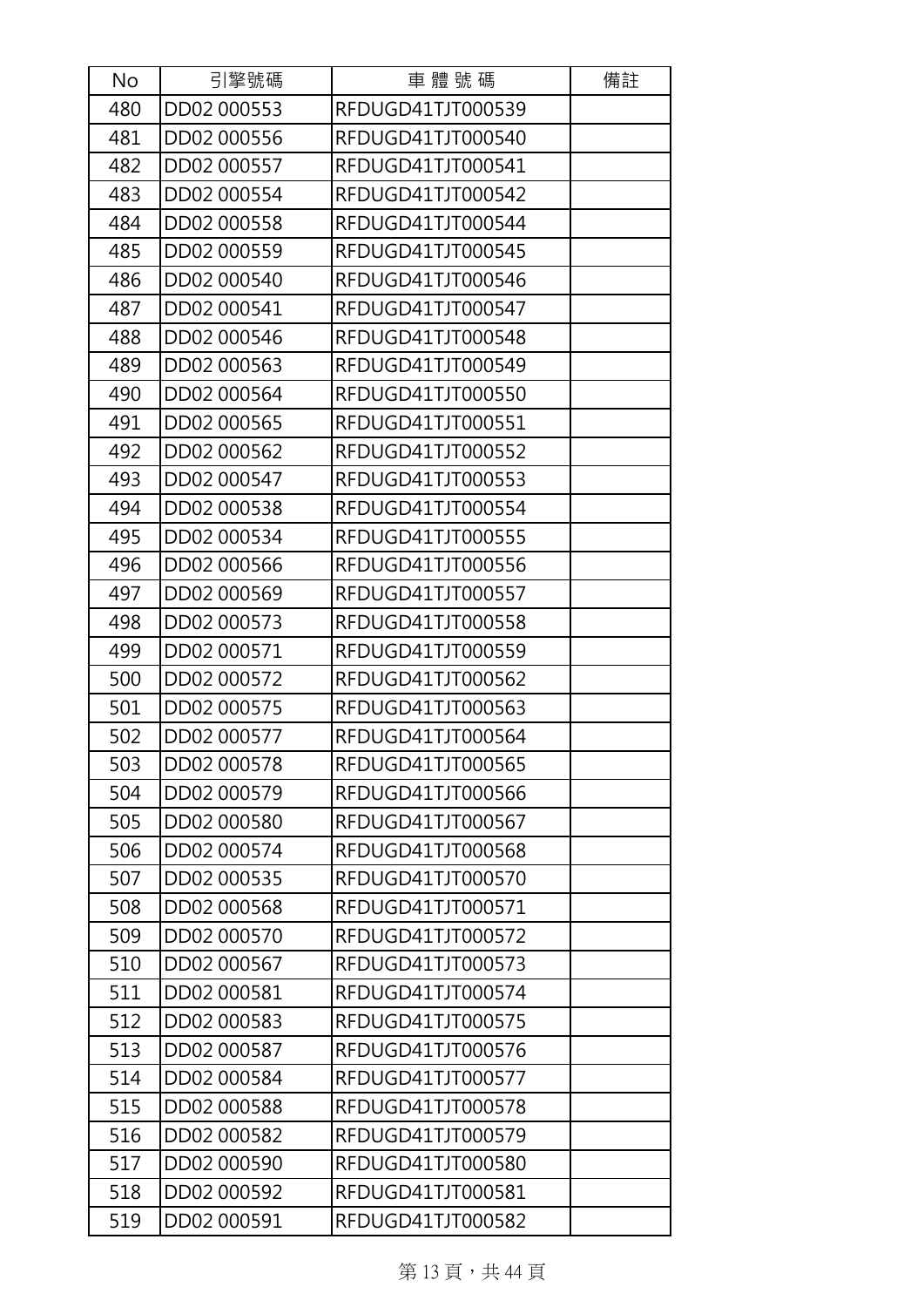| No | 引擎號碼 | 車 體 號 碼 | 備註 |
|---|---|---|---|
| 480 | DD02 000553 | RFDUGD41TJT000539 | |
| 481 | DD02 000556 | RFDUGD41TJT000540 | |
| 482 | DD02 000557 | RFDUGD41TJT000541 | |
| 483 | DD02 000554 | RFDUGD41TJT000542 | |
| 484 | DD02 000558 | RFDUGD41TJT000544 | |
| 485 | DD02 000559 | RFDUGD41TJT000545 | |
| 486 | DD02 000540 | RFDUGD41TJT000546 | |
| 487 | DD02 000541 | RFDUGD41TJT000547 | |
| 488 | DD02 000546 | RFDUGD41TJT000548 | |
| 489 | DD02 000563 | RFDUGD41TJT000549 | |
| 490 | DD02 000564 | RFDUGD41TJT000550 | |
| 491 | DD02 000565 | RFDUGD41TJT000551 | |
| 492 | DD02 000562 | RFDUGD41TJT000552 | |
| 493 | DD02 000547 | RFDUGD41TJT000553 | |
| 494 | DD02 000538 | RFDUGD41TJT000554 | |
| 495 | DD02 000534 | RFDUGD41TJT000555 | |
| 496 | DD02 000566 | RFDUGD41TJT000556 | |
| 497 | DD02 000569 | RFDUGD41TJT000557 | |
| 498 | DD02 000573 | RFDUGD41TJT000558 | |
| 499 | DD02 000571 | RFDUGD41TJT000559 | |
| 500 | DD02 000572 | RFDUGD41TJT000562 | |
| 501 | DD02 000575 | RFDUGD41TJT000563 | |
| 502 | DD02 000577 | RFDUGD41TJT000564 | |
| 503 | DD02 000578 | RFDUGD41TJT000565 | |
| 504 | DD02 000579 | RFDUGD41TJT000566 | |
| 505 | DD02 000580 | RFDUGD41TJT000567 | |
| 506 | DD02 000574 | RFDUGD41TJT000568 | |
| 507 | DD02 000535 | RFDUGD41TJT000570 | |
| 508 | DD02 000568 | RFDUGD41TJT000571 | |
| 509 | DD02 000570 | RFDUGD41TJT000572 | |
| 510 | DD02 000567 | RFDUGD41TJT000573 | |
| 511 | DD02 000581 | RFDUGD41TJT000574 | |
| 512 | DD02 000583 | RFDUGD41TJT000575 | |
| 513 | DD02 000587 | RFDUGD41TJT000576 | |
| 514 | DD02 000584 | RFDUGD41TJT000577 | |
| 515 | DD02 000588 | RFDUGD41TJT000578 | |
| 516 | DD02 000582 | RFDUGD41TJT000579 | |
| 517 | DD02 000590 | RFDUGD41TJT000580 | |
| 518 | DD02 000592 | RFDUGD41TJT000581 | |
| 519 | DD02 000591 | RFDUGD41TJT000582 | |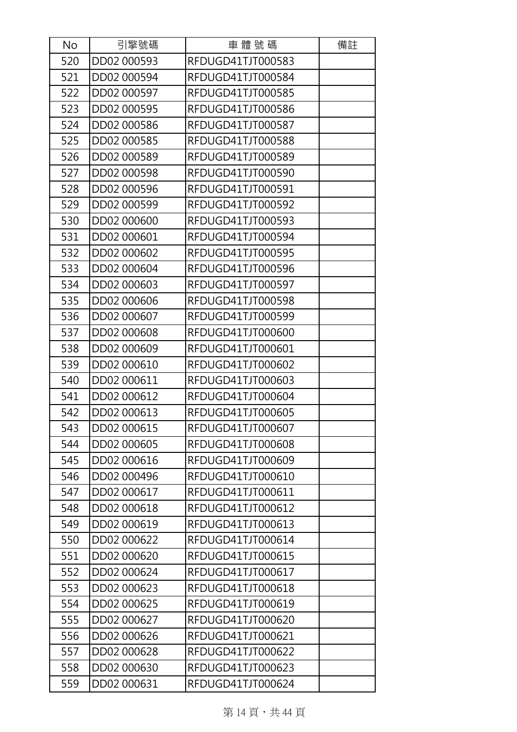| No | 引擎號碼 | 車 體 號 碼 | 備註 |
|---|---|---|---|
| 520 | DD02 000593 | RFDUGD41TJT000583 | |
| 521 | DD02 000594 | RFDUGD41TJT000584 | |
| 522 | DD02 000597 | RFDUGD41TJT000585 | |
| 523 | DD02 000595 | RFDUGD41TJT000586 | |
| 524 | DD02 000586 | RFDUGD41TJT000587 | |
| 525 | DD02 000585 | RFDUGD41TJT000588 | |
| 526 | DD02 000589 | RFDUGD41TJT000589 | |
| 527 | DD02 000598 | RFDUGD41TJT000590 | |
| 528 | DD02 000596 | RFDUGD41TJT000591 | |
| 529 | DD02 000599 | RFDUGD41TJT000592 | |
| 530 | DD02 000600 | RFDUGD41TJT000593 | |
| 531 | DD02 000601 | RFDUGD41TJT000594 | |
| 532 | DD02 000602 | RFDUGD41TJT000595 | |
| 533 | DD02 000604 | RFDUGD41TJT000596 | |
| 534 | DD02 000603 | RFDUGD41TJT000597 | |
| 535 | DD02 000606 | RFDUGD41TJT000598 | |
| 536 | DD02 000607 | RFDUGD41TJT000599 | |
| 537 | DD02 000608 | RFDUGD41TJT000600 | |
| 538 | DD02 000609 | RFDUGD41TJT000601 | |
| 539 | DD02 000610 | RFDUGD41TJT000602 | |
| 540 | DD02 000611 | RFDUGD41TJT000603 | |
| 541 | DD02 000612 | RFDUGD41TJT000604 | |
| 542 | DD02 000613 | RFDUGD41TJT000605 | |
| 543 | DD02 000615 | RFDUGD41TJT000607 | |
| 544 | DD02 000605 | RFDUGD41TJT000608 | |
| 545 | DD02 000616 | RFDUGD41TJT000609 | |
| 546 | DD02 000496 | RFDUGD41TJT000610 | |
| 547 | DD02 000617 | RFDUGD41TJT000611 | |
| 548 | DD02 000618 | RFDUGD41TJT000612 | |
| 549 | DD02 000619 | RFDUGD41TJT000613 | |
| 550 | DD02 000622 | RFDUGD41TJT000614 | |
| 551 | DD02 000620 | RFDUGD41TJT000615 | |
| 552 | DD02 000624 | RFDUGD41TJT000617 | |
| 553 | DD02 000623 | RFDUGD41TJT000618 | |
| 554 | DD02 000625 | RFDUGD41TJT000619 | |
| 555 | DD02 000627 | RFDUGD41TJT000620 | |
| 556 | DD02 000626 | RFDUGD41TJT000621 | |
| 557 | DD02 000628 | RFDUGD41TJT000622 | |
| 558 | DD02 000630 | RFDUGD41TJT000623 | |
| 559 | DD02 000631 | RFDUGD41TJT000624 | |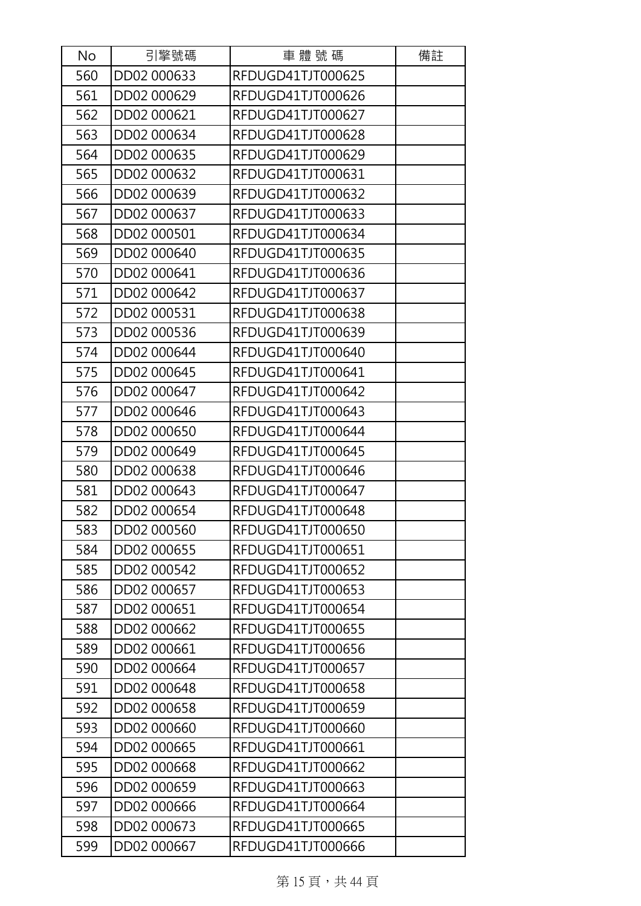| No | 引擎號碼 | 車 體 號 碼 | 備註 |
| --- | --- | --- | --- |
| 560 | DD02 000633 | RFDUGD41TJT000625 | |
| 561 | DD02 000629 | RFDUGD41TJT000626 | |
| 562 | DD02 000621 | RFDUGD41TJT000627 | |
| 563 | DD02 000634 | RFDUGD41TJT000628 | |
| 564 | DD02 000635 | RFDUGD41TJT000629 | |
| 565 | DD02 000632 | RFDUGD41TJT000631 | |
| 566 | DD02 000639 | RFDUGD41TJT000632 | |
| 567 | DD02 000637 | RFDUGD41TJT000633 | |
| 568 | DD02 000501 | RFDUGD41TJT000634 | |
| 569 | DD02 000640 | RFDUGD41TJT000635 | |
| 570 | DD02 000641 | RFDUGD41TJT000636 | |
| 571 | DD02 000642 | RFDUGD41TJT000637 | |
| 572 | DD02 000531 | RFDUGD41TJT000638 | |
| 573 | DD02 000536 | RFDUGD41TJT000639 | |
| 574 | DD02 000644 | RFDUGD41TJT000640 | |
| 575 | DD02 000645 | RFDUGD41TJT000641 | |
| 576 | DD02 000647 | RFDUGD41TJT000642 | |
| 577 | DD02 000646 | RFDUGD41TJT000643 | |
| 578 | DD02 000650 | RFDUGD41TJT000644 | |
| 579 | DD02 000649 | RFDUGD41TJT000645 | |
| 580 | DD02 000638 | RFDUGD41TJT000646 | |
| 581 | DD02 000643 | RFDUGD41TJT000647 | |
| 582 | DD02 000654 | RFDUGD41TJT000648 | |
| 583 | DD02 000560 | RFDUGD41TJT000650 | |
| 584 | DD02 000655 | RFDUGD41TJT000651 | |
| 585 | DD02 000542 | RFDUGD41TJT000652 | |
| 586 | DD02 000657 | RFDUGD41TJT000653 | |
| 587 | DD02 000651 | RFDUGD41TJT000654 | |
| 588 | DD02 000662 | RFDUGD41TJT000655 | |
| 589 | DD02 000661 | RFDUGD41TJT000656 | |
| 590 | DD02 000664 | RFDUGD41TJT000657 | |
| 591 | DD02 000648 | RFDUGD41TJT000658 | |
| 592 | DD02 000658 | RFDUGD41TJT000659 | |
| 593 | DD02 000660 | RFDUGD41TJT000660 | |
| 594 | DD02 000665 | RFDUGD41TJT000661 | |
| 595 | DD02 000668 | RFDUGD41TJT000662 | |
| 596 | DD02 000659 | RFDUGD41TJT000663 | |
| 597 | DD02 000666 | RFDUGD41TJT000664 | |
| 598 | DD02 000673 | RFDUGD41TJT000665 | |
| 599 | DD02 000667 | RFDUGD41TJT000666 | |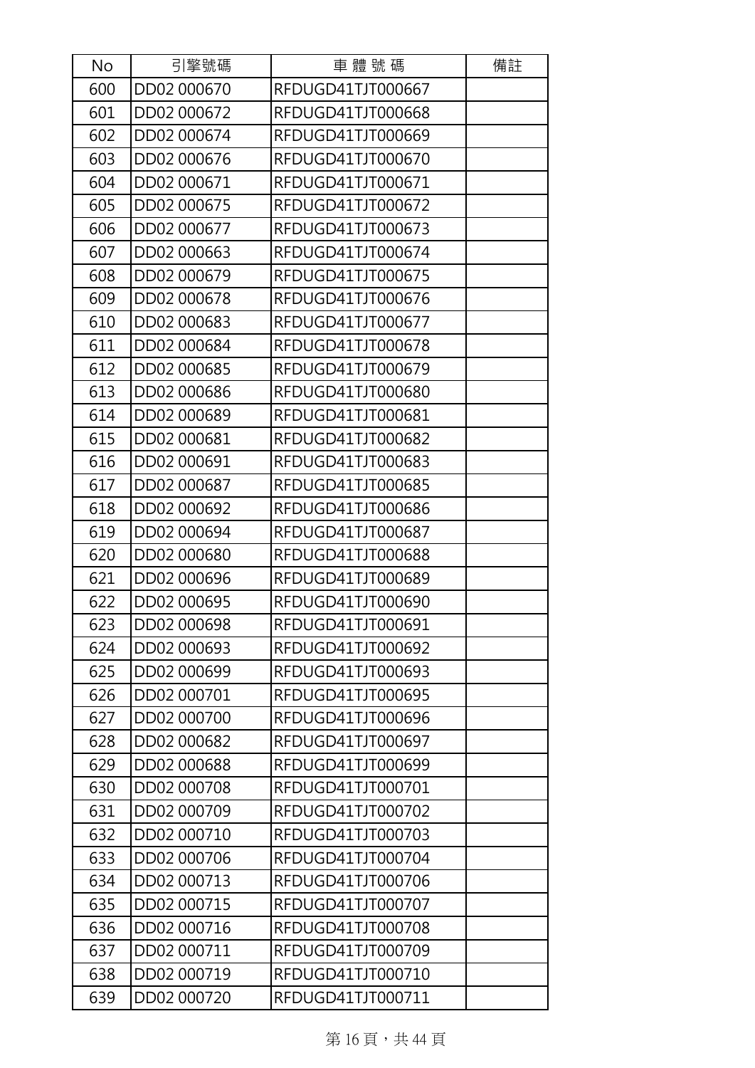| No | 引擎號碼 | 車 體 號 碼 | 備註 |
| --- | --- | --- | --- |
| 600 | DD02 000670 | RFDUGD41TJT000667 | |
| 601 | DD02 000672 | RFDUGD41TJT000668 | |
| 602 | DD02 000674 | RFDUGD41TJT000669 | |
| 603 | DD02 000676 | RFDUGD41TJT000670 | |
| 604 | DD02 000671 | RFDUGD41TJT000671 | |
| 605 | DD02 000675 | RFDUGD41TJT000672 | |
| 606 | DD02 000677 | RFDUGD41TJT000673 | |
| 607 | DD02 000663 | RFDUGD41TJT000674 | |
| 608 | DD02 000679 | RFDUGD41TJT000675 | |
| 609 | DD02 000678 | RFDUGD41TJT000676 | |
| 610 | DD02 000683 | RFDUGD41TJT000677 | |
| 611 | DD02 000684 | RFDUGD41TJT000678 | |
| 612 | DD02 000685 | RFDUGD41TJT000679 | |
| 613 | DD02 000686 | RFDUGD41TJT000680 | |
| 614 | DD02 000689 | RFDUGD41TJT000681 | |
| 615 | DD02 000681 | RFDUGD41TJT000682 | |
| 616 | DD02 000691 | RFDUGD41TJT000683 | |
| 617 | DD02 000687 | RFDUGD41TJT000685 | |
| 618 | DD02 000692 | RFDUGD41TJT000686 | |
| 619 | DD02 000694 | RFDUGD41TJT000687 | |
| 620 | DD02 000680 | RFDUGD41TJT000688 | |
| 621 | DD02 000696 | RFDUGD41TJT000689 | |
| 622 | DD02 000695 | RFDUGD41TJT000690 | |
| 623 | DD02 000698 | RFDUGD41TJT000691 | |
| 624 | DD02 000693 | RFDUGD41TJT000692 | |
| 625 | DD02 000699 | RFDUGD41TJT000693 | |
| 626 | DD02 000701 | RFDUGD41TJT000695 | |
| 627 | DD02 000700 | RFDUGD41TJT000696 | |
| 628 | DD02 000682 | RFDUGD41TJT000697 | |
| 629 | DD02 000688 | RFDUGD41TJT000699 | |
| 630 | DD02 000708 | RFDUGD41TJT000701 | |
| 631 | DD02 000709 | RFDUGD41TJT000702 | |
| 632 | DD02 000710 | RFDUGD41TJT000703 | |
| 633 | DD02 000706 | RFDUGD41TJT000704 | |
| 634 | DD02 000713 | RFDUGD41TJT000706 | |
| 635 | DD02 000715 | RFDUGD41TJT000707 | |
| 636 | DD02 000716 | RFDUGD41TJT000708 | |
| 637 | DD02 000711 | RFDUGD41TJT000709 | |
| 638 | DD02 000719 | RFDUGD41TJT000710 | |
| 639 | DD02 000720 | RFDUGD41TJT000711 | |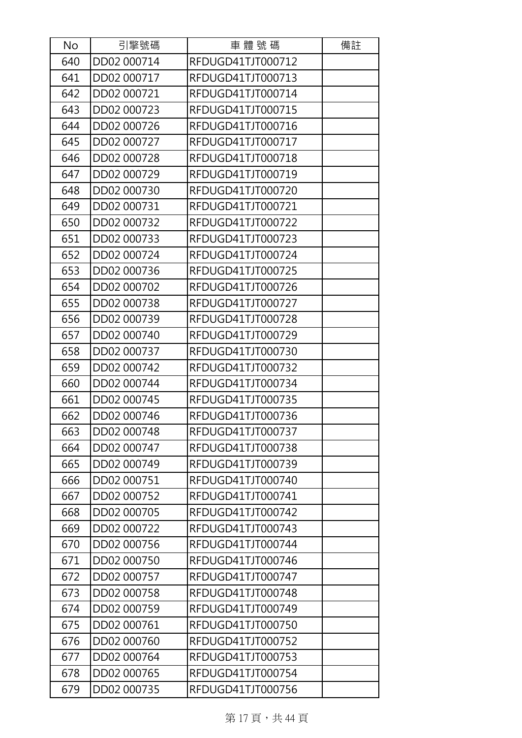| No | 引擎號碼 | 車 體 號 碼 | 備註 |
|---|---|---|---|
| 640 | DD02 000714 | RFDUGD41TJT000712 | |
| 641 | DD02 000717 | RFDUGD41TJT000713 | |
| 642 | DD02 000721 | RFDUGD41TJT000714 | |
| 643 | DD02 000723 | RFDUGD41TJT000715 | |
| 644 | DD02 000726 | RFDUGD41TJT000716 | |
| 645 | DD02 000727 | RFDUGD41TJT000717 | |
| 646 | DD02 000728 | RFDUGD41TJT000718 | |
| 647 | DD02 000729 | RFDUGD41TJT000719 | |
| 648 | DD02 000730 | RFDUGD41TJT000720 | |
| 649 | DD02 000731 | RFDUGD41TJT000721 | |
| 650 | DD02 000732 | RFDUGD41TJT000722 | |
| 651 | DD02 000733 | RFDUGD41TJT000723 | |
| 652 | DD02 000724 | RFDUGD41TJT000724 | |
| 653 | DD02 000736 | RFDUGD41TJT000725 | |
| 654 | DD02 000702 | RFDUGD41TJT000726 | |
| 655 | DD02 000738 | RFDUGD41TJT000727 | |
| 656 | DD02 000739 | RFDUGD41TJT000728 | |
| 657 | DD02 000740 | RFDUGD41TJT000729 | |
| 658 | DD02 000737 | RFDUGD41TJT000730 | |
| 659 | DD02 000742 | RFDUGD41TJT000732 | |
| 660 | DD02 000744 | RFDUGD41TJT000734 | |
| 661 | DD02 000745 | RFDUGD41TJT000735 | |
| 662 | DD02 000746 | RFDUGD41TJT000736 | |
| 663 | DD02 000748 | RFDUGD41TJT000737 | |
| 664 | DD02 000747 | RFDUGD41TJT000738 | |
| 665 | DD02 000749 | RFDUGD41TJT000739 | |
| 666 | DD02 000751 | RFDUGD41TJT000740 | |
| 667 | DD02 000752 | RFDUGD41TJT000741 | |
| 668 | DD02 000705 | RFDUGD41TJT000742 | |
| 669 | DD02 000722 | RFDUGD41TJT000743 | |
| 670 | DD02 000756 | RFDUGD41TJT000744 | |
| 671 | DD02 000750 | RFDUGD41TJT000746 | |
| 672 | DD02 000757 | RFDUGD41TJT000747 | |
| 673 | DD02 000758 | RFDUGD41TJT000748 | |
| 674 | DD02 000759 | RFDUGD41TJT000749 | |
| 675 | DD02 000761 | RFDUGD41TJT000750 | |
| 676 | DD02 000760 | RFDUGD41TJT000752 | |
| 677 | DD02 000764 | RFDUGD41TJT000753 | |
| 678 | DD02 000765 | RFDUGD41TJT000754 | |
| 679 | DD02 000735 | RFDUGD41TJT000756 | |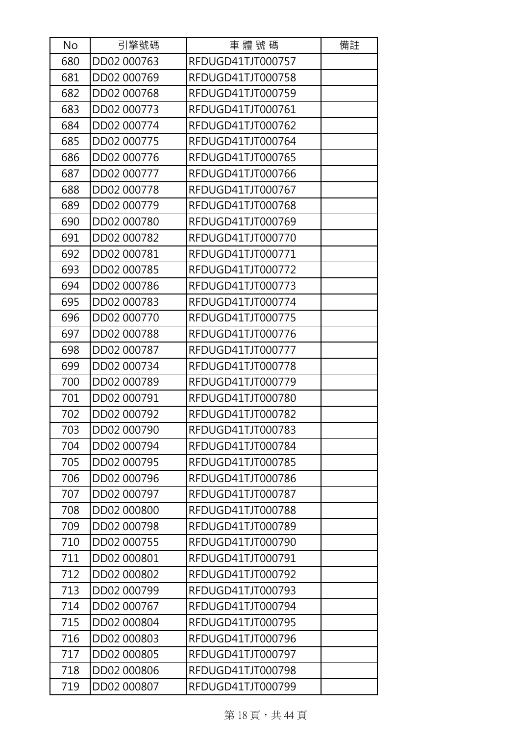| No | 引擎號碼 | 車 體 號 碼 | 備註 |
| --- | --- | --- | --- |
| 680 | DD02 000763 | RFDUGD41TJT000757 | |
| 681 | DD02 000769 | RFDUGD41TJT000758 | |
| 682 | DD02 000768 | RFDUGD41TJT000759 | |
| 683 | DD02 000773 | RFDUGD41TJT000761 | |
| 684 | DD02 000774 | RFDUGD41TJT000762 | |
| 685 | DD02 000775 | RFDUGD41TJT000764 | |
| 686 | DD02 000776 | RFDUGD41TJT000765 | |
| 687 | DD02 000777 | RFDUGD41TJT000766 | |
| 688 | DD02 000778 | RFDUGD41TJT000767 | |
| 689 | DD02 000779 | RFDUGD41TJT000768 | |
| 690 | DD02 000780 | RFDUGD41TJT000769 | |
| 691 | DD02 000782 | RFDUGD41TJT000770 | |
| 692 | DD02 000781 | RFDUGD41TJT000771 | |
| 693 | DD02 000785 | RFDUGD41TJT000772 | |
| 694 | DD02 000786 | RFDUGD41TJT000773 | |
| 695 | DD02 000783 | RFDUGD41TJT000774 | |
| 696 | DD02 000770 | RFDUGD41TJT000775 | |
| 697 | DD02 000788 | RFDUGD41TJT000776 | |
| 698 | DD02 000787 | RFDUGD41TJT000777 | |
| 699 | DD02 000734 | RFDUGD41TJT000778 | |
| 700 | DD02 000789 | RFDUGD41TJT000779 | |
| 701 | DD02 000791 | RFDUGD41TJT000780 | |
| 702 | DD02 000792 | RFDUGD41TJT000782 | |
| 703 | DD02 000790 | RFDUGD41TJT000783 | |
| 704 | DD02 000794 | RFDUGD41TJT000784 | |
| 705 | DD02 000795 | RFDUGD41TJT000785 | |
| 706 | DD02 000796 | RFDUGD41TJT000786 | |
| 707 | DD02 000797 | RFDUGD41TJT000787 | |
| 708 | DD02 000800 | RFDUGD41TJT000788 | |
| 709 | DD02 000798 | RFDUGD41TJT000789 | |
| 710 | DD02 000755 | RFDUGD41TJT000790 | |
| 711 | DD02 000801 | RFDUGD41TJT000791 | |
| 712 | DD02 000802 | RFDUGD41TJT000792 | |
| 713 | DD02 000799 | RFDUGD41TJT000793 | |
| 714 | DD02 000767 | RFDUGD41TJT000794 | |
| 715 | DD02 000804 | RFDUGD41TJT000795 | |
| 716 | DD02 000803 | RFDUGD41TJT000796 | |
| 717 | DD02 000805 | RFDUGD41TJT000797 | |
| 718 | DD02 000806 | RFDUGD41TJT000798 | |
| 719 | DD02 000807 | RFDUGD41TJT000799 | |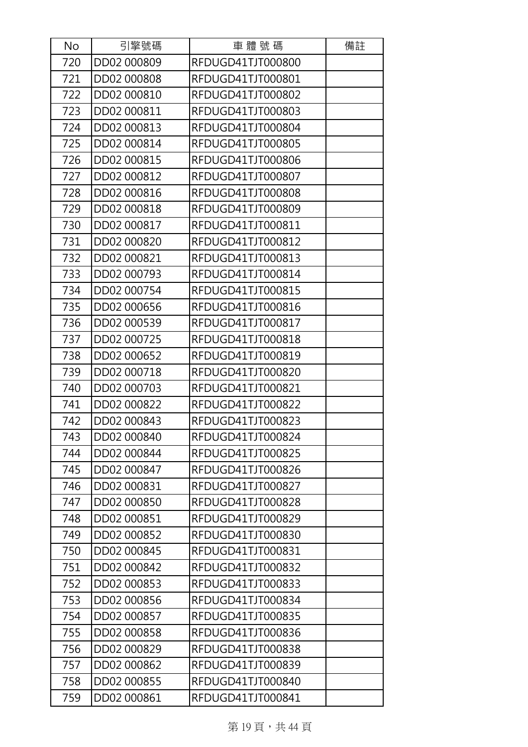| No | 引擎號碼 | 車 體 號 碼 | 備註 |
|---|---|---|---|
| 720 | DD02 000809 | RFDUGD41TJT000800 | |
| 721 | DD02 000808 | RFDUGD41TJT000801 | |
| 722 | DD02 000810 | RFDUGD41TJT000802 | |
| 723 | DD02 000811 | RFDUGD41TJT000803 | |
| 724 | DD02 000813 | RFDUGD41TJT000804 | |
| 725 | DD02 000814 | RFDUGD41TJT000805 | |
| 726 | DD02 000815 | RFDUGD41TJT000806 | |
| 727 | DD02 000812 | RFDUGD41TJT000807 | |
| 728 | DD02 000816 | RFDUGD41TJT000808 | |
| 729 | DD02 000818 | RFDUGD41TJT000809 | |
| 730 | DD02 000817 | RFDUGD41TJT000811 | |
| 731 | DD02 000820 | RFDUGD41TJT000812 | |
| 732 | DD02 000821 | RFDUGD41TJT000813 | |
| 733 | DD02 000793 | RFDUGD41TJT000814 | |
| 734 | DD02 000754 | RFDUGD41TJT000815 | |
| 735 | DD02 000656 | RFDUGD41TJT000816 | |
| 736 | DD02 000539 | RFDUGD41TJT000817 | |
| 737 | DD02 000725 | RFDUGD41TJT000818 | |
| 738 | DD02 000652 | RFDUGD41TJT000819 | |
| 739 | DD02 000718 | RFDUGD41TJT000820 | |
| 740 | DD02 000703 | RFDUGD41TJT000821 | |
| 741 | DD02 000822 | RFDUGD41TJT000822 | |
| 742 | DD02 000843 | RFDUGD41TJT000823 | |
| 743 | DD02 000840 | RFDUGD41TJT000824 | |
| 744 | DD02 000844 | RFDUGD41TJT000825 | |
| 745 | DD02 000847 | RFDUGD41TJT000826 | |
| 746 | DD02 000831 | RFDUGD41TJT000827 | |
| 747 | DD02 000850 | RFDUGD41TJT000828 | |
| 748 | DD02 000851 | RFDUGD41TJT000829 | |
| 749 | DD02 000852 | RFDUGD41TJT000830 | |
| 750 | DD02 000845 | RFDUGD41TJT000831 | |
| 751 | DD02 000842 | RFDUGD41TJT000832 | |
| 752 | DD02 000853 | RFDUGD41TJT000833 | |
| 753 | DD02 000856 | RFDUGD41TJT000834 | |
| 754 | DD02 000857 | RFDUGD41TJT000835 | |
| 755 | DD02 000858 | RFDUGD41TJT000836 | |
| 756 | DD02 000829 | RFDUGD41TJT000838 | |
| 757 | DD02 000862 | RFDUGD41TJT000839 | |
| 758 | DD02 000855 | RFDUGD41TJT000840 | |
| 759 | DD02 000861 | RFDUGD41TJT000841 | |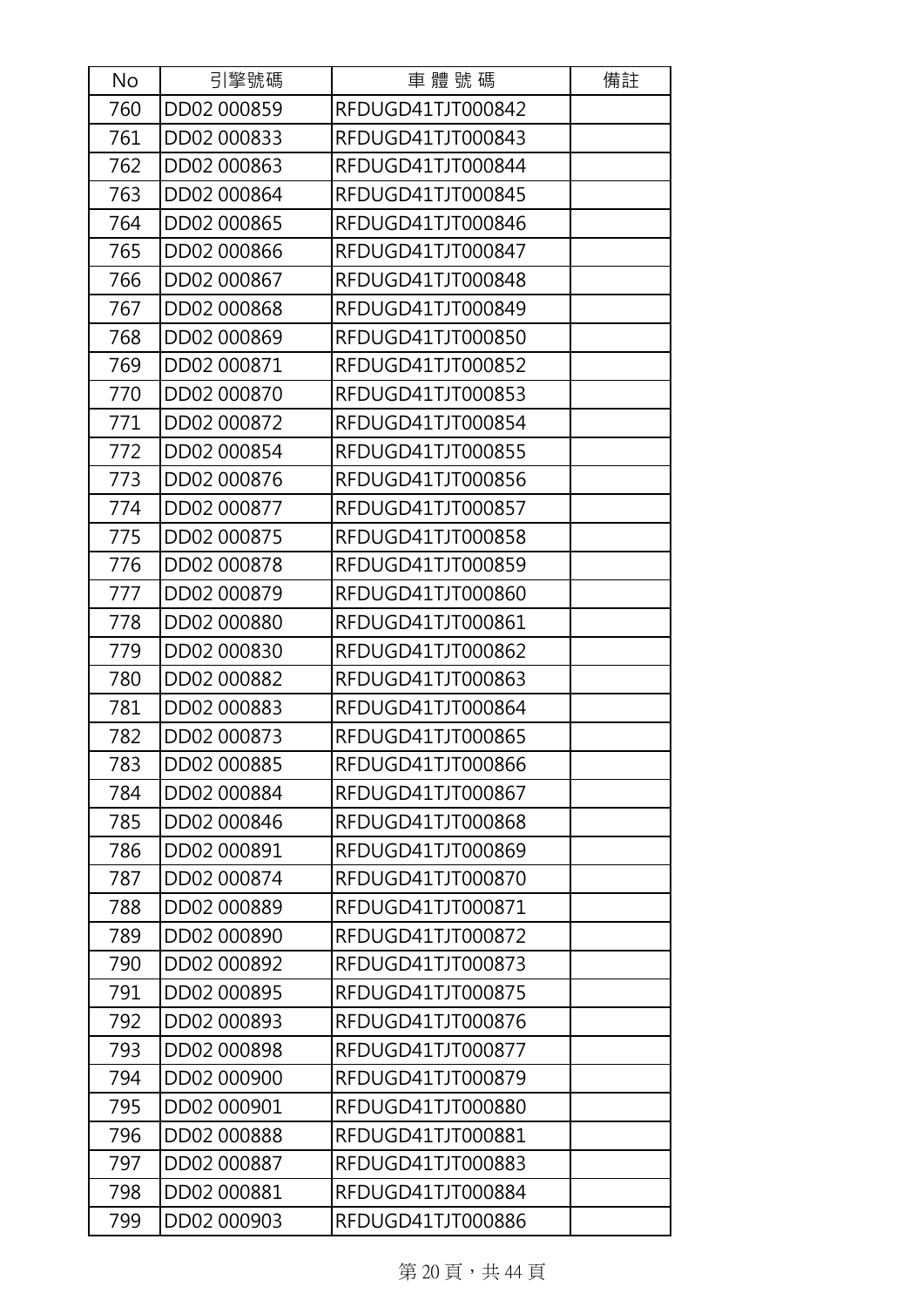| No | 引擎號碼 | 車 體 號 碼 | 備註 |
|---|---|---|---|
| 760 | DD02 000859 | RFDUGD41TJT000842 | |
| 761 | DD02 000833 | RFDUGD41TJT000843 | |
| 762 | DD02 000863 | RFDUGD41TJT000844 | |
| 763 | DD02 000864 | RFDUGD41TJT000845 | |
| 764 | DD02 000865 | RFDUGD41TJT000846 | |
| 765 | DD02 000866 | RFDUGD41TJT000847 | |
| 766 | DD02 000867 | RFDUGD41TJT000848 | |
| 767 | DD02 000868 | RFDUGD41TJT000849 | |
| 768 | DD02 000869 | RFDUGD41TJT000850 | |
| 769 | DD02 000871 | RFDUGD41TJT000852 | |
| 770 | DD02 000870 | RFDUGD41TJT000853 | |
| 771 | DD02 000872 | RFDUGD41TJT000854 | |
| 772 | DD02 000854 | RFDUGD41TJT000855 | |
| 773 | DD02 000876 | RFDUGD41TJT000856 | |
| 774 | DD02 000877 | RFDUGD41TJT000857 | |
| 775 | DD02 000875 | RFDUGD41TJT000858 | |
| 776 | DD02 000878 | RFDUGD41TJT000859 | |
| 777 | DD02 000879 | RFDUGD41TJT000860 | |
| 778 | DD02 000880 | RFDUGD41TJT000861 | |
| 779 | DD02 000830 | RFDUGD41TJT000862 | |
| 780 | DD02 000882 | RFDUGD41TJT000863 | |
| 781 | DD02 000883 | RFDUGD41TJT000864 | |
| 782 | DD02 000873 | RFDUGD41TJT000865 | |
| 783 | DD02 000885 | RFDUGD41TJT000866 | |
| 784 | DD02 000884 | RFDUGD41TJT000867 | |
| 785 | DD02 000846 | RFDUGD41TJT000868 | |
| 786 | DD02 000891 | RFDUGD41TJT000869 | |
| 787 | DD02 000874 | RFDUGD41TJT000870 | |
| 788 | DD02 000889 | RFDUGD41TJT000871 | |
| 789 | DD02 000890 | RFDUGD41TJT000872 | |
| 790 | DD02 000892 | RFDUGD41TJT000873 | |
| 791 | DD02 000895 | RFDUGD41TJT000875 | |
| 792 | DD02 000893 | RFDUGD41TJT000876 | |
| 793 | DD02 000898 | RFDUGD41TJT000877 | |
| 794 | DD02 000900 | RFDUGD41TJT000879 | |
| 795 | DD02 000901 | RFDUGD41TJT000880 | |
| 796 | DD02 000888 | RFDUGD41TJT000881 | |
| 797 | DD02 000887 | RFDUGD41TJT000883 | |
| 798 | DD02 000881 | RFDUGD41TJT000884 | |
| 799 | DD02 000903 | RFDUGD41TJT000886 | |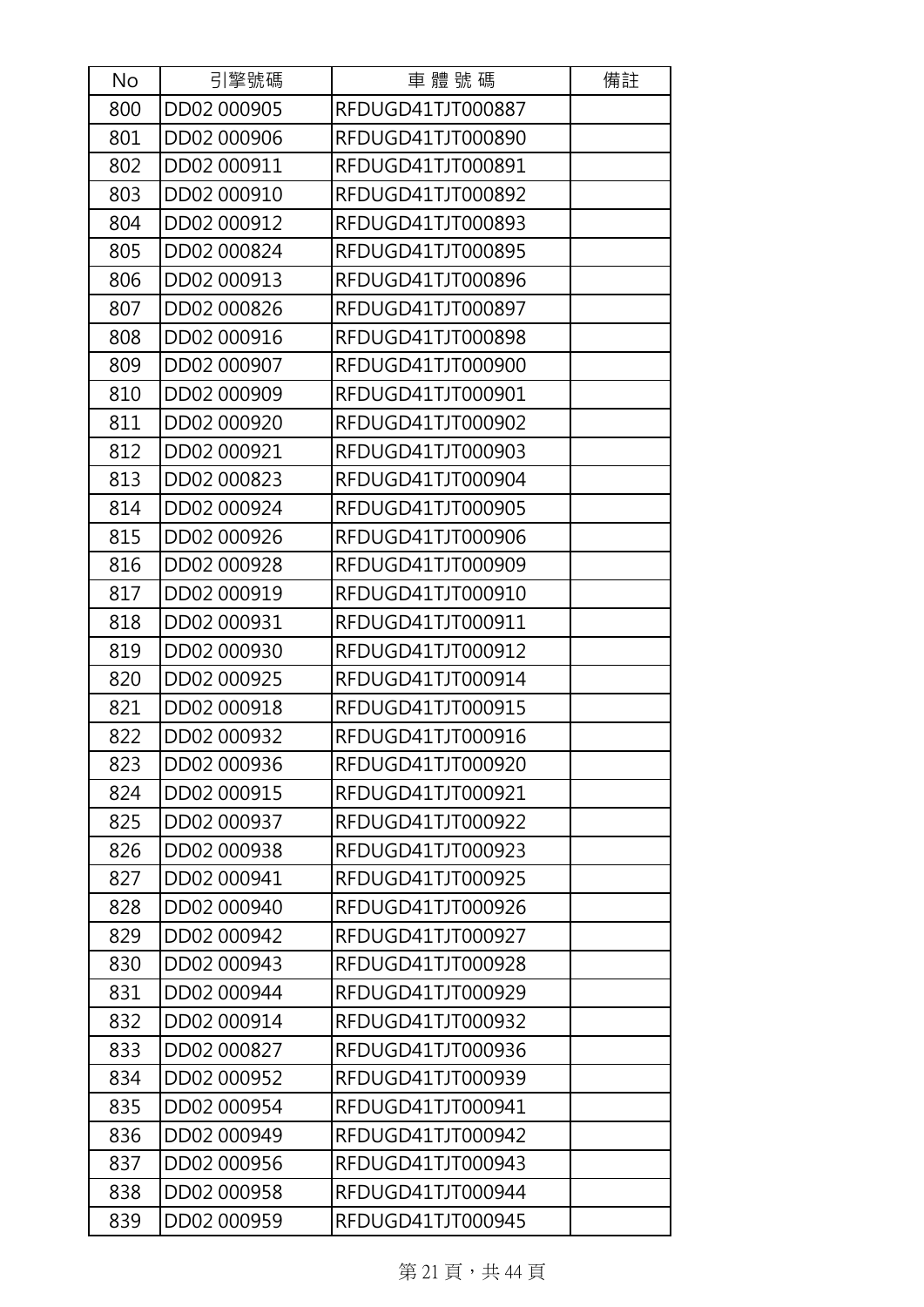| No | 引擎號碼 | 車 體 號 碼 | 備註 |
| --- | --- | --- | --- |
| 800 | DD02 000905 | RFDUGD41TJT000887 | |
| 801 | DD02 000906 | RFDUGD41TJT000890 | |
| 802 | DD02 000911 | RFDUGD41TJT000891 | |
| 803 | DD02 000910 | RFDUGD41TJT000892 | |
| 804 | DD02 000912 | RFDUGD41TJT000893 | |
| 805 | DD02 000824 | RFDUGD41TJT000895 | |
| 806 | DD02 000913 | RFDUGD41TJT000896 | |
| 807 | DD02 000826 | RFDUGD41TJT000897 | |
| 808 | DD02 000916 | RFDUGD41TJT000898 | |
| 809 | DD02 000907 | RFDUGD41TJT000900 | |
| 810 | DD02 000909 | RFDUGD41TJT000901 | |
| 811 | DD02 000920 | RFDUGD41TJT000902 | |
| 812 | DD02 000921 | RFDUGD41TJT000903 | |
| 813 | DD02 000823 | RFDUGD41TJT000904 | |
| 814 | DD02 000924 | RFDUGD41TJT000905 | |
| 815 | DD02 000926 | RFDUGD41TJT000906 | |
| 816 | DD02 000928 | RFDUGD41TJT000909 | |
| 817 | DD02 000919 | RFDUGD41TJT000910 | |
| 818 | DD02 000931 | RFDUGD41TJT000911 | |
| 819 | DD02 000930 | RFDUGD41TJT000912 | |
| 820 | DD02 000925 | RFDUGD41TJT000914 | |
| 821 | DD02 000918 | RFDUGD41TJT000915 | |
| 822 | DD02 000932 | RFDUGD41TJT000916 | |
| 823 | DD02 000936 | RFDUGD41TJT000920 | |
| 824 | DD02 000915 | RFDUGD41TJT000921 | |
| 825 | DD02 000937 | RFDUGD41TJT000922 | |
| 826 | DD02 000938 | RFDUGD41TJT000923 | |
| 827 | DD02 000941 | RFDUGD41TJT000925 | |
| 828 | DD02 000940 | RFDUGD41TJT000926 | |
| 829 | DD02 000942 | RFDUGD41TJT000927 | |
| 830 | DD02 000943 | RFDUGD41TJT000928 | |
| 831 | DD02 000944 | RFDUGD41TJT000929 | |
| 832 | DD02 000914 | RFDUGD41TJT000932 | |
| 833 | DD02 000827 | RFDUGD41TJT000936 | |
| 834 | DD02 000952 | RFDUGD41TJT000939 | |
| 835 | DD02 000954 | RFDUGD41TJT000941 | |
| 836 | DD02 000949 | RFDUGD41TJT000942 | |
| 837 | DD02 000956 | RFDUGD41TJT000943 | |
| 838 | DD02 000958 | RFDUGD41TJT000944 | |
| 839 | DD02 000959 | RFDUGD41TJT000945 | |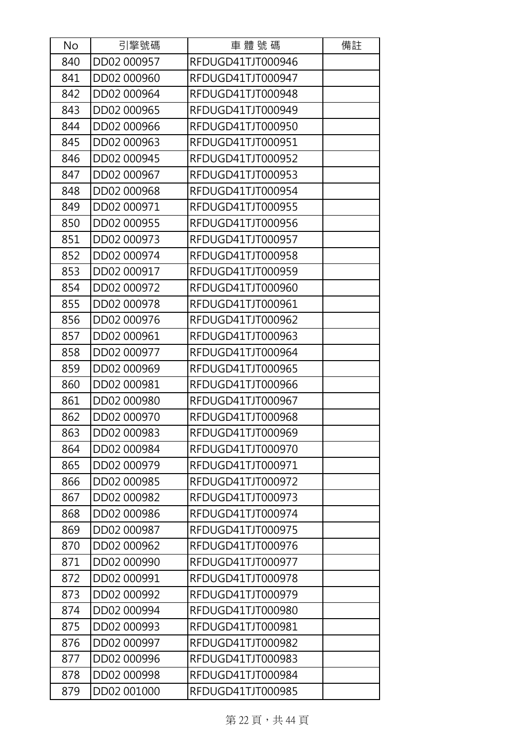| No | 引擎號碼 | 車 體 號 碼 | 備註 |
| --- | --- | --- | --- |
| 840 | DD02 000957 | RFDUGD41TJT000946 | |
| 841 | DD02 000960 | RFDUGD41TJT000947 | |
| 842 | DD02 000964 | RFDUGD41TJT000948 | |
| 843 | DD02 000965 | RFDUGD41TJT000949 | |
| 844 | DD02 000966 | RFDUGD41TJT000950 | |
| 845 | DD02 000963 | RFDUGD41TJT000951 | |
| 846 | DD02 000945 | RFDUGD41TJT000952 | |
| 847 | DD02 000967 | RFDUGD41TJT000953 | |
| 848 | DD02 000968 | RFDUGD41TJT000954 | |
| 849 | DD02 000971 | RFDUGD41TJT000955 | |
| 850 | DD02 000955 | RFDUGD41TJT000956 | |
| 851 | DD02 000973 | RFDUGD41TJT000957 | |
| 852 | DD02 000974 | RFDUGD41TJT000958 | |
| 853 | DD02 000917 | RFDUGD41TJT000959 | |
| 854 | DD02 000972 | RFDUGD41TJT000960 | |
| 855 | DD02 000978 | RFDUGD41TJT000961 | |
| 856 | DD02 000976 | RFDUGD41TJT000962 | |
| 857 | DD02 000961 | RFDUGD41TJT000963 | |
| 858 | DD02 000977 | RFDUGD41TJT000964 | |
| 859 | DD02 000969 | RFDUGD41TJT000965 | |
| 860 | DD02 000981 | RFDUGD41TJT000966 | |
| 861 | DD02 000980 | RFDUGD41TJT000967 | |
| 862 | DD02 000970 | RFDUGD41TJT000968 | |
| 863 | DD02 000983 | RFDUGD41TJT000969 | |
| 864 | DD02 000984 | RFDUGD41TJT000970 | |
| 865 | DD02 000979 | RFDUGD41TJT000971 | |
| 866 | DD02 000985 | RFDUGD41TJT000972 | |
| 867 | DD02 000982 | RFDUGD41TJT000973 | |
| 868 | DD02 000986 | RFDUGD41TJT000974 | |
| 869 | DD02 000987 | RFDUGD41TJT000975 | |
| 870 | DD02 000962 | RFDUGD41TJT000976 | |
| 871 | DD02 000990 | RFDUGD41TJT000977 | |
| 872 | DD02 000991 | RFDUGD41TJT000978 | |
| 873 | DD02 000992 | RFDUGD41TJT000979 | |
| 874 | DD02 000994 | RFDUGD41TJT000980 | |
| 875 | DD02 000993 | RFDUGD41TJT000981 | |
| 876 | DD02 000997 | RFDUGD41TJT000982 | |
| 877 | DD02 000996 | RFDUGD41TJT000983 | |
| 878 | DD02 000998 | RFDUGD41TJT000984 | |
| 879 | DD02 001000 | RFDUGD41TJT000985 | |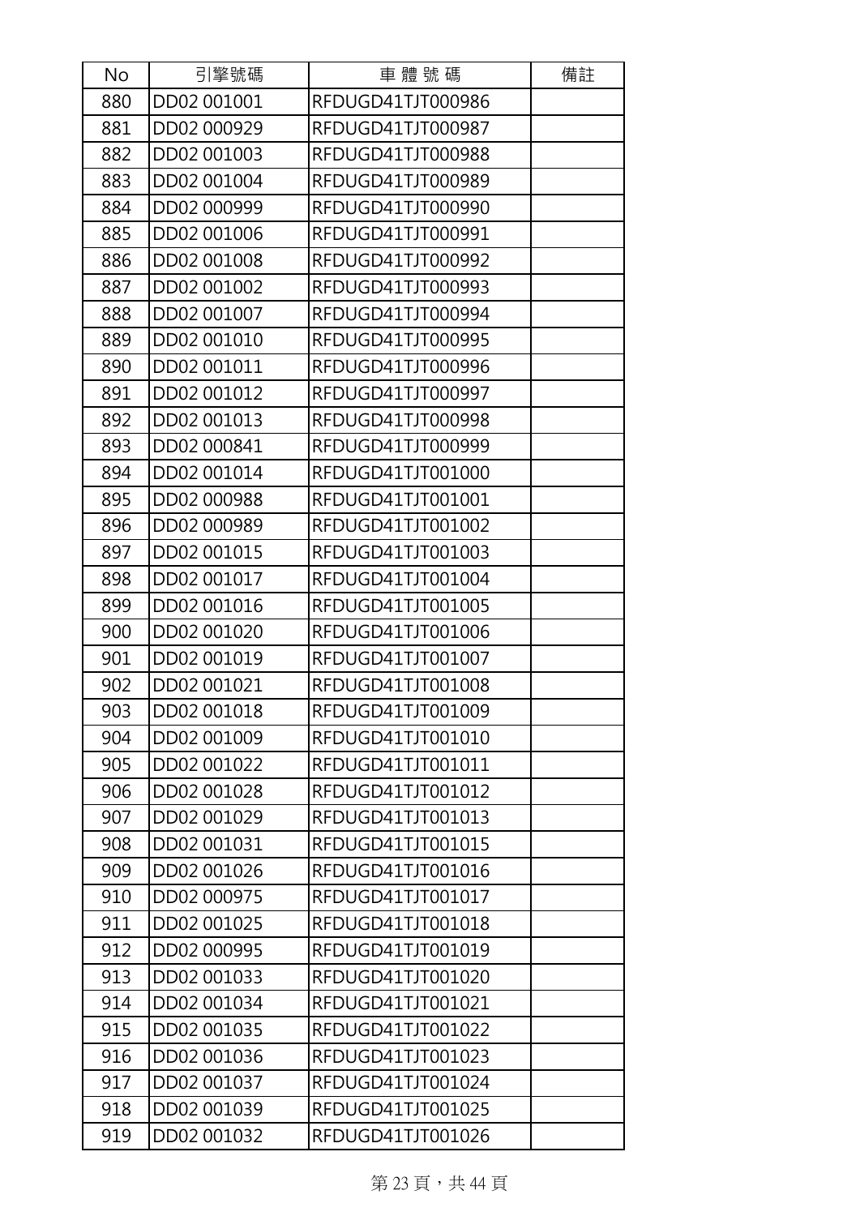| No | 引擎號碼 | 車 體 號 碼 | 備註 |
|---|---|---|---|
| 880 | DD02 001001 | RFDUGD41TJT000986 | |
| 881 | DD02 000929 | RFDUGD41TJT000987 | |
| 882 | DD02 001003 | RFDUGD41TJT000988 | |
| 883 | DD02 001004 | RFDUGD41TJT000989 | |
| 884 | DD02 000999 | RFDUGD41TJT000990 | |
| 885 | DD02 001006 | RFDUGD41TJT000991 | |
| 886 | DD02 001008 | RFDUGD41TJT000992 | |
| 887 | DD02 001002 | RFDUGD41TJT000993 | |
| 888 | DD02 001007 | RFDUGD41TJT000994 | |
| 889 | DD02 001010 | RFDUGD41TJT000995 | |
| 890 | DD02 001011 | RFDUGD41TJT000996 | |
| 891 | DD02 001012 | RFDUGD41TJT000997 | |
| 892 | DD02 001013 | RFDUGD41TJT000998 | |
| 893 | DD02 000841 | RFDUGD41TJT000999 | |
| 894 | DD02 001014 | RFDUGD41TJT001000 | |
| 895 | DD02 000988 | RFDUGD41TJT001001 | |
| 896 | DD02 000989 | RFDUGD41TJT001002 | |
| 897 | DD02 001015 | RFDUGD41TJT001003 | |
| 898 | DD02 001017 | RFDUGD41TJT001004 | |
| 899 | DD02 001016 | RFDUGD41TJT001005 | |
| 900 | DD02 001020 | RFDUGD41TJT001006 | |
| 901 | DD02 001019 | RFDUGD41TJT001007 | |
| 902 | DD02 001021 | RFDUGD41TJT001008 | |
| 903 | DD02 001018 | RFDUGD41TJT001009 | |
| 904 | DD02 001009 | RFDUGD41TJT001010 | |
| 905 | DD02 001022 | RFDUGD41TJT001011 | |
| 906 | DD02 001028 | RFDUGD41TJT001012 | |
| 907 | DD02 001029 | RFDUGD41TJT001013 | |
| 908 | DD02 001031 | RFDUGD41TJT001015 | |
| 909 | DD02 001026 | RFDUGD41TJT001016 | |
| 910 | DD02 000975 | RFDUGD41TJT001017 | |
| 911 | DD02 001025 | RFDUGD41TJT001018 | |
| 912 | DD02 000995 | RFDUGD41TJT001019 | |
| 913 | DD02 001033 | RFDUGD41TJT001020 | |
| 914 | DD02 001034 | RFDUGD41TJT001021 | |
| 915 | DD02 001035 | RFDUGD41TJT001022 | |
| 916 | DD02 001036 | RFDUGD41TJT001023 | |
| 917 | DD02 001037 | RFDUGD41TJT001024 | |
| 918 | DD02 001039 | RFDUGD41TJT001025 | |
| 919 | DD02 001032 | RFDUGD41TJT001026 | |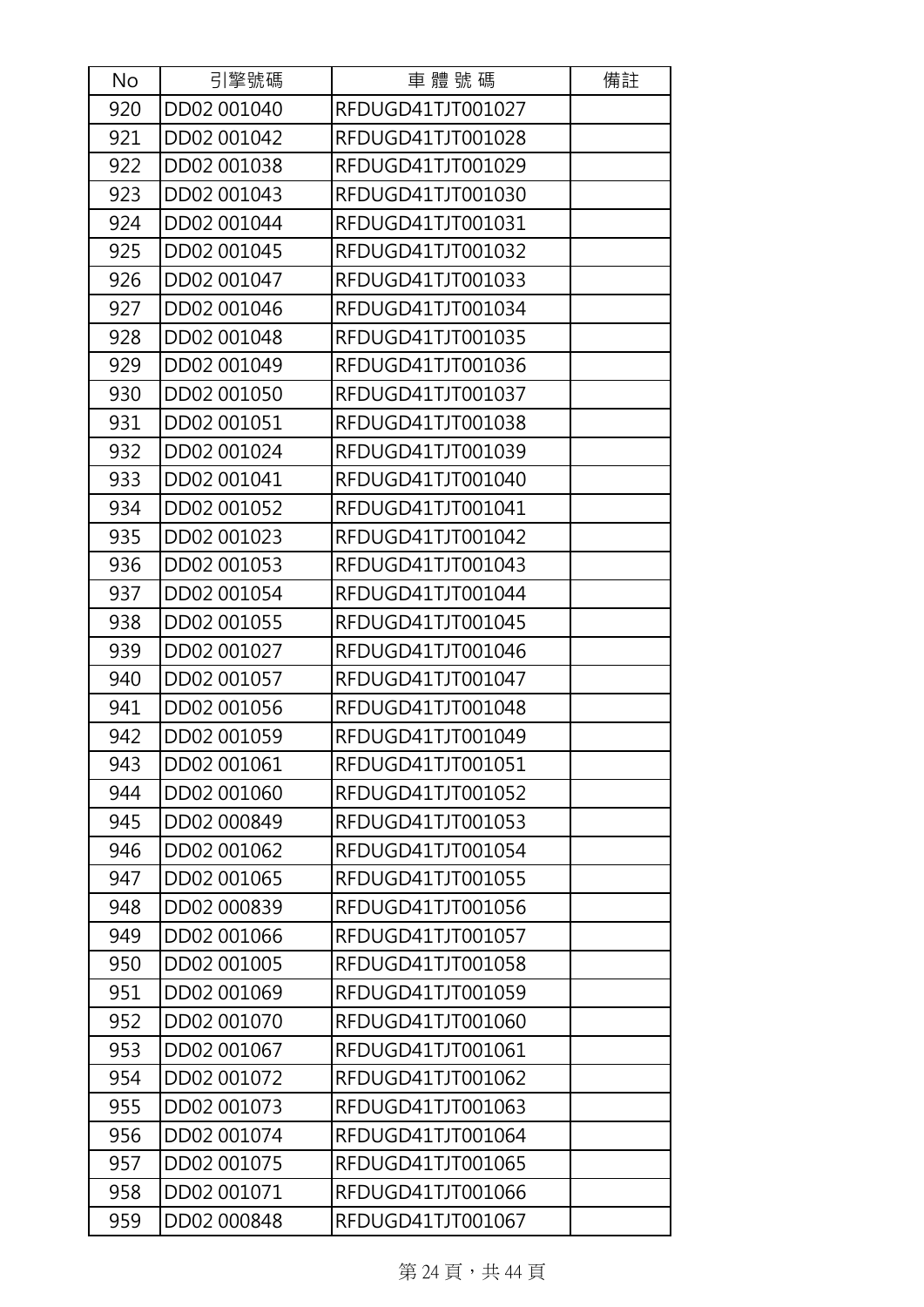| No | 引擎號碼 | 車 體 號 碼 | 備註 |
| --- | --- | --- | --- |
| 920 | DD02 001040 | RFDUGD41TJT001027 | |
| 921 | DD02 001042 | RFDUGD41TJT001028 | |
| 922 | DD02 001038 | RFDUGD41TJT001029 | |
| 923 | DD02 001043 | RFDUGD41TJT001030 | |
| 924 | DD02 001044 | RFDUGD41TJT001031 | |
| 925 | DD02 001045 | RFDUGD41TJT001032 | |
| 926 | DD02 001047 | RFDUGD41TJT001033 | |
| 927 | DD02 001046 | RFDUGD41TJT001034 | |
| 928 | DD02 001048 | RFDUGD41TJT001035 | |
| 929 | DD02 001049 | RFDUGD41TJT001036 | |
| 930 | DD02 001050 | RFDUGD41TJT001037 | |
| 931 | DD02 001051 | RFDUGD41TJT001038 | |
| 932 | DD02 001024 | RFDUGD41TJT001039 | |
| 933 | DD02 001041 | RFDUGD41TJT001040 | |
| 934 | DD02 001052 | RFDUGD41TJT001041 | |
| 935 | DD02 001023 | RFDUGD41TJT001042 | |
| 936 | DD02 001053 | RFDUGD41TJT001043 | |
| 937 | DD02 001054 | RFDUGD41TJT001044 | |
| 938 | DD02 001055 | RFDUGD41TJT001045 | |
| 939 | DD02 001027 | RFDUGD41TJT001046 | |
| 940 | DD02 001057 | RFDUGD41TJT001047 | |
| 941 | DD02 001056 | RFDUGD41TJT001048 | |
| 942 | DD02 001059 | RFDUGD41TJT001049 | |
| 943 | DD02 001061 | RFDUGD41TJT001051 | |
| 944 | DD02 001060 | RFDUGD41TJT001052 | |
| 945 | DD02 000849 | RFDUGD41TJT001053 | |
| 946 | DD02 001062 | RFDUGD41TJT001054 | |
| 947 | DD02 001065 | RFDUGD41TJT001055 | |
| 948 | DD02 000839 | RFDUGD41TJT001056 | |
| 949 | DD02 001066 | RFDUGD41TJT001057 | |
| 950 | DD02 001005 | RFDUGD41TJT001058 | |
| 951 | DD02 001069 | RFDUGD41TJT001059 | |
| 952 | DD02 001070 | RFDUGD41TJT001060 | |
| 953 | DD02 001067 | RFDUGD41TJT001061 | |
| 954 | DD02 001072 | RFDUGD41TJT001062 | |
| 955 | DD02 001073 | RFDUGD41TJT001063 | |
| 956 | DD02 001074 | RFDUGD41TJT001064 | |
| 957 | DD02 001075 | RFDUGD41TJT001065 | |
| 958 | DD02 001071 | RFDUGD41TJT001066 | |
| 959 | DD02 000848 | RFDUGD41TJT001067 | |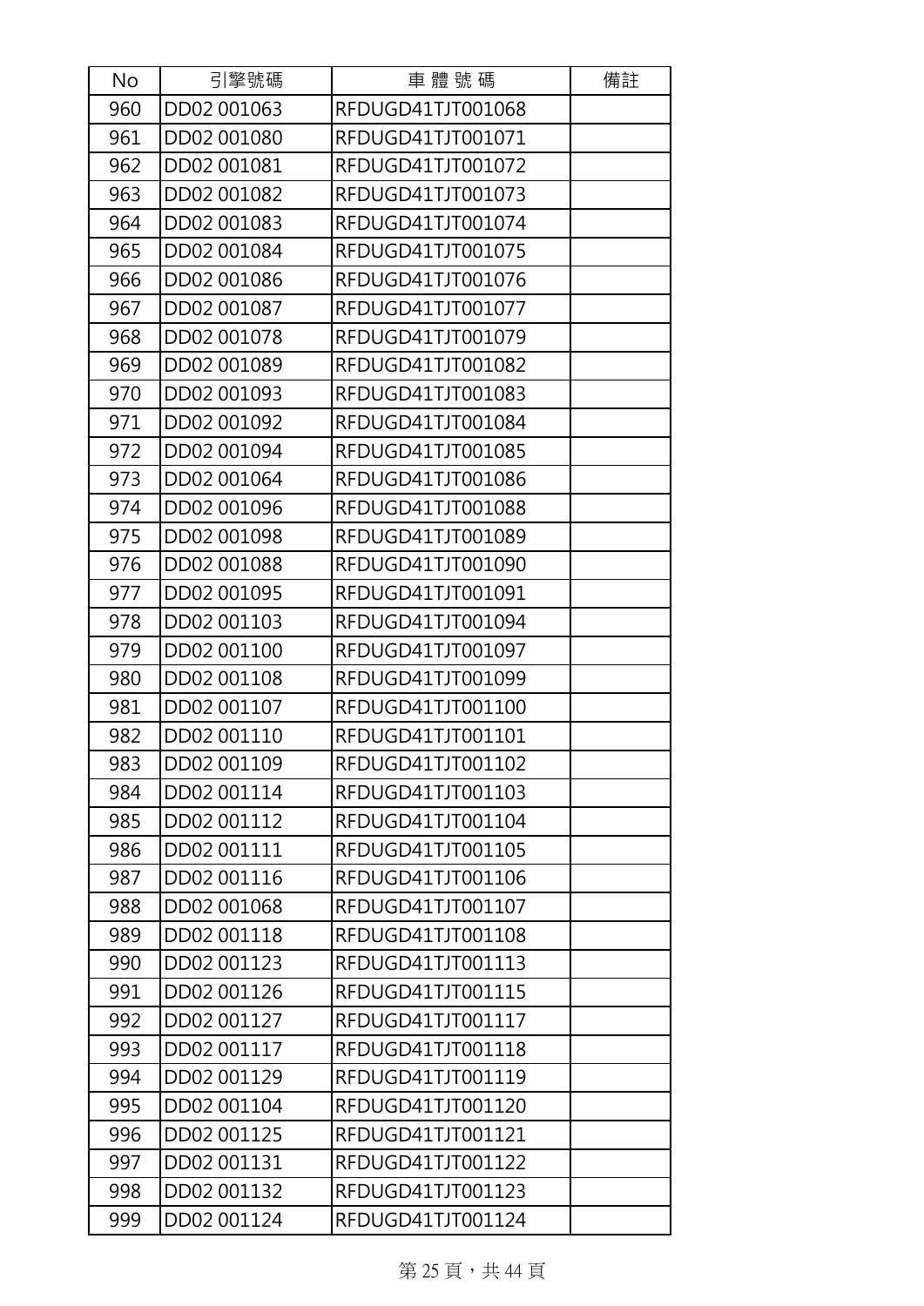| No | 引擎號碼 | 車 體 號 碼 | 備註 |
|---|---|---|---|
| 960 | DD02 001063 | RFDUGD41TJT001068 | |
| 961 | DD02 001080 | RFDUGD41TJT001071 | |
| 962 | DD02 001081 | RFDUGD41TJT001072 | |
| 963 | DD02 001082 | RFDUGD41TJT001073 | |
| 964 | DD02 001083 | RFDUGD41TJT001074 | |
| 965 | DD02 001084 | RFDUGD41TJT001075 | |
| 966 | DD02 001086 | RFDUGD41TJT001076 | |
| 967 | DD02 001087 | RFDUGD41TJT001077 | |
| 968 | DD02 001078 | RFDUGD41TJT001079 | |
| 969 | DD02 001089 | RFDUGD41TJT001082 | |
| 970 | DD02 001093 | RFDUGD41TJT001083 | |
| 971 | DD02 001092 | RFDUGD41TJT001084 | |
| 972 | DD02 001094 | RFDUGD41TJT001085 | |
| 973 | DD02 001064 | RFDUGD41TJT001086 | |
| 974 | DD02 001096 | RFDUGD41TJT001088 | |
| 975 | DD02 001098 | RFDUGD41TJT001089 | |
| 976 | DD02 001088 | RFDUGD41TJT001090 | |
| 977 | DD02 001095 | RFDUGD41TJT001091 | |
| 978 | DD02 001103 | RFDUGD41TJT001094 | |
| 979 | DD02 001100 | RFDUGD41TJT001097 | |
| 980 | DD02 001108 | RFDUGD41TJT001099 | |
| 981 | DD02 001107 | RFDUGD41TJT001100 | |
| 982 | DD02 001110 | RFDUGD41TJT001101 | |
| 983 | DD02 001109 | RFDUGD41TJT001102 | |
| 984 | DD02 001114 | RFDUGD41TJT001103 | |
| 985 | DD02 001112 | RFDUGD41TJT001104 | |
| 986 | DD02 001111 | RFDUGD41TJT001105 | |
| 987 | DD02 001116 | RFDUGD41TJT001106 | |
| 988 | DD02 001068 | RFDUGD41TJT001107 | |
| 989 | DD02 001118 | RFDUGD41TJT001108 | |
| 990 | DD02 001123 | RFDUGD41TJT001113 | |
| 991 | DD02 001126 | RFDUGD41TJT001115 | |
| 992 | DD02 001127 | RFDUGD41TJT001117 | |
| 993 | DD02 001117 | RFDUGD41TJT001118 | |
| 994 | DD02 001129 | RFDUGD41TJT001119 | |
| 995 | DD02 001104 | RFDUGD41TJT001120 | |
| 996 | DD02 001125 | RFDUGD41TJT001121 | |
| 997 | DD02 001131 | RFDUGD41TJT001122 | |
| 998 | DD02 001132 | RFDUGD41TJT001123 | |
| 999 | DD02 001124 | RFDUGD41TJT001124 | |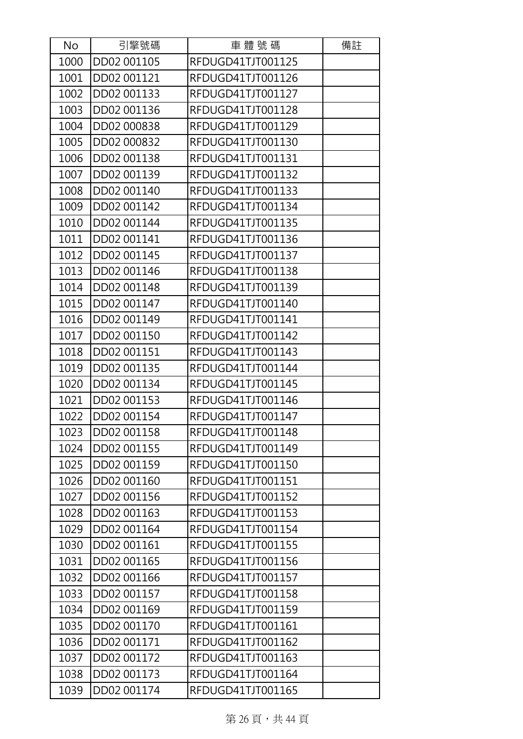| No | 引擎號碼 | 車 體 號 碼 | 備註 |
|---|---|---|---|
| 1000 | DD02 001105 | RFDUGD41TJT001125 | |
| 1001 | DD02 001121 | RFDUGD41TJT001126 | |
| 1002 | DD02 001133 | RFDUGD41TJT001127 | |
| 1003 | DD02 001136 | RFDUGD41TJT001128 | |
| 1004 | DD02 000838 | RFDUGD41TJT001129 | |
| 1005 | DD02 000832 | RFDUGD41TJT001130 | |
| 1006 | DD02 001138 | RFDUGD41TJT001131 | |
| 1007 | DD02 001139 | RFDUGD41TJT001132 | |
| 1008 | DD02 001140 | RFDUGD41TJT001133 | |
| 1009 | DD02 001142 | RFDUGD41TJT001134 | |
| 1010 | DD02 001144 | RFDUGD41TJT001135 | |
| 1011 | DD02 001141 | RFDUGD41TJT001136 | |
| 1012 | DD02 001145 | RFDUGD41TJT001137 | |
| 1013 | DD02 001146 | RFDUGD41TJT001138 | |
| 1014 | DD02 001148 | RFDUGD41TJT001139 | |
| 1015 | DD02 001147 | RFDUGD41TJT001140 | |
| 1016 | DD02 001149 | RFDUGD41TJT001141 | |
| 1017 | DD02 001150 | RFDUGD41TJT001142 | |
| 1018 | DD02 001151 | RFDUGD41TJT001143 | |
| 1019 | DD02 001135 | RFDUGD41TJT001144 | |
| 1020 | DD02 001134 | RFDUGD41TJT001145 | |
| 1021 | DD02 001153 | RFDUGD41TJT001146 | |
| 1022 | DD02 001154 | RFDUGD41TJT001147 | |
| 1023 | DD02 001158 | RFDUGD41TJT001148 | |
| 1024 | DD02 001155 | RFDUGD41TJT001149 | |
| 1025 | DD02 001159 | RFDUGD41TJT001150 | |
| 1026 | DD02 001160 | RFDUGD41TJT001151 | |
| 1027 | DD02 001156 | RFDUGD41TJT001152 | |
| 1028 | DD02 001163 | RFDUGD41TJT001153 | |
| 1029 | DD02 001164 | RFDUGD41TJT001154 | |
| 1030 | DD02 001161 | RFDUGD41TJT001155 | |
| 1031 | DD02 001165 | RFDUGD41TJT001156 | |
| 1032 | DD02 001166 | RFDUGD41TJT001157 | |
| 1033 | DD02 001157 | RFDUGD41TJT001158 | |
| 1034 | DD02 001169 | RFDUGD41TJT001159 | |
| 1035 | DD02 001170 | RFDUGD41TJT001161 | |
| 1036 | DD02 001171 | RFDUGD41TJT001162 | |
| 1037 | DD02 001172 | RFDUGD41TJT001163 | |
| 1038 | DD02 001173 | RFDUGD41TJT001164 | |
| 1039 | DD02 001174 | RFDUGD41TJT001165 | |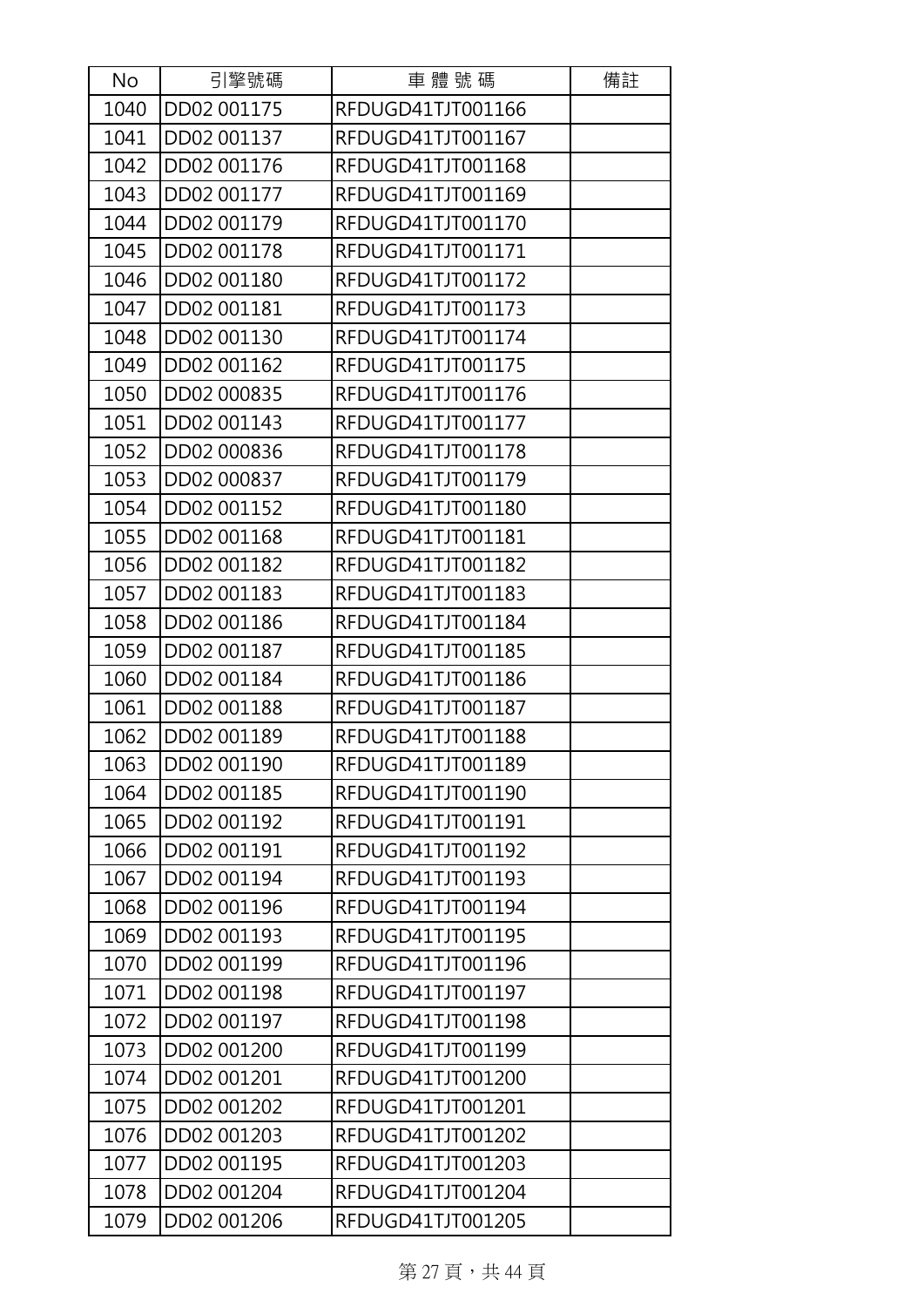| No | 引擎號碼 | 車 體 號 碼 | 備註 |
| --- | --- | --- | --- |
| 1040 | DD02 001175 | RFDUGD41TJT001166 | |
| 1041 | DD02 001137 | RFDUGD41TJT001167 | |
| 1042 | DD02 001176 | RFDUGD41TJT001168 | |
| 1043 | DD02 001177 | RFDUGD41TJT001169 | |
| 1044 | DD02 001179 | RFDUGD41TJT001170 | |
| 1045 | DD02 001178 | RFDUGD41TJT001171 | |
| 1046 | DD02 001180 | RFDUGD41TJT001172 | |
| 1047 | DD02 001181 | RFDUGD41TJT001173 | |
| 1048 | DD02 001130 | RFDUGD41TJT001174 | |
| 1049 | DD02 001162 | RFDUGD41TJT001175 | |
| 1050 | DD02 000835 | RFDUGD41TJT001176 | |
| 1051 | DD02 001143 | RFDUGD41TJT001177 | |
| 1052 | DD02 000836 | RFDUGD41TJT001178 | |
| 1053 | DD02 000837 | RFDUGD41TJT001179 | |
| 1054 | DD02 001152 | RFDUGD41TJT001180 | |
| 1055 | DD02 001168 | RFDUGD41TJT001181 | |
| 1056 | DD02 001182 | RFDUGD41TJT001182 | |
| 1057 | DD02 001183 | RFDUGD41TJT001183 | |
| 1058 | DD02 001186 | RFDUGD41TJT001184 | |
| 1059 | DD02 001187 | RFDUGD41TJT001185 | |
| 1060 | DD02 001184 | RFDUGD41TJT001186 | |
| 1061 | DD02 001188 | RFDUGD41TJT001187 | |
| 1062 | DD02 001189 | RFDUGD41TJT001188 | |
| 1063 | DD02 001190 | RFDUGD41TJT001189 | |
| 1064 | DD02 001185 | RFDUGD41TJT001190 | |
| 1065 | DD02 001192 | RFDUGD41TJT001191 | |
| 1066 | DD02 001191 | RFDUGD41TJT001192 | |
| 1067 | DD02 001194 | RFDUGD41TJT001193 | |
| 1068 | DD02 001196 | RFDUGD41TJT001194 | |
| 1069 | DD02 001193 | RFDUGD41TJT001195 | |
| 1070 | DD02 001199 | RFDUGD41TJT001196 | |
| 1071 | DD02 001198 | RFDUGD41TJT001197 | |
| 1072 | DD02 001197 | RFDUGD41TJT001198 | |
| 1073 | DD02 001200 | RFDUGD41TJT001199 | |
| 1074 | DD02 001201 | RFDUGD41TJT001200 | |
| 1075 | DD02 001202 | RFDUGD41TJT001201 | |
| 1076 | DD02 001203 | RFDUGD41TJT001202 | |
| 1077 | DD02 001195 | RFDUGD41TJT001203 | |
| 1078 | DD02 001204 | RFDUGD41TJT001204 | |
| 1079 | DD02 001206 | RFDUGD41TJT001205 | |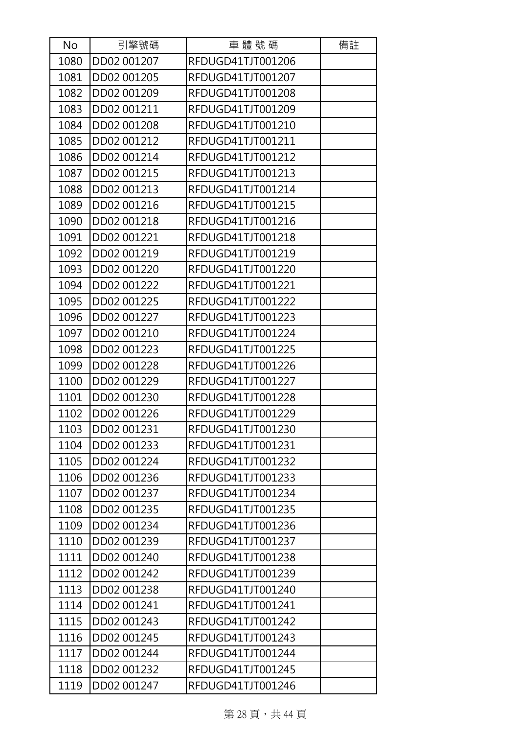| No | 引擎號碼 | 車 體 號 碼 | 備註 |
|---|---|---|---|
| 1080 | DD02 001207 | RFDUGD41TJT001206 | |
| 1081 | DD02 001205 | RFDUGD41TJT001207 | |
| 1082 | DD02 001209 | RFDUGD41TJT001208 | |
| 1083 | DD02 001211 | RFDUGD41TJT001209 | |
| 1084 | DD02 001208 | RFDUGD41TJT001210 | |
| 1085 | DD02 001212 | RFDUGD41TJT001211 | |
| 1086 | DD02 001214 | RFDUGD41TJT001212 | |
| 1087 | DD02 001215 | RFDUGD41TJT001213 | |
| 1088 | DD02 001213 | RFDUGD41TJT001214 | |
| 1089 | DD02 001216 | RFDUGD41TJT001215 | |
| 1090 | DD02 001218 | RFDUGD41TJT001216 | |
| 1091 | DD02 001221 | RFDUGD41TJT001218 | |
| 1092 | DD02 001219 | RFDUGD41TJT001219 | |
| 1093 | DD02 001220 | RFDUGD41TJT001220 | |
| 1094 | DD02 001222 | RFDUGD41TJT001221 | |
| 1095 | DD02 001225 | RFDUGD41TJT001222 | |
| 1096 | DD02 001227 | RFDUGD41TJT001223 | |
| 1097 | DD02 001210 | RFDUGD41TJT001224 | |
| 1098 | DD02 001223 | RFDUGD41TJT001225 | |
| 1099 | DD02 001228 | RFDUGD41TJT001226 | |
| 1100 | DD02 001229 | RFDUGD41TJT001227 | |
| 1101 | DD02 001230 | RFDUGD41TJT001228 | |
| 1102 | DD02 001226 | RFDUGD41TJT001229 | |
| 1103 | DD02 001231 | RFDUGD41TJT001230 | |
| 1104 | DD02 001233 | RFDUGD41TJT001231 | |
| 1105 | DD02 001224 | RFDUGD41TJT001232 | |
| 1106 | DD02 001236 | RFDUGD41TJT001233 | |
| 1107 | DD02 001237 | RFDUGD41TJT001234 | |
| 1108 | DD02 001235 | RFDUGD41TJT001235 | |
| 1109 | DD02 001234 | RFDUGD41TJT001236 | |
| 1110 | DD02 001239 | RFDUGD41TJT001237 | |
| 1111 | DD02 001240 | RFDUGD41TJT001238 | |
| 1112 | DD02 001242 | RFDUGD41TJT001239 | |
| 1113 | DD02 001238 | RFDUGD41TJT001240 | |
| 1114 | DD02 001241 | RFDUGD41TJT001241 | |
| 1115 | DD02 001243 | RFDUGD41TJT001242 | |
| 1116 | DD02 001245 | RFDUGD41TJT001243 | |
| 1117 | DD02 001244 | RFDUGD41TJT001244 | |
| 1118 | DD02 001232 | RFDUGD41TJT001245 | |
| 1119 | DD02 001247 | RFDUGD41TJT001246 | |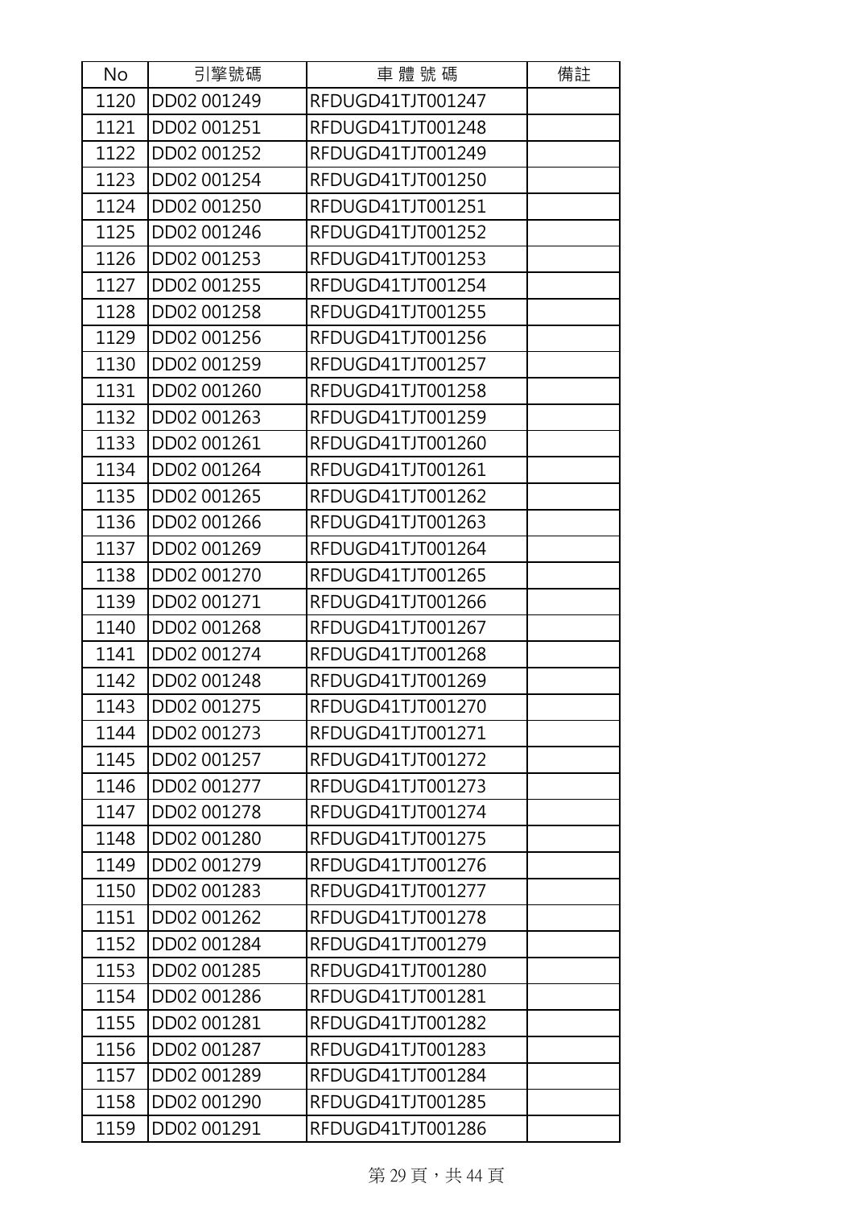| No | 引擎號碼 | 車 體 號 碼 | 備註 |
| --- | --- | --- | --- |
| 1120 | DD02 001249 | RFDUGD41TJT001247 | |
| 1121 | DD02 001251 | RFDUGD41TJT001248 | |
| 1122 | DD02 001252 | RFDUGD41TJT001249 | |
| 1123 | DD02 001254 | RFDUGD41TJT001250 | |
| 1124 | DD02 001250 | RFDUGD41TJT001251 | |
| 1125 | DD02 001246 | RFDUGD41TJT001252 | |
| 1126 | DD02 001253 | RFDUGD41TJT001253 | |
| 1127 | DD02 001255 | RFDUGD41TJT001254 | |
| 1128 | DD02 001258 | RFDUGD41TJT001255 | |
| 1129 | DD02 001256 | RFDUGD41TJT001256 | |
| 1130 | DD02 001259 | RFDUGD41TJT001257 | |
| 1131 | DD02 001260 | RFDUGD41TJT001258 | |
| 1132 | DD02 001263 | RFDUGD41TJT001259 | |
| 1133 | DD02 001261 | RFDUGD41TJT001260 | |
| 1134 | DD02 001264 | RFDUGD41TJT001261 | |
| 1135 | DD02 001265 | RFDUGD41TJT001262 | |
| 1136 | DD02 001266 | RFDUGD41TJT001263 | |
| 1137 | DD02 001269 | RFDUGD41TJT001264 | |
| 1138 | DD02 001270 | RFDUGD41TJT001265 | |
| 1139 | DD02 001271 | RFDUGD41TJT001266 | |
| 1140 | DD02 001268 | RFDUGD41TJT001267 | |
| 1141 | DD02 001274 | RFDUGD41TJT001268 | |
| 1142 | DD02 001248 | RFDUGD41TJT001269 | |
| 1143 | DD02 001275 | RFDUGD41TJT001270 | |
| 1144 | DD02 001273 | RFDUGD41TJT001271 | |
| 1145 | DD02 001257 | RFDUGD41TJT001272 | |
| 1146 | DD02 001277 | RFDUGD41TJT001273 | |
| 1147 | DD02 001278 | RFDUGD41TJT001274 | |
| 1148 | DD02 001280 | RFDUGD41TJT001275 | |
| 1149 | DD02 001279 | RFDUGD41TJT001276 | |
| 1150 | DD02 001283 | RFDUGD41TJT001277 | |
| 1151 | DD02 001262 | RFDUGD41TJT001278 | |
| 1152 | DD02 001284 | RFDUGD41TJT001279 | |
| 1153 | DD02 001285 | RFDUGD41TJT001280 | |
| 1154 | DD02 001286 | RFDUGD41TJT001281 | |
| 1155 | DD02 001281 | RFDUGD41TJT001282 | |
| 1156 | DD02 001287 | RFDUGD41TJT001283 | |
| 1157 | DD02 001289 | RFDUGD41TJT001284 | |
| 1158 | DD02 001290 | RFDUGD41TJT001285 | |
| 1159 | DD02 001291 | RFDUGD41TJT001286 | |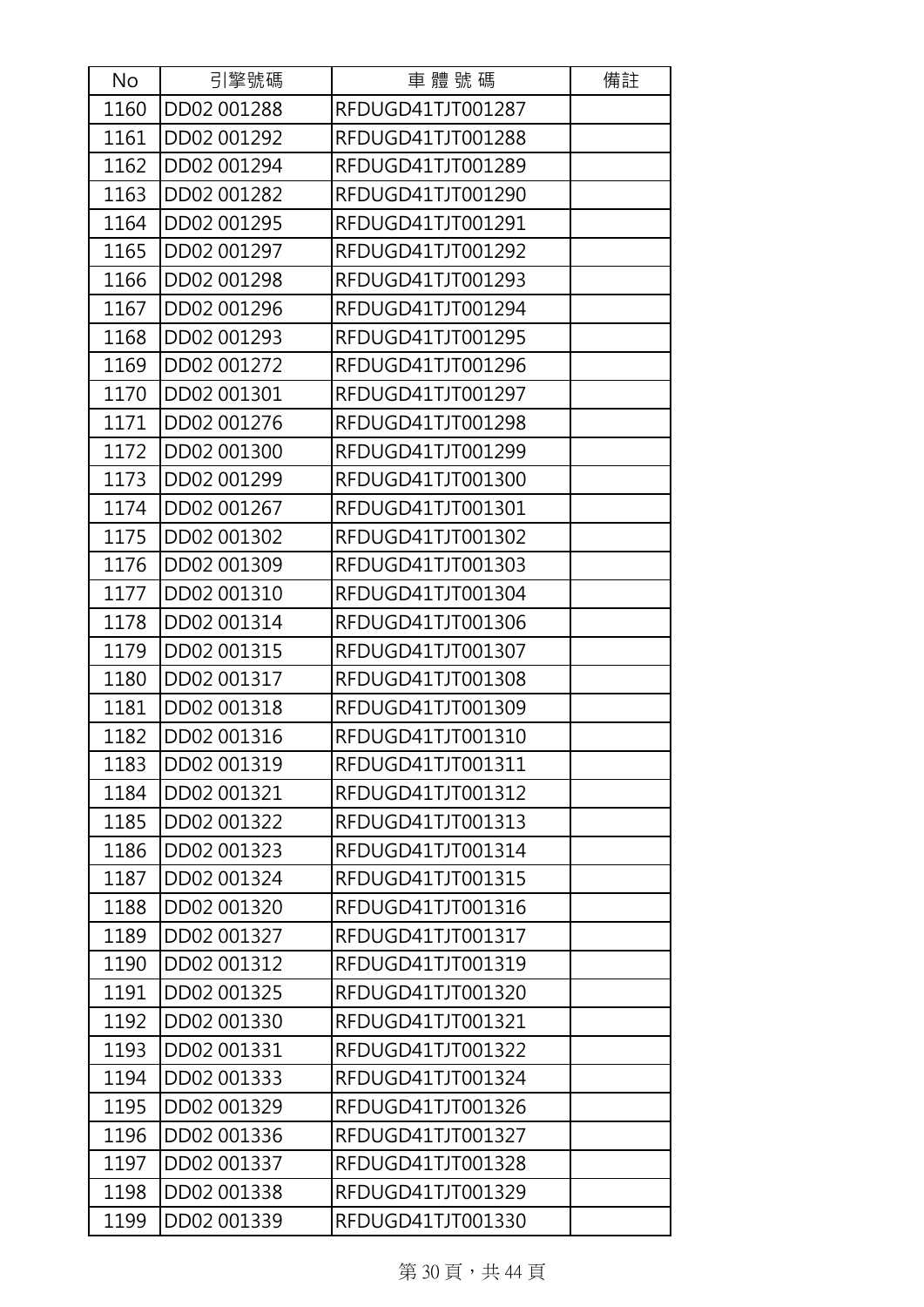| No | 引擎號碼 | 車 體 號 碼 | 備註 |
|---|---|---|---|
| 1160 | DD02 001288 | RFDUGD41TJT001287 | |
| 1161 | DD02 001292 | RFDUGD41TJT001288 | |
| 1162 | DD02 001294 | RFDUGD41TJT001289 | |
| 1163 | DD02 001282 | RFDUGD41TJT001290 | |
| 1164 | DD02 001295 | RFDUGD41TJT001291 | |
| 1165 | DD02 001297 | RFDUGD41TJT001292 | |
| 1166 | DD02 001298 | RFDUGD41TJT001293 | |
| 1167 | DD02 001296 | RFDUGD41TJT001294 | |
| 1168 | DD02 001293 | RFDUGD41TJT001295 | |
| 1169 | DD02 001272 | RFDUGD41TJT001296 | |
| 1170 | DD02 001301 | RFDUGD41TJT001297 | |
| 1171 | DD02 001276 | RFDUGD41TJT001298 | |
| 1172 | DD02 001300 | RFDUGD41TJT001299 | |
| 1173 | DD02 001299 | RFDUGD41TJT001300 | |
| 1174 | DD02 001267 | RFDUGD41TJT001301 | |
| 1175 | DD02 001302 | RFDUGD41TJT001302 | |
| 1176 | DD02 001309 | RFDUGD41TJT001303 | |
| 1177 | DD02 001310 | RFDUGD41TJT001304 | |
| 1178 | DD02 001314 | RFDUGD41TJT001306 | |
| 1179 | DD02 001315 | RFDUGD41TJT001307 | |
| 1180 | DD02 001317 | RFDUGD41TJT001308 | |
| 1181 | DD02 001318 | RFDUGD41TJT001309 | |
| 1182 | DD02 001316 | RFDUGD41TJT001310 | |
| 1183 | DD02 001319 | RFDUGD41TJT001311 | |
| 1184 | DD02 001321 | RFDUGD41TJT001312 | |
| 1185 | DD02 001322 | RFDUGD41TJT001313 | |
| 1186 | DD02 001323 | RFDUGD41TJT001314 | |
| 1187 | DD02 001324 | RFDUGD41TJT001315 | |
| 1188 | DD02 001320 | RFDUGD41TJT001316 | |
| 1189 | DD02 001327 | RFDUGD41TJT001317 | |
| 1190 | DD02 001312 | RFDUGD41TJT001319 | |
| 1191 | DD02 001325 | RFDUGD41TJT001320 | |
| 1192 | DD02 001330 | RFDUGD41TJT001321 | |
| 1193 | DD02 001331 | RFDUGD41TJT001322 | |
| 1194 | DD02 001333 | RFDUGD41TJT001324 | |
| 1195 | DD02 001329 | RFDUGD41TJT001326 | |
| 1196 | DD02 001336 | RFDUGD41TJT001327 | |
| 1197 | DD02 001337 | RFDUGD41TJT001328 | |
| 1198 | DD02 001338 | RFDUGD41TJT001329 | |
| 1199 | DD02 001339 | RFDUGD41TJT001330 | |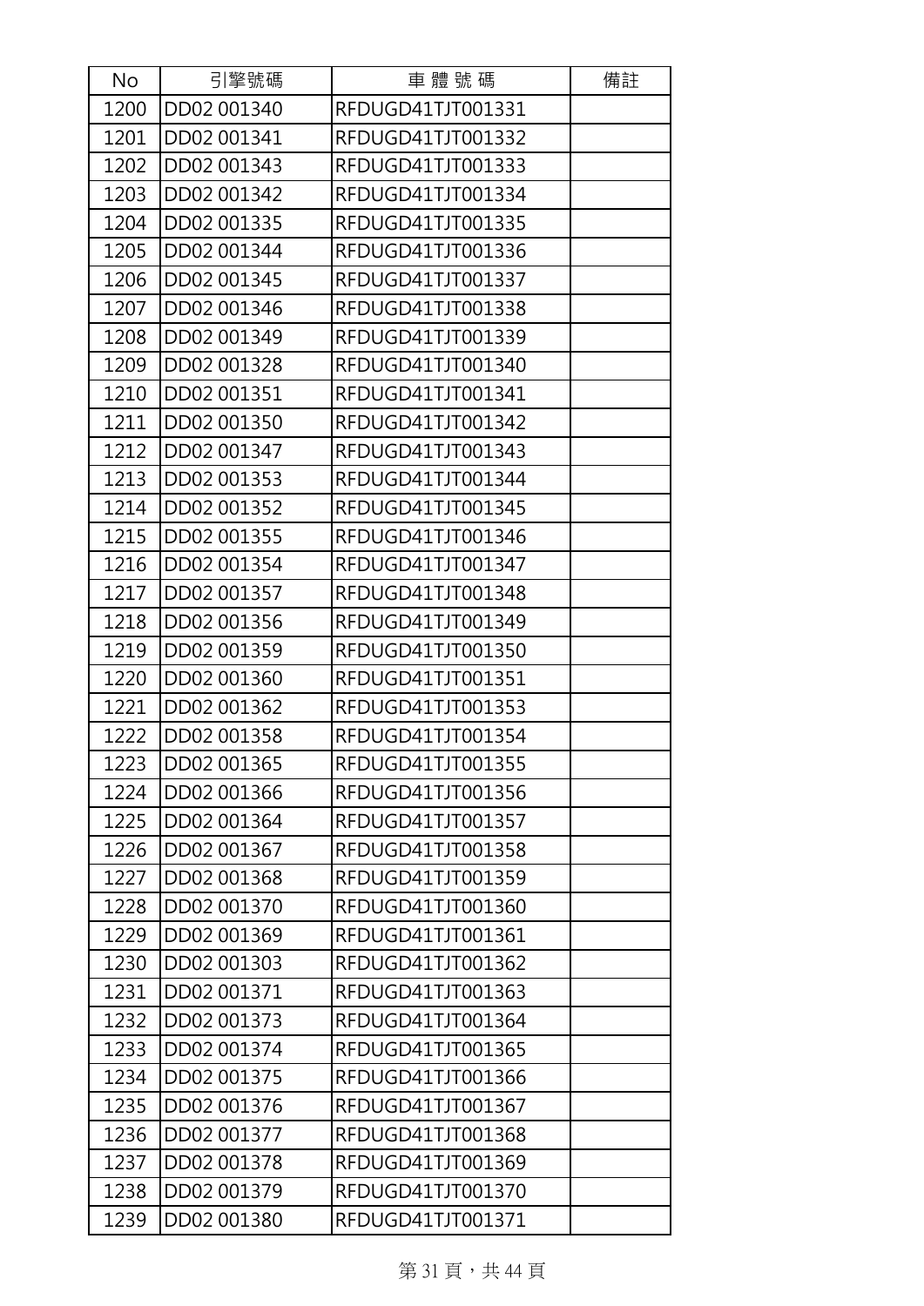| No | 引擎號碼 | 車 體 號 碼 | 備註 |
|---|---|---|---|
| 1200 | DD02 001340 | RFDUGD41TJT001331 | |
| 1201 | DD02 001341 | RFDUGD41TJT001332 | |
| 1202 | DD02 001343 | RFDUGD41TJT001333 | |
| 1203 | DD02 001342 | RFDUGD41TJT001334 | |
| 1204 | DD02 001335 | RFDUGD41TJT001335 | |
| 1205 | DD02 001344 | RFDUGD41TJT001336 | |
| 1206 | DD02 001345 | RFDUGD41TJT001337 | |
| 1207 | DD02 001346 | RFDUGD41TJT001338 | |
| 1208 | DD02 001349 | RFDUGD41TJT001339 | |
| 1209 | DD02 001328 | RFDUGD41TJT001340 | |
| 1210 | DD02 001351 | RFDUGD41TJT001341 | |
| 1211 | DD02 001350 | RFDUGD41TJT001342 | |
| 1212 | DD02 001347 | RFDUGD41TJT001343 | |
| 1213 | DD02 001353 | RFDUGD41TJT001344 | |
| 1214 | DD02 001352 | RFDUGD41TJT001345 | |
| 1215 | DD02 001355 | RFDUGD41TJT001346 | |
| 1216 | DD02 001354 | RFDUGD41TJT001347 | |
| 1217 | DD02 001357 | RFDUGD41TJT001348 | |
| 1218 | DD02 001356 | RFDUGD41TJT001349 | |
| 1219 | DD02 001359 | RFDUGD41TJT001350 | |
| 1220 | DD02 001360 | RFDUGD41TJT001351 | |
| 1221 | DD02 001362 | RFDUGD41TJT001353 | |
| 1222 | DD02 001358 | RFDUGD41TJT001354 | |
| 1223 | DD02 001365 | RFDUGD41TJT001355 | |
| 1224 | DD02 001366 | RFDUGD41TJT001356 | |
| 1225 | DD02 001364 | RFDUGD41TJT001357 | |
| 1226 | DD02 001367 | RFDUGD41TJT001358 | |
| 1227 | DD02 001368 | RFDUGD41TJT001359 | |
| 1228 | DD02 001370 | RFDUGD41TJT001360 | |
| 1229 | DD02 001369 | RFDUGD41TJT001361 | |
| 1230 | DD02 001303 | RFDUGD41TJT001362 | |
| 1231 | DD02 001371 | RFDUGD41TJT001363 | |
| 1232 | DD02 001373 | RFDUGD41TJT001364 | |
| 1233 | DD02 001374 | RFDUGD41TJT001365 | |
| 1234 | DD02 001375 | RFDUGD41TJT001366 | |
| 1235 | DD02 001376 | RFDUGD41TJT001367 | |
| 1236 | DD02 001377 | RFDUGD41TJT001368 | |
| 1237 | DD02 001378 | RFDUGD41TJT001369 | |
| 1238 | DD02 001379 | RFDUGD41TJT001370 | |
| 1239 | DD02 001380 | RFDUGD41TJT001371 | |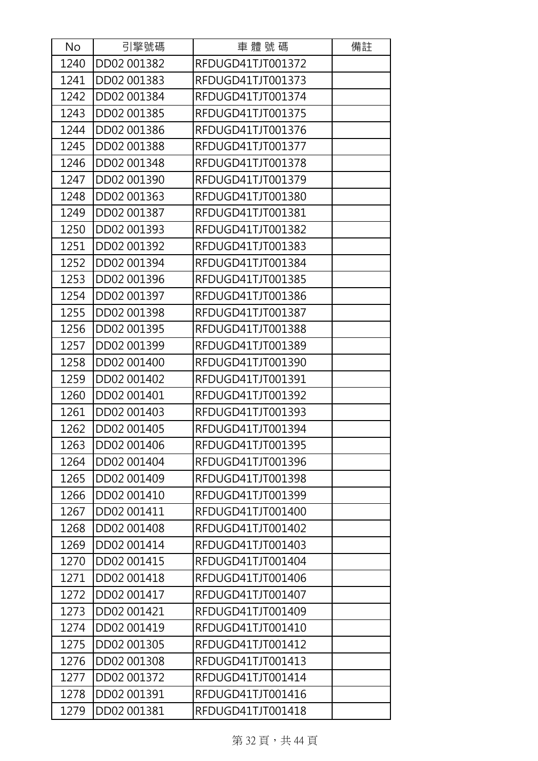| No | 引擎號碼 | 車 體 號 碼 | 備註 |
| --- | --- | --- | --- |
| 1240 | DD02 001382 | RFDUGD41TJT001372 | |
| 1241 | DD02 001383 | RFDUGD41TJT001373 | |
| 1242 | DD02 001384 | RFDUGD41TJT001374 | |
| 1243 | DD02 001385 | RFDUGD41TJT001375 | |
| 1244 | DD02 001386 | RFDUGD41TJT001376 | |
| 1245 | DD02 001388 | RFDUGD41TJT001377 | |
| 1246 | DD02 001348 | RFDUGD41TJT001378 | |
| 1247 | DD02 001390 | RFDUGD41TJT001379 | |
| 1248 | DD02 001363 | RFDUGD41TJT001380 | |
| 1249 | DD02 001387 | RFDUGD41TJT001381 | |
| 1250 | DD02 001393 | RFDUGD41TJT001382 | |
| 1251 | DD02 001392 | RFDUGD41TJT001383 | |
| 1252 | DD02 001394 | RFDUGD41TJT001384 | |
| 1253 | DD02 001396 | RFDUGD41TJT001385 | |
| 1254 | DD02 001397 | RFDUGD41TJT001386 | |
| 1255 | DD02 001398 | RFDUGD41TJT001387 | |
| 1256 | DD02 001395 | RFDUGD41TJT001388 | |
| 1257 | DD02 001399 | RFDUGD41TJT001389 | |
| 1258 | DD02 001400 | RFDUGD41TJT001390 | |
| 1259 | DD02 001402 | RFDUGD41TJT001391 | |
| 1260 | DD02 001401 | RFDUGD41TJT001392 | |
| 1261 | DD02 001403 | RFDUGD41TJT001393 | |
| 1262 | DD02 001405 | RFDUGD41TJT001394 | |
| 1263 | DD02 001406 | RFDUGD41TJT001395 | |
| 1264 | DD02 001404 | RFDUGD41TJT001396 | |
| 1265 | DD02 001409 | RFDUGD41TJT001398 | |
| 1266 | DD02 001410 | RFDUGD41TJT001399 | |
| 1267 | DD02 001411 | RFDUGD41TJT001400 | |
| 1268 | DD02 001408 | RFDUGD41TJT001402 | |
| 1269 | DD02 001414 | RFDUGD41TJT001403 | |
| 1270 | DD02 001415 | RFDUGD41TJT001404 | |
| 1271 | DD02 001418 | RFDUGD41TJT001406 | |
| 1272 | DD02 001417 | RFDUGD41TJT001407 | |
| 1273 | DD02 001421 | RFDUGD41TJT001409 | |
| 1274 | DD02 001419 | RFDUGD41TJT001410 | |
| 1275 | DD02 001305 | RFDUGD41TJT001412 | |
| 1276 | DD02 001308 | RFDUGD41TJT001413 | |
| 1277 | DD02 001372 | RFDUGD41TJT001414 | |
| 1278 | DD02 001391 | RFDUGD41TJT001416 | |
| 1279 | DD02 001381 | RFDUGD41TJT001418 | |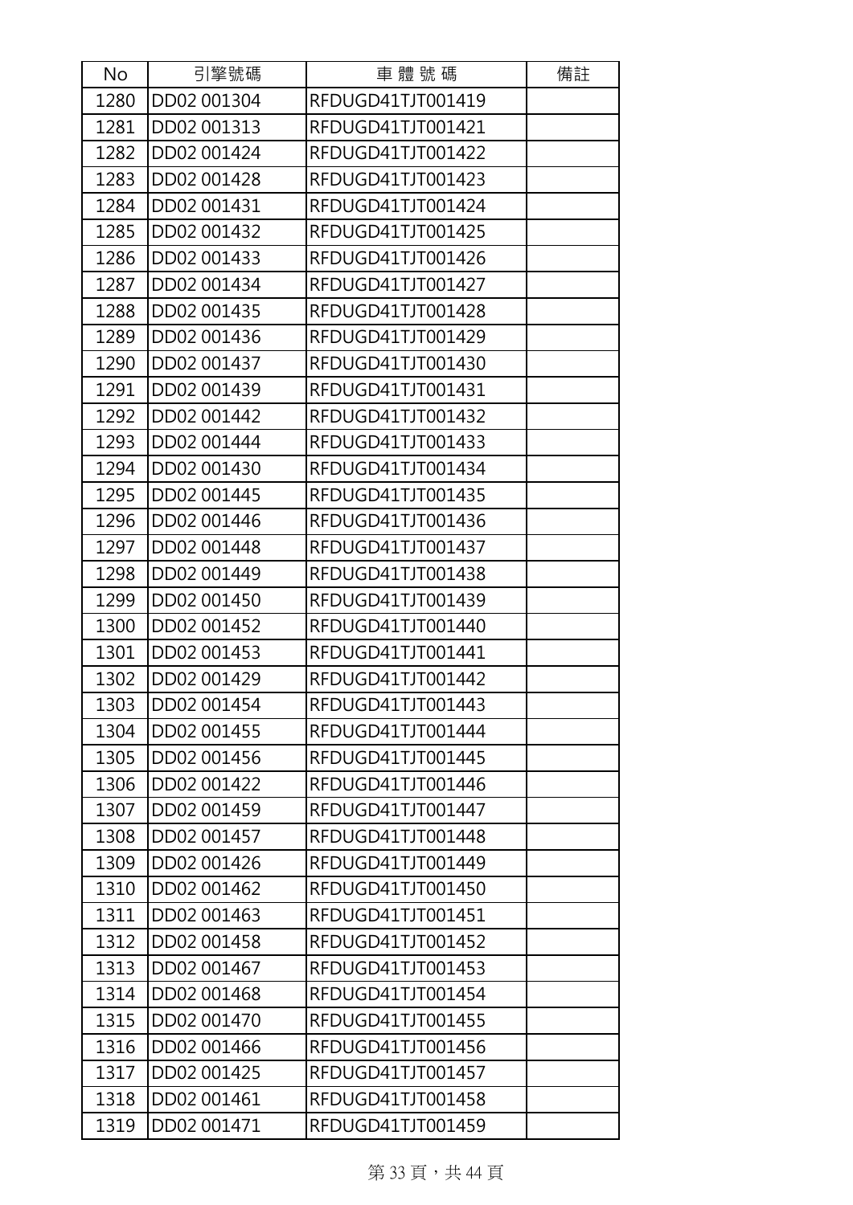| No | 引擎號碼 | 車 體 號 碼 | 備註 |
|---|---|---|---|
| 1280 | DD02 001304 | RFDUGD41TJT001419 | |
| 1281 | DD02 001313 | RFDUGD41TJT001421 | |
| 1282 | DD02 001424 | RFDUGD41TJT001422 | |
| 1283 | DD02 001428 | RFDUGD41TJT001423 | |
| 1284 | DD02 001431 | RFDUGD41TJT001424 | |
| 1285 | DD02 001432 | RFDUGD41TJT001425 | |
| 1286 | DD02 001433 | RFDUGD41TJT001426 | |
| 1287 | DD02 001434 | RFDUGD41TJT001427 | |
| 1288 | DD02 001435 | RFDUGD41TJT001428 | |
| 1289 | DD02 001436 | RFDUGD41TJT001429 | |
| 1290 | DD02 001437 | RFDUGD41TJT001430 | |
| 1291 | DD02 001439 | RFDUGD41TJT001431 | |
| 1292 | DD02 001442 | RFDUGD41TJT001432 | |
| 1293 | DD02 001444 | RFDUGD41TJT001433 | |
| 1294 | DD02 001430 | RFDUGD41TJT001434 | |
| 1295 | DD02 001445 | RFDUGD41TJT001435 | |
| 1296 | DD02 001446 | RFDUGD41TJT001436 | |
| 1297 | DD02 001448 | RFDUGD41TJT001437 | |
| 1298 | DD02 001449 | RFDUGD41TJT001438 | |
| 1299 | DD02 001450 | RFDUGD41TJT001439 | |
| 1300 | DD02 001452 | RFDUGD41TJT001440 | |
| 1301 | DD02 001453 | RFDUGD41TJT001441 | |
| 1302 | DD02 001429 | RFDUGD41TJT001442 | |
| 1303 | DD02 001454 | RFDUGD41TJT001443 | |
| 1304 | DD02 001455 | RFDUGD41TJT001444 | |
| 1305 | DD02 001456 | RFDUGD41TJT001445 | |
| 1306 | DD02 001422 | RFDUGD41TJT001446 | |
| 1307 | DD02 001459 | RFDUGD41TJT001447 | |
| 1308 | DD02 001457 | RFDUGD41TJT001448 | |
| 1309 | DD02 001426 | RFDUGD41TJT001449 | |
| 1310 | DD02 001462 | RFDUGD41TJT001450 | |
| 1311 | DD02 001463 | RFDUGD41TJT001451 | |
| 1312 | DD02 001458 | RFDUGD41TJT001452 | |
| 1313 | DD02 001467 | RFDUGD41TJT001453 | |
| 1314 | DD02 001468 | RFDUGD41TJT001454 | |
| 1315 | DD02 001470 | RFDUGD41TJT001455 | |
| 1316 | DD02 001466 | RFDUGD41TJT001456 | |
| 1317 | DD02 001425 | RFDUGD41TJT001457 | |
| 1318 | DD02 001461 | RFDUGD41TJT001458 | |
| 1319 | DD02 001471 | RFDUGD41TJT001459 | |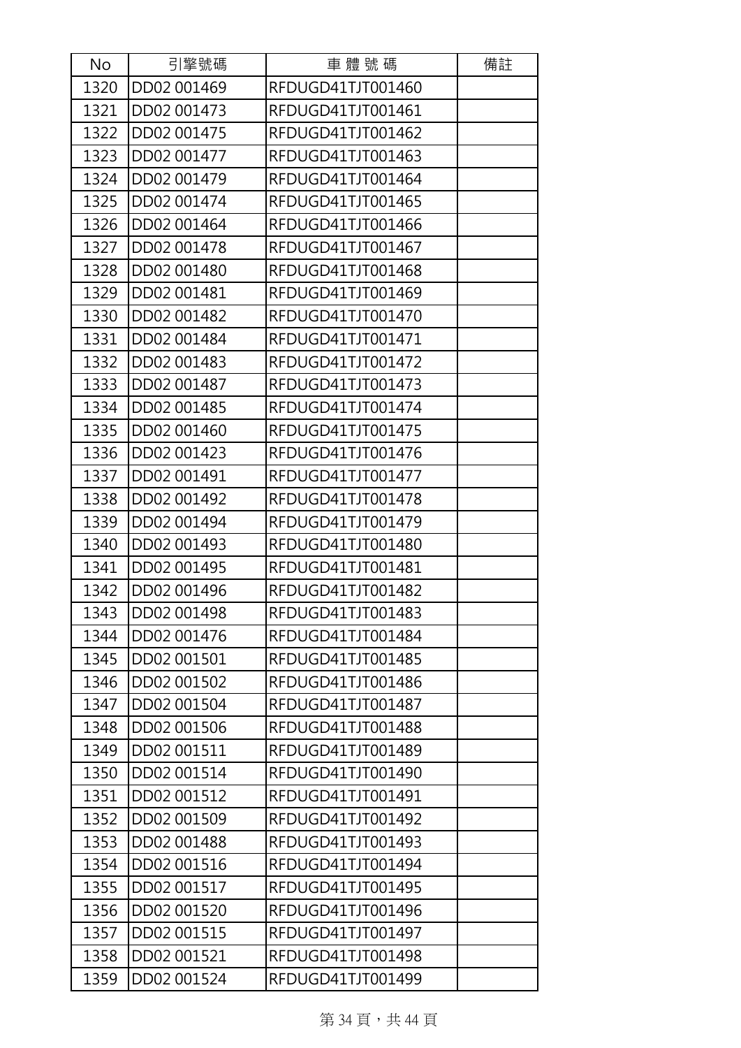| No | 引擎號碼 | 車 體 號 碼 | 備註 |
|---|---|---|---|
| 1320 | DD02 001469 | RFDUGD41TJT001460 | |
| 1321 | DD02 001473 | RFDUGD41TJT001461 | |
| 1322 | DD02 001475 | RFDUGD41TJT001462 | |
| 1323 | DD02 001477 | RFDUGD41TJT001463 | |
| 1324 | DD02 001479 | RFDUGD41TJT001464 | |
| 1325 | DD02 001474 | RFDUGD41TJT001465 | |
| 1326 | DD02 001464 | RFDUGD41TJT001466 | |
| 1327 | DD02 001478 | RFDUGD41TJT001467 | |
| 1328 | DD02 001480 | RFDUGD41TJT001468 | |
| 1329 | DD02 001481 | RFDUGD41TJT001469 | |
| 1330 | DD02 001482 | RFDUGD41TJT001470 | |
| 1331 | DD02 001484 | RFDUGD41TJT001471 | |
| 1332 | DD02 001483 | RFDUGD41TJT001472 | |
| 1333 | DD02 001487 | RFDUGD41TJT001473 | |
| 1334 | DD02 001485 | RFDUGD41TJT001474 | |
| 1335 | DD02 001460 | RFDUGD41TJT001475 | |
| 1336 | DD02 001423 | RFDUGD41TJT001476 | |
| 1337 | DD02 001491 | RFDUGD41TJT001477 | |
| 1338 | DD02 001492 | RFDUGD41TJT001478 | |
| 1339 | DD02 001494 | RFDUGD41TJT001479 | |
| 1340 | DD02 001493 | RFDUGD41TJT001480 | |
| 1341 | DD02 001495 | RFDUGD41TJT001481 | |
| 1342 | DD02 001496 | RFDUGD41TJT001482 | |
| 1343 | DD02 001498 | RFDUGD41TJT001483 | |
| 1344 | DD02 001476 | RFDUGD41TJT001484 | |
| 1345 | DD02 001501 | RFDUGD41TJT001485 | |
| 1346 | DD02 001502 | RFDUGD41TJT001486 | |
| 1347 | DD02 001504 | RFDUGD41TJT001487 | |
| 1348 | DD02 001506 | RFDUGD41TJT001488 | |
| 1349 | DD02 001511 | RFDUGD41TJT001489 | |
| 1350 | DD02 001514 | RFDUGD41TJT001490 | |
| 1351 | DD02 001512 | RFDUGD41TJT001491 | |
| 1352 | DD02 001509 | RFDUGD41TJT001492 | |
| 1353 | DD02 001488 | RFDUGD41TJT001493 | |
| 1354 | DD02 001516 | RFDUGD41TJT001494 | |
| 1355 | DD02 001517 | RFDUGD41TJT001495 | |
| 1356 | DD02 001520 | RFDUGD41TJT001496 | |
| 1357 | DD02 001515 | RFDUGD41TJT001497 | |
| 1358 | DD02 001521 | RFDUGD41TJT001498 | |
| 1359 | DD02 001524 | RFDUGD41TJT001499 | |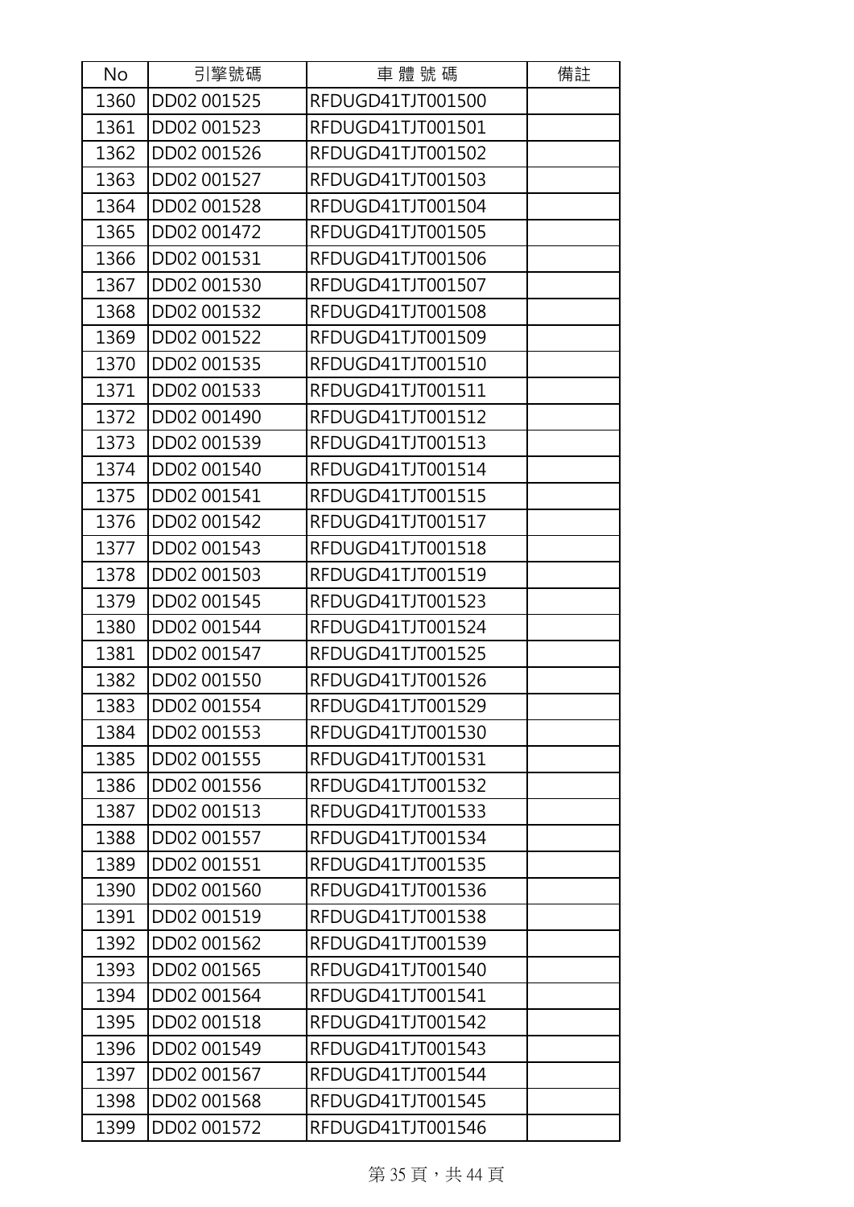| No | 引擎號碼 | 車 體 號 碼 | 備註 |
|---|---|---|---|
| 1360 | DD02 001525 | RFDUGD41TJT001500 | |
| 1361 | DD02 001523 | RFDUGD41TJT001501 | |
| 1362 | DD02 001526 | RFDUGD41TJT001502 | |
| 1363 | DD02 001527 | RFDUGD41TJT001503 | |
| 1364 | DD02 001528 | RFDUGD41TJT001504 | |
| 1365 | DD02 001472 | RFDUGD41TJT001505 | |
| 1366 | DD02 001531 | RFDUGD41TJT001506 | |
| 1367 | DD02 001530 | RFDUGD41TJT001507 | |
| 1368 | DD02 001532 | RFDUGD41TJT001508 | |
| 1369 | DD02 001522 | RFDUGD41TJT001509 | |
| 1370 | DD02 001535 | RFDUGD41TJT001510 | |
| 1371 | DD02 001533 | RFDUGD41TJT001511 | |
| 1372 | DD02 001490 | RFDUGD41TJT001512 | |
| 1373 | DD02 001539 | RFDUGD41TJT001513 | |
| 1374 | DD02 001540 | RFDUGD41TJT001514 | |
| 1375 | DD02 001541 | RFDUGD41TJT001515 | |
| 1376 | DD02 001542 | RFDUGD41TJT001517 | |
| 1377 | DD02 001543 | RFDUGD41TJT001518 | |
| 1378 | DD02 001503 | RFDUGD41TJT001519 | |
| 1379 | DD02 001545 | RFDUGD41TJT001523 | |
| 1380 | DD02 001544 | RFDUGD41TJT001524 | |
| 1381 | DD02 001547 | RFDUGD41TJT001525 | |
| 1382 | DD02 001550 | RFDUGD41TJT001526 | |
| 1383 | DD02 001554 | RFDUGD41TJT001529 | |
| 1384 | DD02 001553 | RFDUGD41TJT001530 | |
| 1385 | DD02 001555 | RFDUGD41TJT001531 | |
| 1386 | DD02 001556 | RFDUGD41TJT001532 | |
| 1387 | DD02 001513 | RFDUGD41TJT001533 | |
| 1388 | DD02 001557 | RFDUGD41TJT001534 | |
| 1389 | DD02 001551 | RFDUGD41TJT001535 | |
| 1390 | DD02 001560 | RFDUGD41TJT001536 | |
| 1391 | DD02 001519 | RFDUGD41TJT001538 | |
| 1392 | DD02 001562 | RFDUGD41TJT001539 | |
| 1393 | DD02 001565 | RFDUGD41TJT001540 | |
| 1394 | DD02 001564 | RFDUGD41TJT001541 | |
| 1395 | DD02 001518 | RFDUGD41TJT001542 | |
| 1396 | DD02 001549 | RFDUGD41TJT001543 | |
| 1397 | DD02 001567 | RFDUGD41TJT001544 | |
| 1398 | DD02 001568 | RFDUGD41TJT001545 | |
| 1399 | DD02 001572 | RFDUGD41TJT001546 | |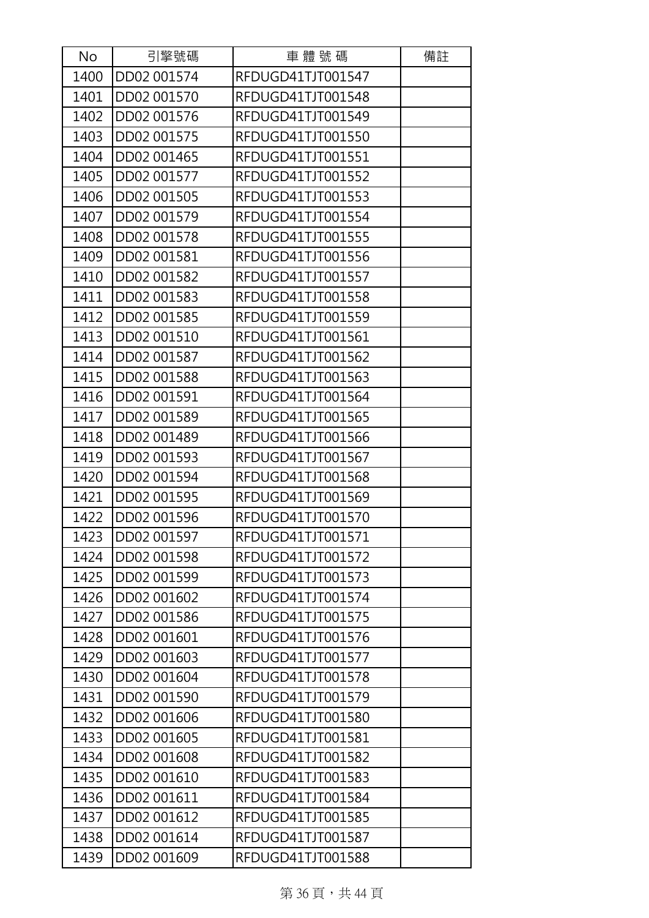| No | 引擎號碼 | 車 體 號 碼 | 備註 |
|---|---|---|---|
| 1400 | DD02 001574 | RFDUGD41TJT001547 | |
| 1401 | DD02 001570 | RFDUGD41TJT001548 | |
| 1402 | DD02 001576 | RFDUGD41TJT001549 | |
| 1403 | DD02 001575 | RFDUGD41TJT001550 | |
| 1404 | DD02 001465 | RFDUGD41TJT001551 | |
| 1405 | DD02 001577 | RFDUGD41TJT001552 | |
| 1406 | DD02 001505 | RFDUGD41TJT001553 | |
| 1407 | DD02 001579 | RFDUGD41TJT001554 | |
| 1408 | DD02 001578 | RFDUGD41TJT001555 | |
| 1409 | DD02 001581 | RFDUGD41TJT001556 | |
| 1410 | DD02 001582 | RFDUGD41TJT001557 | |
| 1411 | DD02 001583 | RFDUGD41TJT001558 | |
| 1412 | DD02 001585 | RFDUGD41TJT001559 | |
| 1413 | DD02 001510 | RFDUGD41TJT001561 | |
| 1414 | DD02 001587 | RFDUGD41TJT001562 | |
| 1415 | DD02 001588 | RFDUGD41TJT001563 | |
| 1416 | DD02 001591 | RFDUGD41TJT001564 | |
| 1417 | DD02 001589 | RFDUGD41TJT001565 | |
| 1418 | DD02 001489 | RFDUGD41TJT001566 | |
| 1419 | DD02 001593 | RFDUGD41TJT001567 | |
| 1420 | DD02 001594 | RFDUGD41TJT001568 | |
| 1421 | DD02 001595 | RFDUGD41TJT001569 | |
| 1422 | DD02 001596 | RFDUGD41TJT001570 | |
| 1423 | DD02 001597 | RFDUGD41TJT001571 | |
| 1424 | DD02 001598 | RFDUGD41TJT001572 | |
| 1425 | DD02 001599 | RFDUGD41TJT001573 | |
| 1426 | DD02 001602 | RFDUGD41TJT001574 | |
| 1427 | DD02 001586 | RFDUGD41TJT001575 | |
| 1428 | DD02 001601 | RFDUGD41TJT001576 | |
| 1429 | DD02 001603 | RFDUGD41TJT001577 | |
| 1430 | DD02 001604 | RFDUGD41TJT001578 | |
| 1431 | DD02 001590 | RFDUGD41TJT001579 | |
| 1432 | DD02 001606 | RFDUGD41TJT001580 | |
| 1433 | DD02 001605 | RFDUGD41TJT001581 | |
| 1434 | DD02 001608 | RFDUGD41TJT001582 | |
| 1435 | DD02 001610 | RFDUGD41TJT001583 | |
| 1436 | DD02 001611 | RFDUGD41TJT001584 | |
| 1437 | DD02 001612 | RFDUGD41TJT001585 | |
| 1438 | DD02 001614 | RFDUGD41TJT001587 | |
| 1439 | DD02 001609 | RFDUGD41TJT001588 | |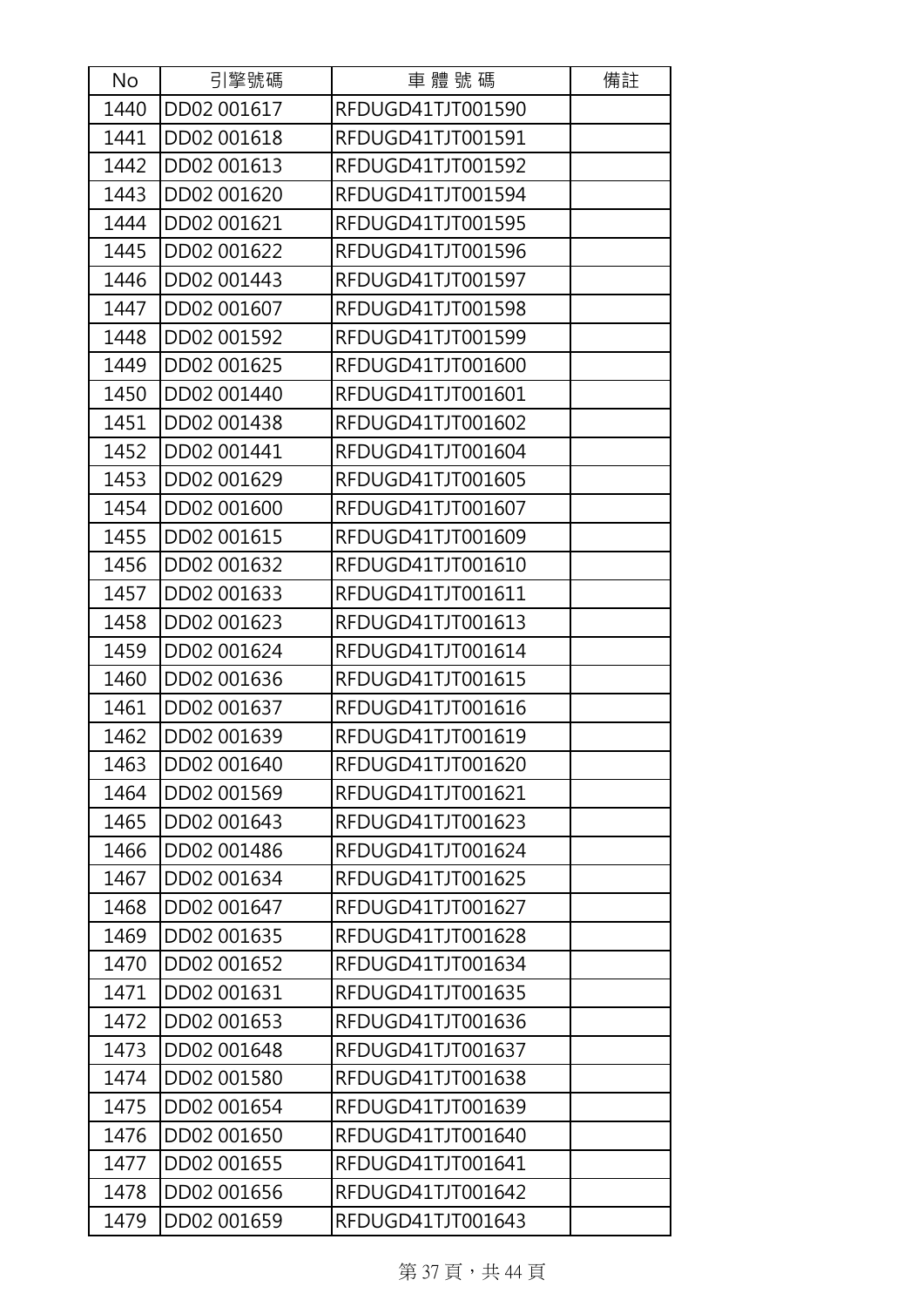| No | 引擎號碼 | 車 體 號 碼 | 備註 |
|---|---|---|---|
| 1440 | DD02 001617 | RFDUGD41TJT001590 | |
| 1441 | DD02 001618 | RFDUGD41TJT001591 | |
| 1442 | DD02 001613 | RFDUGD41TJT001592 | |
| 1443 | DD02 001620 | RFDUGD41TJT001594 | |
| 1444 | DD02 001621 | RFDUGD41TJT001595 | |
| 1445 | DD02 001622 | RFDUGD41TJT001596 | |
| 1446 | DD02 001443 | RFDUGD41TJT001597 | |
| 1447 | DD02 001607 | RFDUGD41TJT001598 | |
| 1448 | DD02 001592 | RFDUGD41TJT001599 | |
| 1449 | DD02 001625 | RFDUGD41TJT001600 | |
| 1450 | DD02 001440 | RFDUGD41TJT001601 | |
| 1451 | DD02 001438 | RFDUGD41TJT001602 | |
| 1452 | DD02 001441 | RFDUGD41TJT001604 | |
| 1453 | DD02 001629 | RFDUGD41TJT001605 | |
| 1454 | DD02 001600 | RFDUGD41TJT001607 | |
| 1455 | DD02 001615 | RFDUGD41TJT001609 | |
| 1456 | DD02 001632 | RFDUGD41TJT001610 | |
| 1457 | DD02 001633 | RFDUGD41TJT001611 | |
| 1458 | DD02 001623 | RFDUGD41TJT001613 | |
| 1459 | DD02 001624 | RFDUGD41TJT001614 | |
| 1460 | DD02 001636 | RFDUGD41TJT001615 | |
| 1461 | DD02 001637 | RFDUGD41TJT001616 | |
| 1462 | DD02 001639 | RFDUGD41TJT001619 | |
| 1463 | DD02 001640 | RFDUGD41TJT001620 | |
| 1464 | DD02 001569 | RFDUGD41TJT001621 | |
| 1465 | DD02 001643 | RFDUGD41TJT001623 | |
| 1466 | DD02 001486 | RFDUGD41TJT001624 | |
| 1467 | DD02 001634 | RFDUGD41TJT001625 | |
| 1468 | DD02 001647 | RFDUGD41TJT001627 | |
| 1469 | DD02 001635 | RFDUGD41TJT001628 | |
| 1470 | DD02 001652 | RFDUGD41TJT001634 | |
| 1471 | DD02 001631 | RFDUGD41TJT001635 | |
| 1472 | DD02 001653 | RFDUGD41TJT001636 | |
| 1473 | DD02 001648 | RFDUGD41TJT001637 | |
| 1474 | DD02 001580 | RFDUGD41TJT001638 | |
| 1475 | DD02 001654 | RFDUGD41TJT001639 | |
| 1476 | DD02 001650 | RFDUGD41TJT001640 | |
| 1477 | DD02 001655 | RFDUGD41TJT001641 | |
| 1478 | DD02 001656 | RFDUGD41TJT001642 | |
| 1479 | DD02 001659 | RFDUGD41TJT001643 | |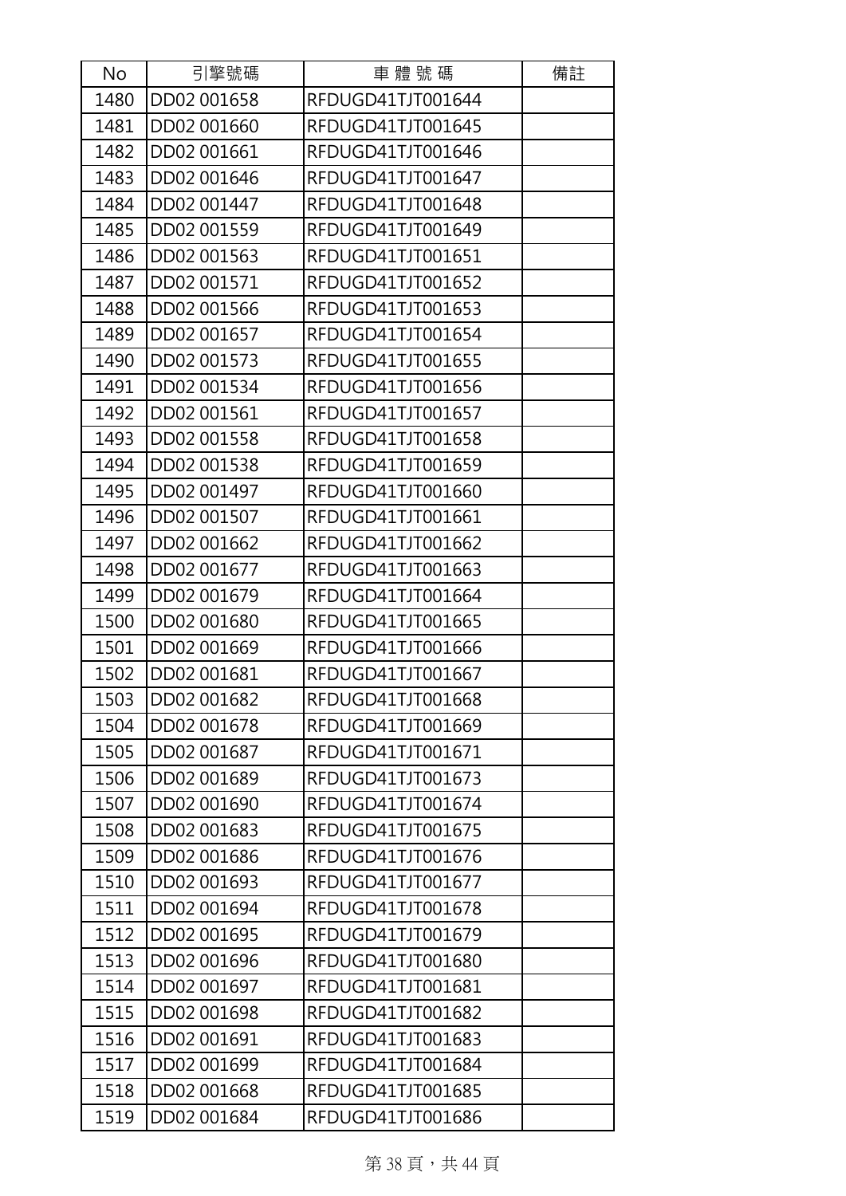| No | 引擎號碼 | 車 體 號 碼 | 備註 |
|---|---|---|---|
| 1480 | DD02 001658 | RFDUGD41TJT001644 | |
| 1481 | DD02 001660 | RFDUGD41TJT001645 | |
| 1482 | DD02 001661 | RFDUGD41TJT001646 | |
| 1483 | DD02 001646 | RFDUGD41TJT001647 | |
| 1484 | DD02 001447 | RFDUGD41TJT001648 | |
| 1485 | DD02 001559 | RFDUGD41TJT001649 | |
| 1486 | DD02 001563 | RFDUGD41TJT001651 | |
| 1487 | DD02 001571 | RFDUGD41TJT001652 | |
| 1488 | DD02 001566 | RFDUGD41TJT001653 | |
| 1489 | DD02 001657 | RFDUGD41TJT001654 | |
| 1490 | DD02 001573 | RFDUGD41TJT001655 | |
| 1491 | DD02 001534 | RFDUGD41TJT001656 | |
| 1492 | DD02 001561 | RFDUGD41TJT001657 | |
| 1493 | DD02 001558 | RFDUGD41TJT001658 | |
| 1494 | DD02 001538 | RFDUGD41TJT001659 | |
| 1495 | DD02 001497 | RFDUGD41TJT001660 | |
| 1496 | DD02 001507 | RFDUGD41TJT001661 | |
| 1497 | DD02 001662 | RFDUGD41TJT001662 | |
| 1498 | DD02 001677 | RFDUGD41TJT001663 | |
| 1499 | DD02 001679 | RFDUGD41TJT001664 | |
| 1500 | DD02 001680 | RFDUGD41TJT001665 | |
| 1501 | DD02 001669 | RFDUGD41TJT001666 | |
| 1502 | DD02 001681 | RFDUGD41TJT001667 | |
| 1503 | DD02 001682 | RFDUGD41TJT001668 | |
| 1504 | DD02 001678 | RFDUGD41TJT001669 | |
| 1505 | DD02 001687 | RFDUGD41TJT001671 | |
| 1506 | DD02 001689 | RFDUGD41TJT001673 | |
| 1507 | DD02 001690 | RFDUGD41TJT001674 | |
| 1508 | DD02 001683 | RFDUGD41TJT001675 | |
| 1509 | DD02 001686 | RFDUGD41TJT001676 | |
| 1510 | DD02 001693 | RFDUGD41TJT001677 | |
| 1511 | DD02 001694 | RFDUGD41TJT001678 | |
| 1512 | DD02 001695 | RFDUGD41TJT001679 | |
| 1513 | DD02 001696 | RFDUGD41TJT001680 | |
| 1514 | DD02 001697 | RFDUGD41TJT001681 | |
| 1515 | DD02 001698 | RFDUGD41TJT001682 | |
| 1516 | DD02 001691 | RFDUGD41TJT001683 | |
| 1517 | DD02 001699 | RFDUGD41TJT001684 | |
| 1518 | DD02 001668 | RFDUGD41TJT001685 | |
| 1519 | DD02 001684 | RFDUGD41TJT001686 | |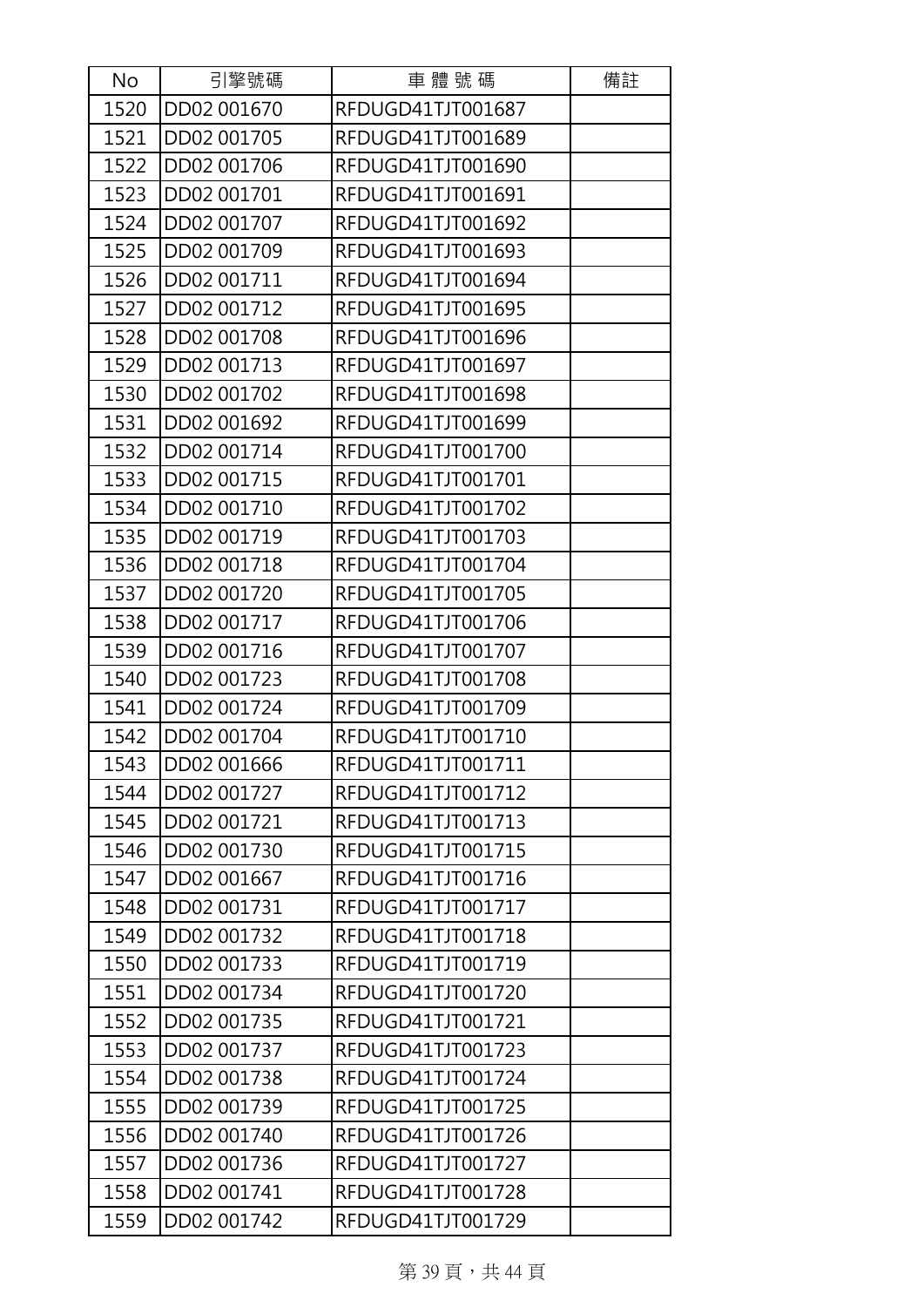| No | 引擎號碼 | 車 體 號 碼 | 備註 |
|---|---|---|---|
| 1520 | DD02 001670 | RFDUGD41TJT001687 | |
| 1521 | DD02 001705 | RFDUGD41TJT001689 | |
| 1522 | DD02 001706 | RFDUGD41TJT001690 | |
| 1523 | DD02 001701 | RFDUGD41TJT001691 | |
| 1524 | DD02 001707 | RFDUGD41TJT001692 | |
| 1525 | DD02 001709 | RFDUGD41TJT001693 | |
| 1526 | DD02 001711 | RFDUGD41TJT001694 | |
| 1527 | DD02 001712 | RFDUGD41TJT001695 | |
| 1528 | DD02 001708 | RFDUGD41TJT001696 | |
| 1529 | DD02 001713 | RFDUGD41TJT001697 | |
| 1530 | DD02 001702 | RFDUGD41TJT001698 | |
| 1531 | DD02 001692 | RFDUGD41TJT001699 | |
| 1532 | DD02 001714 | RFDUGD41TJT001700 | |
| 1533 | DD02 001715 | RFDUGD41TJT001701 | |
| 1534 | DD02 001710 | RFDUGD41TJT001702 | |
| 1535 | DD02 001719 | RFDUGD41TJT001703 | |
| 1536 | DD02 001718 | RFDUGD41TJT001704 | |
| 1537 | DD02 001720 | RFDUGD41TJT001705 | |
| 1538 | DD02 001717 | RFDUGD41TJT001706 | |
| 1539 | DD02 001716 | RFDUGD41TJT001707 | |
| 1540 | DD02 001723 | RFDUGD41TJT001708 | |
| 1541 | DD02 001724 | RFDUGD41TJT001709 | |
| 1542 | DD02 001704 | RFDUGD41TJT001710 | |
| 1543 | DD02 001666 | RFDUGD41TJT001711 | |
| 1544 | DD02 001727 | RFDUGD41TJT001712 | |
| 1545 | DD02 001721 | RFDUGD41TJT001713 | |
| 1546 | DD02 001730 | RFDUGD41TJT001715 | |
| 1547 | DD02 001667 | RFDUGD41TJT001716 | |
| 1548 | DD02 001731 | RFDUGD41TJT001717 | |
| 1549 | DD02 001732 | RFDUGD41TJT001718 | |
| 1550 | DD02 001733 | RFDUGD41TJT001719 | |
| 1551 | DD02 001734 | RFDUGD41TJT001720 | |
| 1552 | DD02 001735 | RFDUGD41TJT001721 | |
| 1553 | DD02 001737 | RFDUGD41TJT001723 | |
| 1554 | DD02 001738 | RFDUGD41TJT001724 | |
| 1555 | DD02 001739 | RFDUGD41TJT001725 | |
| 1556 | DD02 001740 | RFDUGD41TJT001726 | |
| 1557 | DD02 001736 | RFDUGD41TJT001727 | |
| 1558 | DD02 001741 | RFDUGD41TJT001728 | |
| 1559 | DD02 001742 | RFDUGD41TJT001729 | |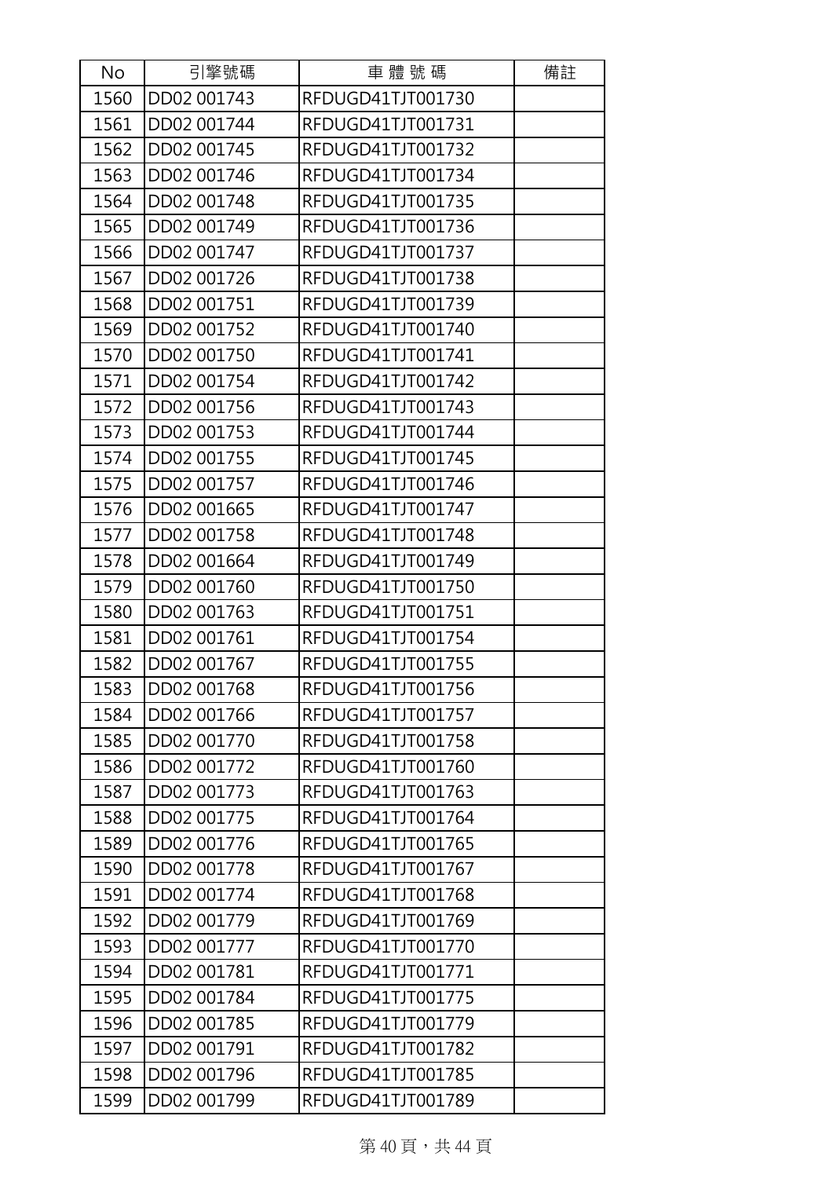| No | 引擎號碼 | 車體號碼 | 備註 |
|---|---|---|---|
| 1560 | DD02 001743 | RFDUGD41TJT001730 | |
| 1561 | DD02 001744 | RFDUGD41TJT001731 | |
| 1562 | DD02 001745 | RFDUGD41TJT001732 | |
| 1563 | DD02 001746 | RFDUGD41TJT001734 | |
| 1564 | DD02 001748 | RFDUGD41TJT001735 | |
| 1565 | DD02 001749 | RFDUGD41TJT001736 | |
| 1566 | DD02 001747 | RFDUGD41TJT001737 | |
| 1567 | DD02 001726 | RFDUGD41TJT001738 | |
| 1568 | DD02 001751 | RFDUGD41TJT001739 | |
| 1569 | DD02 001752 | RFDUGD41TJT001740 | |
| 1570 | DD02 001750 | RFDUGD41TJT001741 | |
| 1571 | DD02 001754 | RFDUGD41TJT001742 | |
| 1572 | DD02 001756 | RFDUGD41TJT001743 | |
| 1573 | DD02 001753 | RFDUGD41TJT001744 | |
| 1574 | DD02 001755 | RFDUGD41TJT001745 | |
| 1575 | DD02 001757 | RFDUGD41TJT001746 | |
| 1576 | DD02 001665 | RFDUGD41TJT001747 | |
| 1577 | DD02 001758 | RFDUGD41TJT001748 | |
| 1578 | DD02 001664 | RFDUGD41TJT001749 | |
| 1579 | DD02 001760 | RFDUGD41TJT001750 | |
| 1580 | DD02 001763 | RFDUGD41TJT001751 | |
| 1581 | DD02 001761 | RFDUGD41TJT001754 | |
| 1582 | DD02 001767 | RFDUGD41TJT001755 | |
| 1583 | DD02 001768 | RFDUGD41TJT001756 | |
| 1584 | DD02 001766 | RFDUGD41TJT001757 | |
| 1585 | DD02 001770 | RFDUGD41TJT001758 | |
| 1586 | DD02 001772 | RFDUGD41TJT001760 | |
| 1587 | DD02 001773 | RFDUGD41TJT001763 | |
| 1588 | DD02 001775 | RFDUGD41TJT001764 | |
| 1589 | DD02 001776 | RFDUGD41TJT001765 | |
| 1590 | DD02 001778 | RFDUGD41TJT001767 | |
| 1591 | DD02 001774 | RFDUGD41TJT001768 | |
| 1592 | DD02 001779 | RFDUGD41TJT001769 | |
| 1593 | DD02 001777 | RFDUGD41TJT001770 | |
| 1594 | DD02 001781 | RFDUGD41TJT001771 | |
| 1595 | DD02 001784 | RFDUGD41TJT001775 | |
| 1596 | DD02 001785 | RFDUGD41TJT001779 | |
| 1597 | DD02 001791 | RFDUGD41TJT001782 | |
| 1598 | DD02 001796 | RFDUGD41TJT001785 | |
| 1599 | DD02 001799 | RFDUGD41TJT001789 | |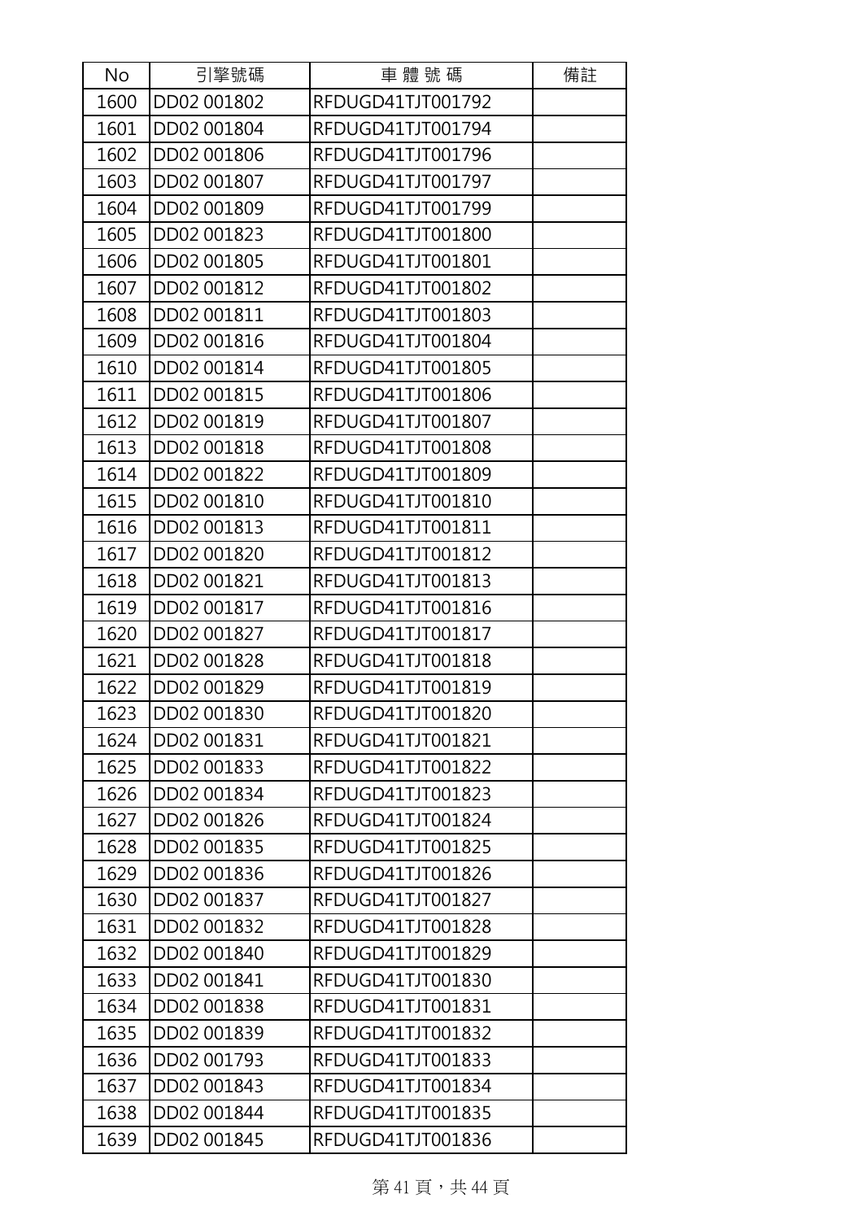| No | 引擎號碼 | 車 體 號 碼 | 備註 |
|---|---|---|---|
| 1600 | DD02 001802 | RFDUGD41TJT001792 | |
| 1601 | DD02 001804 | RFDUGD41TJT001794 | |
| 1602 | DD02 001806 | RFDUGD41TJT001796 | |
| 1603 | DD02 001807 | RFDUGD41TJT001797 | |
| 1604 | DD02 001809 | RFDUGD41TJT001799 | |
| 1605 | DD02 001823 | RFDUGD41TJT001800 | |
| 1606 | DD02 001805 | RFDUGD41TJT001801 | |
| 1607 | DD02 001812 | RFDUGD41TJT001802 | |
| 1608 | DD02 001811 | RFDUGD41TJT001803 | |
| 1609 | DD02 001816 | RFDUGD41TJT001804 | |
| 1610 | DD02 001814 | RFDUGD41TJT001805 | |
| 1611 | DD02 001815 | RFDUGD41TJT001806 | |
| 1612 | DD02 001819 | RFDUGD41TJT001807 | |
| 1613 | DD02 001818 | RFDUGD41TJT001808 | |
| 1614 | DD02 001822 | RFDUGD41TJT001809 | |
| 1615 | DD02 001810 | RFDUGD41TJT001810 | |
| 1616 | DD02 001813 | RFDUGD41TJT001811 | |
| 1617 | DD02 001820 | RFDUGD41TJT001812 | |
| 1618 | DD02 001821 | RFDUGD41TJT001813 | |
| 1619 | DD02 001817 | RFDUGD41TJT001816 | |
| 1620 | DD02 001827 | RFDUGD41TJT001817 | |
| 1621 | DD02 001828 | RFDUGD41TJT001818 | |
| 1622 | DD02 001829 | RFDUGD41TJT001819 | |
| 1623 | DD02 001830 | RFDUGD41TJT001820 | |
| 1624 | DD02 001831 | RFDUGD41TJT001821 | |
| 1625 | DD02 001833 | RFDUGD41TJT001822 | |
| 1626 | DD02 001834 | RFDUGD41TJT001823 | |
| 1627 | DD02 001826 | RFDUGD41TJT001824 | |
| 1628 | DD02 001835 | RFDUGD41TJT001825 | |
| 1629 | DD02 001836 | RFDUGD41TJT001826 | |
| 1630 | DD02 001837 | RFDUGD41TJT001827 | |
| 1631 | DD02 001832 | RFDUGD41TJT001828 | |
| 1632 | DD02 001840 | RFDUGD41TJT001829 | |
| 1633 | DD02 001841 | RFDUGD41TJT001830 | |
| 1634 | DD02 001838 | RFDUGD41TJT001831 | |
| 1635 | DD02 001839 | RFDUGD41TJT001832 | |
| 1636 | DD02 001793 | RFDUGD41TJT001833 | |
| 1637 | DD02 001843 | RFDUGD41TJT001834 | |
| 1638 | DD02 001844 | RFDUGD41TJT001835 | |
| 1639 | DD02 001845 | RFDUGD41TJT001836 | |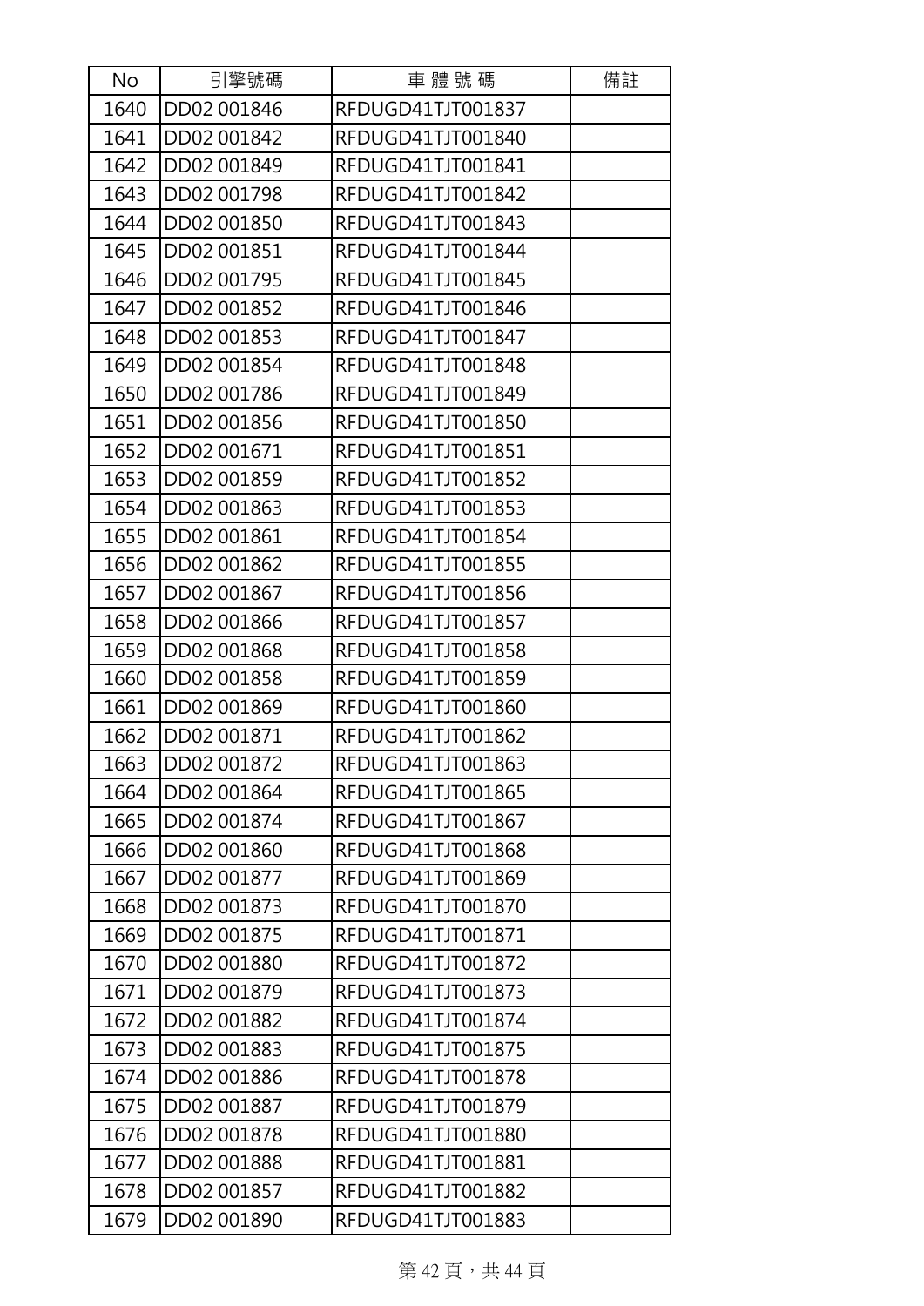| No | 引擎號碼 | 車 體 號 碼 | 備註 |
|---|---|---|---|
| 1640 | DD02 001846 | RFDUGD41TJT001837 | |
| 1641 | DD02 001842 | RFDUGD41TJT001840 | |
| 1642 | DD02 001849 | RFDUGD41TJT001841 | |
| 1643 | DD02 001798 | RFDUGD41TJT001842 | |
| 1644 | DD02 001850 | RFDUGD41TJT001843 | |
| 1645 | DD02 001851 | RFDUGD41TJT001844 | |
| 1646 | DD02 001795 | RFDUGD41TJT001845 | |
| 1647 | DD02 001852 | RFDUGD41TJT001846 | |
| 1648 | DD02 001853 | RFDUGD41TJT001847 | |
| 1649 | DD02 001854 | RFDUGD41TJT001848 | |
| 1650 | DD02 001786 | RFDUGD41TJT001849 | |
| 1651 | DD02 001856 | RFDUGD41TJT001850 | |
| 1652 | DD02 001671 | RFDUGD41TJT001851 | |
| 1653 | DD02 001859 | RFDUGD41TJT001852 | |
| 1654 | DD02 001863 | RFDUGD41TJT001853 | |
| 1655 | DD02 001861 | RFDUGD41TJT001854 | |
| 1656 | DD02 001862 | RFDUGD41TJT001855 | |
| 1657 | DD02 001867 | RFDUGD41TJT001856 | |
| 1658 | DD02 001866 | RFDUGD41TJT001857 | |
| 1659 | DD02 001868 | RFDUGD41TJT001858 | |
| 1660 | DD02 001858 | RFDUGD41TJT001859 | |
| 1661 | DD02 001869 | RFDUGD41TJT001860 | |
| 1662 | DD02 001871 | RFDUGD41TJT001862 | |
| 1663 | DD02 001872 | RFDUGD41TJT001863 | |
| 1664 | DD02 001864 | RFDUGD41TJT001865 | |
| 1665 | DD02 001874 | RFDUGD41TJT001867 | |
| 1666 | DD02 001860 | RFDUGD41TJT001868 | |
| 1667 | DD02 001877 | RFDUGD41TJT001869 | |
| 1668 | DD02 001873 | RFDUGD41TJT001870 | |
| 1669 | DD02 001875 | RFDUGD41TJT001871 | |
| 1670 | DD02 001880 | RFDUGD41TJT001872 | |
| 1671 | DD02 001879 | RFDUGD41TJT001873 | |
| 1672 | DD02 001882 | RFDUGD41TJT001874 | |
| 1673 | DD02 001883 | RFDUGD41TJT001875 | |
| 1674 | DD02 001886 | RFDUGD41TJT001878 | |
| 1675 | DD02 001887 | RFDUGD41TJT001879 | |
| 1676 | DD02 001878 | RFDUGD41TJT001880 | |
| 1677 | DD02 001888 | RFDUGD41TJT001881 | |
| 1678 | DD02 001857 | RFDUGD41TJT001882 | |
| 1679 | DD02 001890 | RFDUGD41TJT001883 | |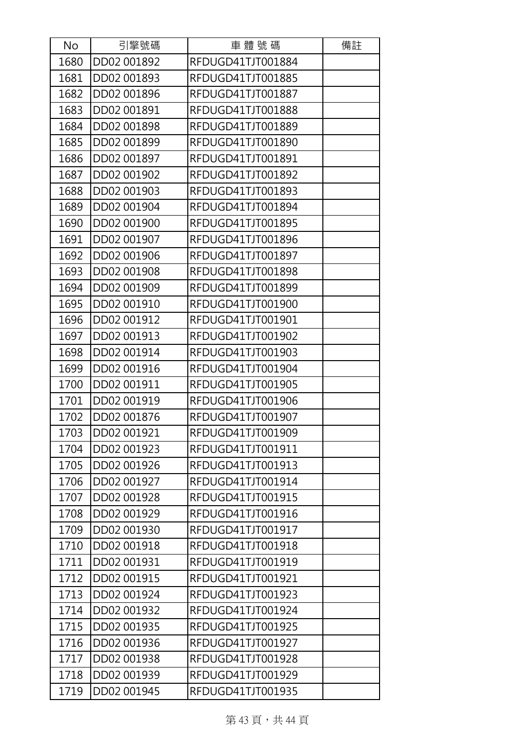| No | 引擎號碼 | 車 體 號 碼 | 備註 |
|---|---|---|---|
| 1680 | DD02 001892 | RFDUGD41TJT001884 | |
| 1681 | DD02 001893 | RFDUGD41TJT001885 | |
| 1682 | DD02 001896 | RFDUGD41TJT001887 | |
| 1683 | DD02 001891 | RFDUGD41TJT001888 | |
| 1684 | DD02 001898 | RFDUGD41TJT001889 | |
| 1685 | DD02 001899 | RFDUGD41TJT001890 | |
| 1686 | DD02 001897 | RFDUGD41TJT001891 | |
| 1687 | DD02 001902 | RFDUGD41TJT001892 | |
| 1688 | DD02 001903 | RFDUGD41TJT001893 | |
| 1689 | DD02 001904 | RFDUGD41TJT001894 | |
| 1690 | DD02 001900 | RFDUGD41TJT001895 | |
| 1691 | DD02 001907 | RFDUGD41TJT001896 | |
| 1692 | DD02 001906 | RFDUGD41TJT001897 | |
| 1693 | DD02 001908 | RFDUGD41TJT001898 | |
| 1694 | DD02 001909 | RFDUGD41TJT001899 | |
| 1695 | DD02 001910 | RFDUGD41TJT001900 | |
| 1696 | DD02 001912 | RFDUGD41TJT001901 | |
| 1697 | DD02 001913 | RFDUGD41TJT001902 | |
| 1698 | DD02 001914 | RFDUGD41TJT001903 | |
| 1699 | DD02 001916 | RFDUGD41TJT001904 | |
| 1700 | DD02 001911 | RFDUGD41TJT001905 | |
| 1701 | DD02 001919 | RFDUGD41TJT001906 | |
| 1702 | DD02 001876 | RFDUGD41TJT001907 | |
| 1703 | DD02 001921 | RFDUGD41TJT001909 | |
| 1704 | DD02 001923 | RFDUGD41TJT001911 | |
| 1705 | DD02 001926 | RFDUGD41TJT001913 | |
| 1706 | DD02 001927 | RFDUGD41TJT001914 | |
| 1707 | DD02 001928 | RFDUGD41TJT001915 | |
| 1708 | DD02 001929 | RFDUGD41TJT001916 | |
| 1709 | DD02 001930 | RFDUGD41TJT001917 | |
| 1710 | DD02 001918 | RFDUGD41TJT001918 | |
| 1711 | DD02 001931 | RFDUGD41TJT001919 | |
| 1712 | DD02 001915 | RFDUGD41TJT001921 | |
| 1713 | DD02 001924 | RFDUGD41TJT001923 | |
| 1714 | DD02 001932 | RFDUGD41TJT001924 | |
| 1715 | DD02 001935 | RFDUGD41TJT001925 | |
| 1716 | DD02 001936 | RFDUGD41TJT001927 | |
| 1717 | DD02 001938 | RFDUGD41TJT001928 | |
| 1718 | DD02 001939 | RFDUGD41TJT001929 | |
| 1719 | DD02 001945 | RFDUGD41TJT001935 | |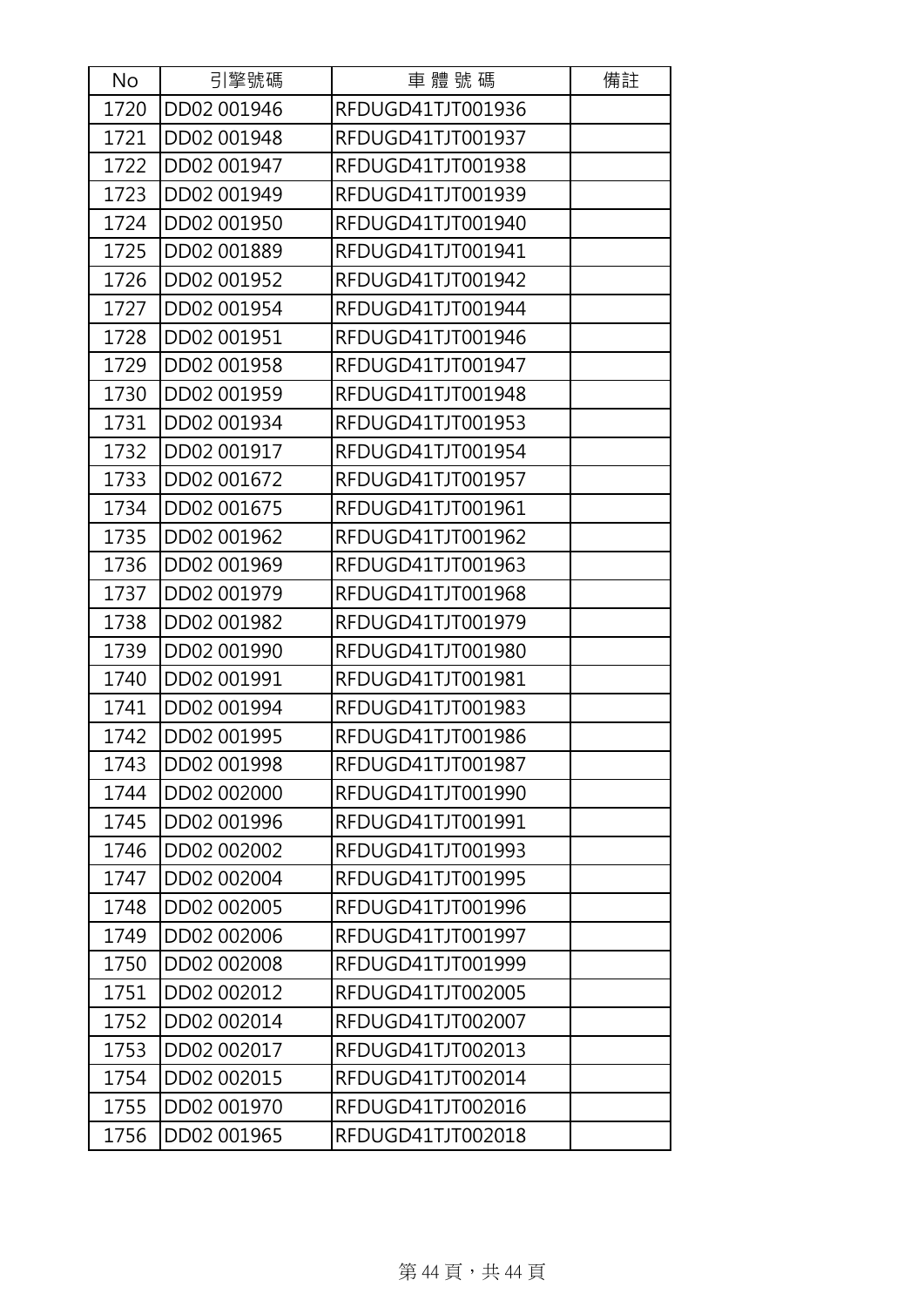| No | 引擎號碼 | 車 體 號 碼 | 備註 |
| --- | --- | --- | --- |
| 1720 | DD02 001946 | RFDUGD41TJT001936 | |
| 1721 | DD02 001948 | RFDUGD41TJT001937 | |
| 1722 | DD02 001947 | RFDUGD41TJT001938 | |
| 1723 | DD02 001949 | RFDUGD41TJT001939 | |
| 1724 | DD02 001950 | RFDUGD41TJT001940 | |
| 1725 | DD02 001889 | RFDUGD41TJT001941 | |
| 1726 | DD02 001952 | RFDUGD41TJT001942 | |
| 1727 | DD02 001954 | RFDUGD41TJT001944 | |
| 1728 | DD02 001951 | RFDUGD41TJT001946 | |
| 1729 | DD02 001958 | RFDUGD41TJT001947 | |
| 1730 | DD02 001959 | RFDUGD41TJT001948 | |
| 1731 | DD02 001934 | RFDUGD41TJT001953 | |
| 1732 | DD02 001917 | RFDUGD41TJT001954 | |
| 1733 | DD02 001672 | RFDUGD41TJT001957 | |
| 1734 | DD02 001675 | RFDUGD41TJT001961 | |
| 1735 | DD02 001962 | RFDUGD41TJT001962 | |
| 1736 | DD02 001969 | RFDUGD41TJT001963 | |
| 1737 | DD02 001979 | RFDUGD41TJT001968 | |
| 1738 | DD02 001982 | RFDUGD41TJT001979 | |
| 1739 | DD02 001990 | RFDUGD41TJT001980 | |
| 1740 | DD02 001991 | RFDUGD41TJT001981 | |
| 1741 | DD02 001994 | RFDUGD41TJT001983 | |
| 1742 | DD02 001995 | RFDUGD41TJT001986 | |
| 1743 | DD02 001998 | RFDUGD41TJT001987 | |
| 1744 | DD02 002000 | RFDUGD41TJT001990 | |
| 1745 | DD02 001996 | RFDUGD41TJT001991 | |
| 1746 | DD02 002002 | RFDUGD41TJT001993 | |
| 1747 | DD02 002004 | RFDUGD41TJT001995 | |
| 1748 | DD02 002005 | RFDUGD41TJT001996 | |
| 1749 | DD02 002006 | RFDUGD41TJT001997 | |
| 1750 | DD02 002008 | RFDUGD41TJT001999 | |
| 1751 | DD02 002012 | RFDUGD41TJT002005 | |
| 1752 | DD02 002014 | RFDUGD41TJT002007 | |
| 1753 | DD02 002017 | RFDUGD41TJT002013 | |
| 1754 | DD02 002015 | RFDUGD41TJT002014 | |
| 1755 | DD02 001970 | RFDUGD41TJT002016 | |
| 1756 | DD02 001965 | RFDUGD41TJT002018 | |